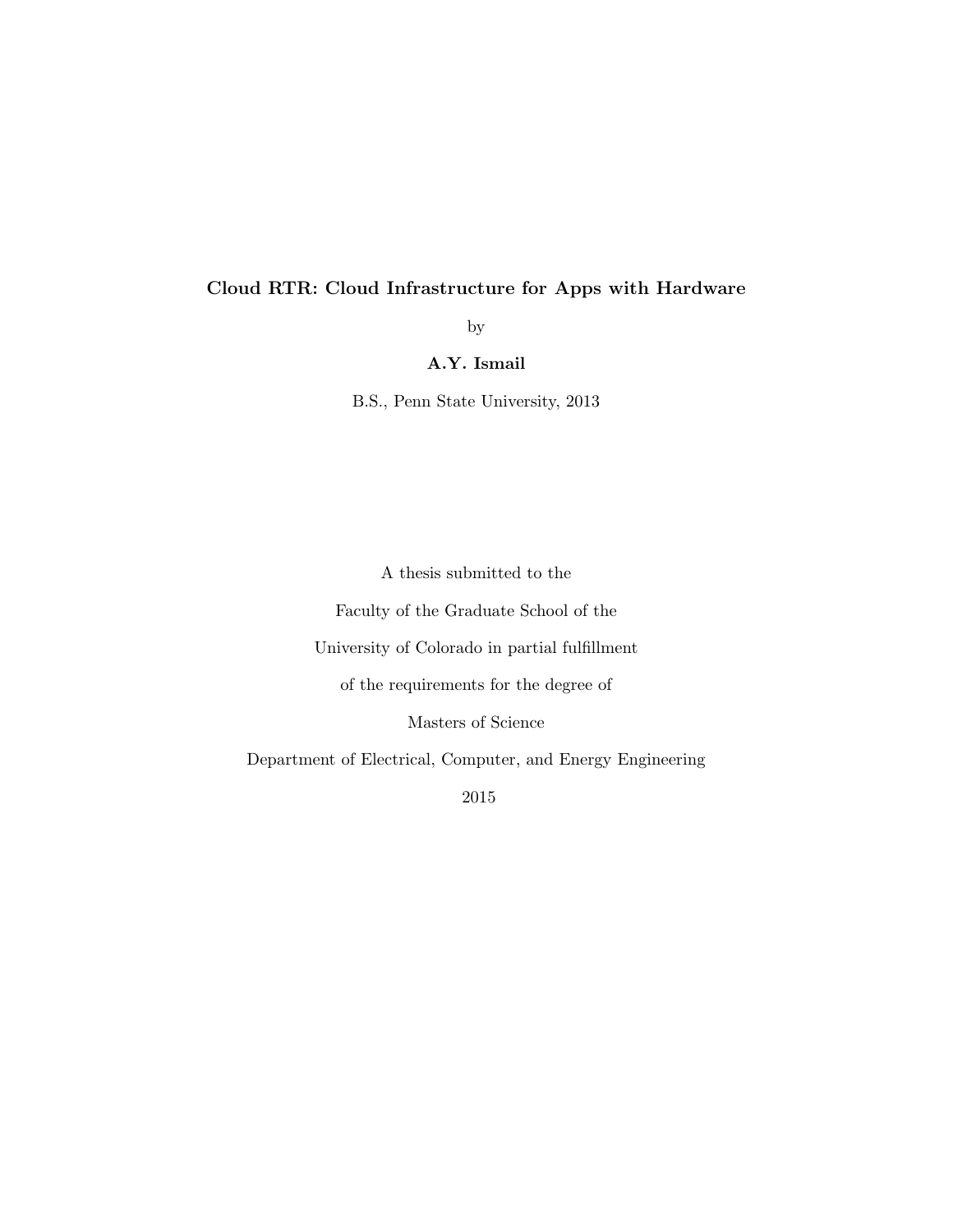# Cloud RTR: Cloud Infrastructure for Apps with Hardware

by

**A.Y. Ismail**

B.S., Penn State University, 2013

A thesis submitted to the

Faculty of the Graduate School of the

University of Colorado in partial fulfillment

of the requirements for the degree of

Masters of Science

Department of Electrical, Computer, and Energy Engineering

2015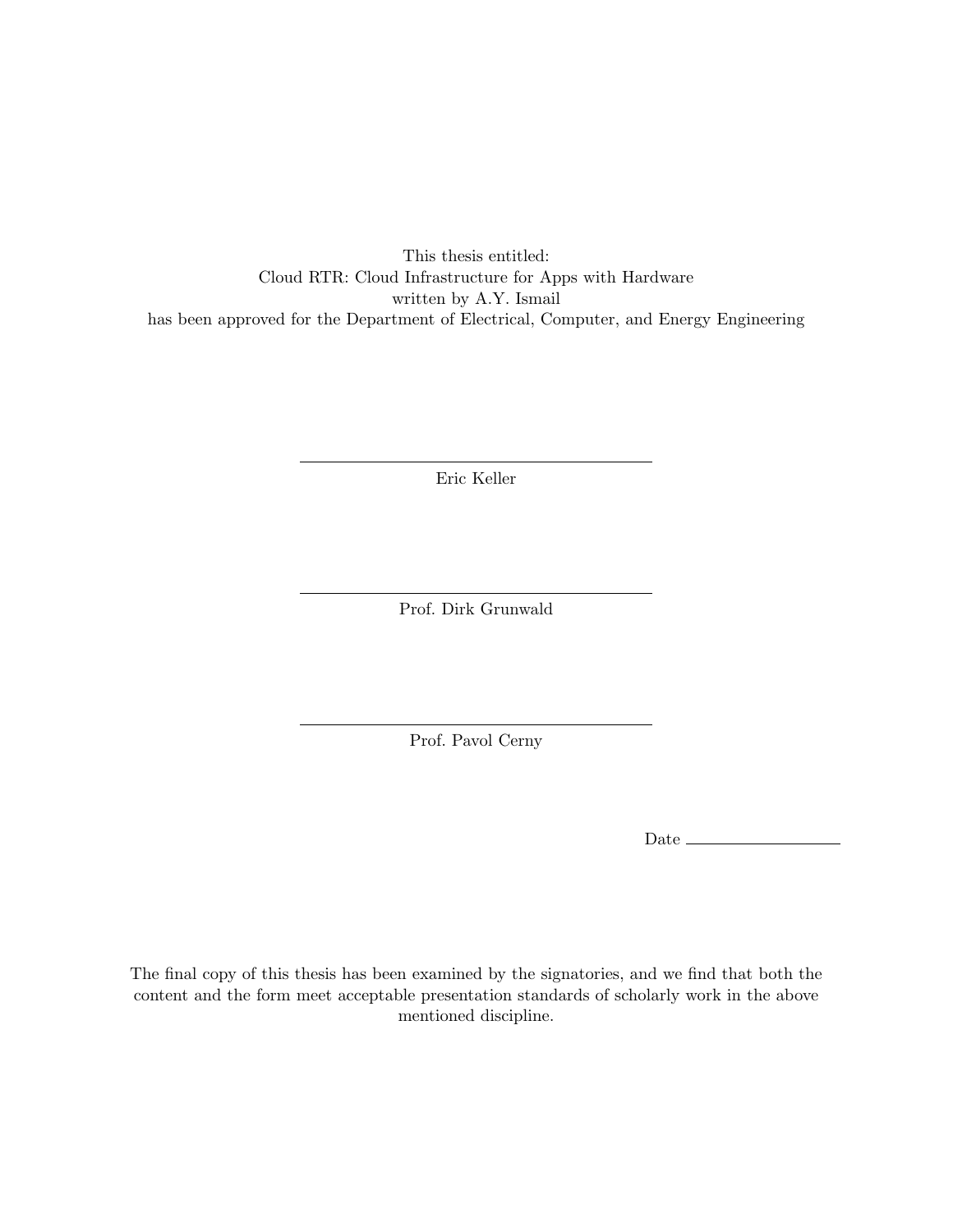This thesis entitled:
Cloud RTR: Cloud Infrastructure for Apps with Hardware
written by A.Y. Ismail
has been approved for the Department of Electrical, Computer, and Energy Engineering

Eric Keller

Prof. Dirk Grunwald

Prof. Pavol Cerny

Date ______________

The final copy of this thesis has been examined by the signatories, and we find that both the content and the form meet acceptable presentation standards of scholarly work in the above mentioned discipline.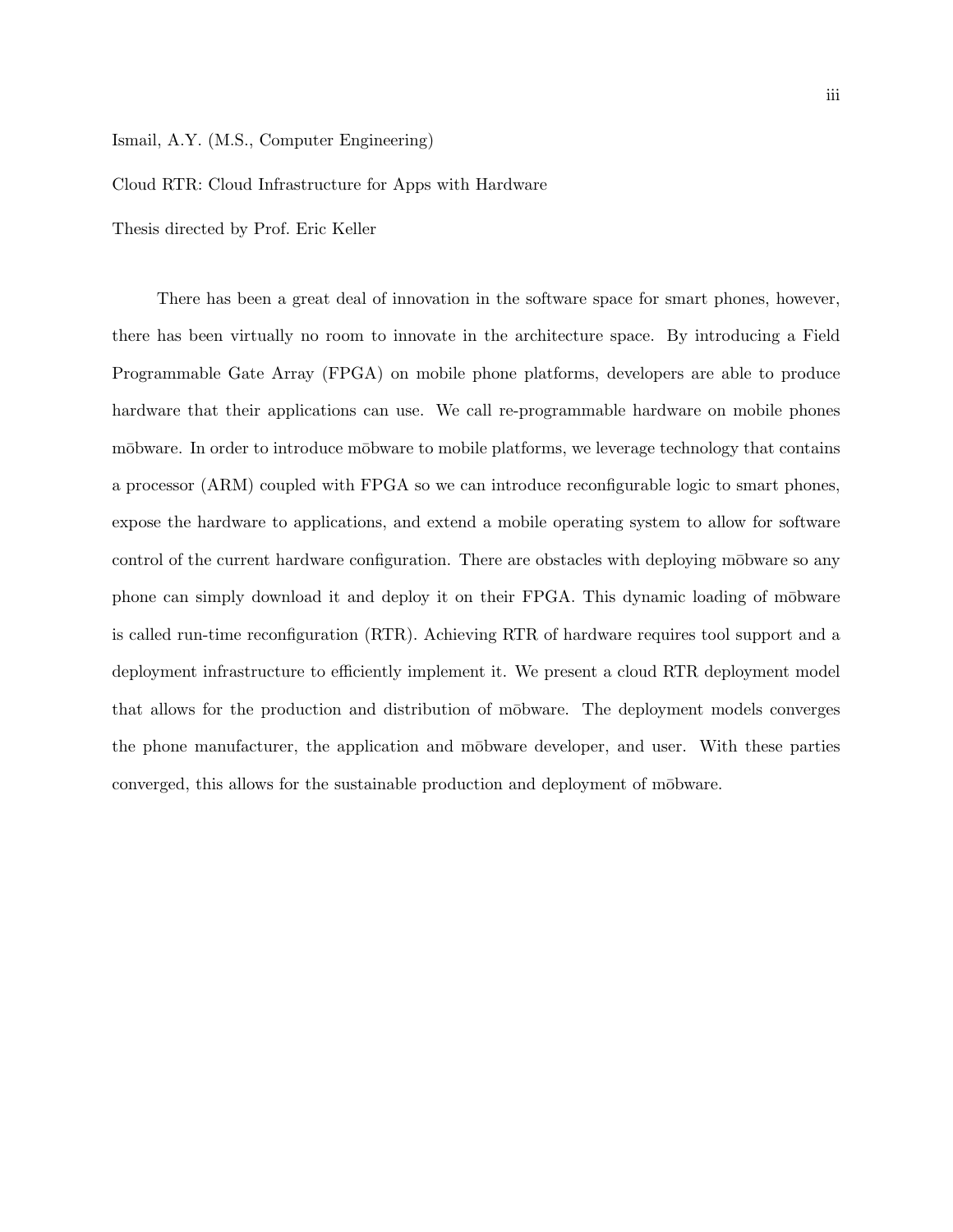Ismail, A.Y. (M.S., Computer Engineering)

Cloud RTR: Cloud Infrastructure for Apps with Hardware

Thesis directed by Prof. Eric Keller

There has been a great deal of innovation in the software space for smart phones, however, there has been virtually no room to innovate in the architecture space. By introducing a Field Programmable Gate Array (FPGA) on mobile phone platforms, developers are able to produce hardware that their applications can use. We call re-programmable hardware on mobile phones mōbware. In order to introduce mōbware to mobile platforms, we leverage technology that contains a processor (ARM) coupled with FPGA so we can introduce reconfigurable logic to smart phones, expose the hardware to applications, and extend a mobile operating system to allow for software control of the current hardware configuration. There are obstacles with deploying mōbware so any phone can simply download it and deploy it on their FPGA. This dynamic loading of mōbware is called run-time reconfiguration (RTR). Achieving RTR of hardware requires tool support and a deployment infrastructure to efficiently implement it. We present a cloud RTR deployment model that allows for the production and distribution of mōbware. The deployment models converges the phone manufacturer, the application and mōbware developer, and user. With these parties converged, this allows for the sustainable production and deployment of mōbware.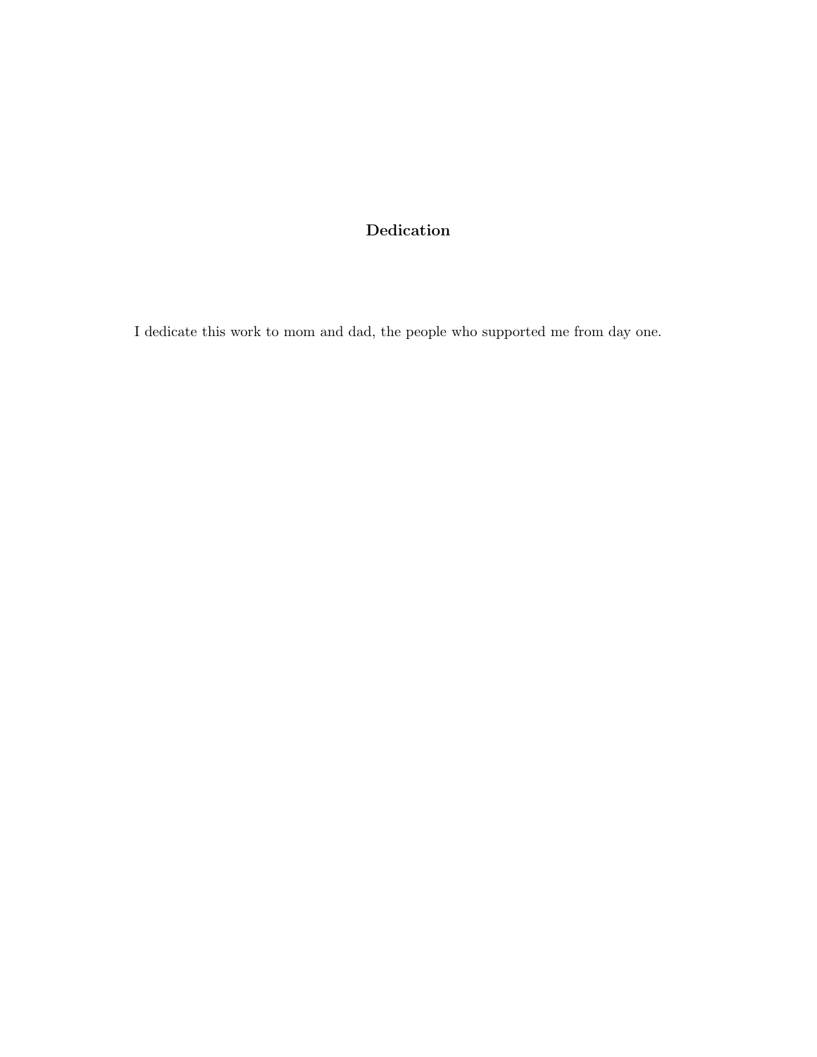# Dedication

I dedicate this work to mom and dad, the people who supported me from day one.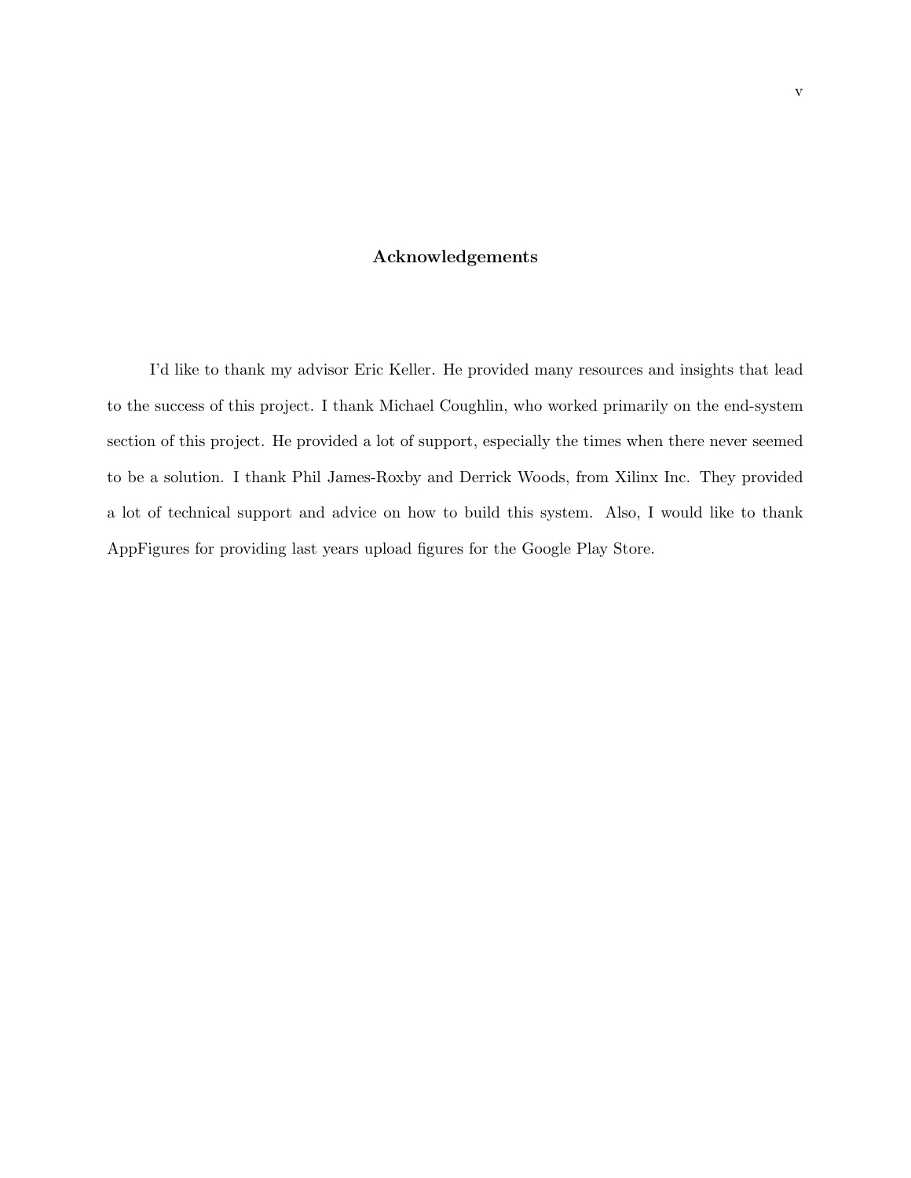# Acknowledgements

I'd like to thank my advisor Eric Keller. He provided many resources and insights that lead to the success of this project. I thank Michael Coughlin, who worked primarily on the end-system section of this project. He provided a lot of support, especially the times when there never seemed to be a solution. I thank Phil James-Roxby and Derrick Woods, from Xilinx Inc. They provided a lot of technical support and advice on how to build this system. Also, I would like to thank AppFigures for providing last years upload figures for the Google Play Store.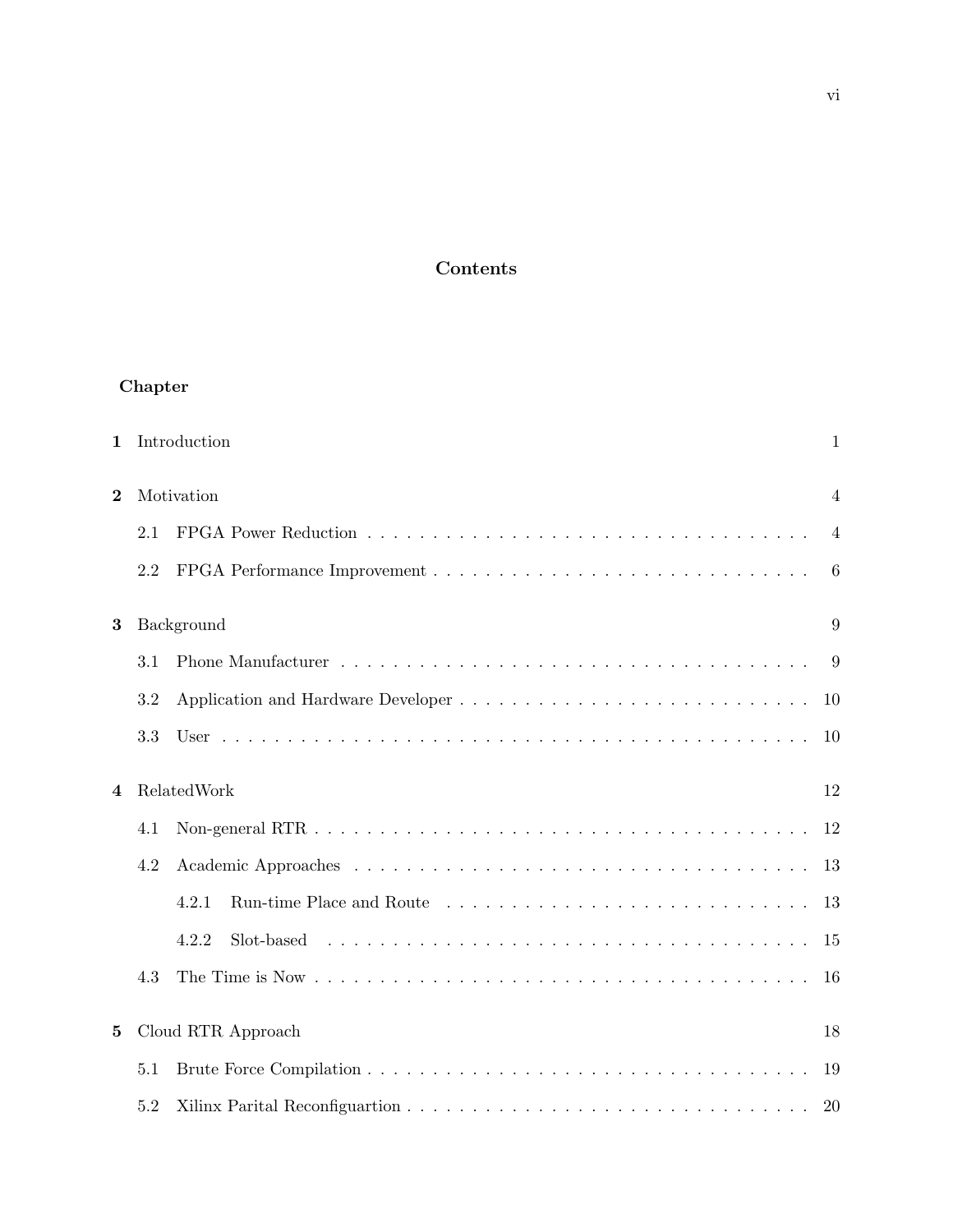# Contents

**Chapter**

**1** Introduction 1

**2** Motivation 4

- 2.1 FPGA Power Reduction . . . . . . . . . . . . . . . . . . . . . . . . . . . . . . . . . . . 4
- 2.2 FPGA Performance Improvement . . . . . . . . . . . . . . . . . . . . . . . . . . . . . 6

**3** Background 9

- 3.1 Phone Manufacturer . . . . . . . . . . . . . . . . . . . . . . . . . . . . . . . . . . . . . 9
- 3.2 Application and Hardware Developer . . . . . . . . . . . . . . . . . . . . . . . . . . . 10
- 3.3 User . . . . . . . . . . . . . . . . . . . . . . . . . . . . . . . . . . . . . . . . . . . . . . 10

**4** RelatedWork 12

- 4.1 Non-general RTR . . . . . . . . . . . . . . . . . . . . . . . . . . . . . . . . . . . . . . 12
- 4.2 Academic Approaches . . . . . . . . . . . . . . . . . . . . . . . . . . . . . . . . . . . 13
  - 4.2.1 Run-time Place and Route . . . . . . . . . . . . . . . . . . . . . . . . . . . . . 13
  - 4.2.2 Slot-based . . . . . . . . . . . . . . . . . . . . . . . . . . . . . . . . . . . . . . 15
- 4.3 The Time is Now . . . . . . . . . . . . . . . . . . . . . . . . . . . . . . . . . . . . . . 16

**5** Cloud RTR Approach 18

- 5.1 Brute Force Compilation . . . . . . . . . . . . . . . . . . . . . . . . . . . . . . . . . . 19
- 5.2 Xilinx Parital Reconfiguartion . . . . . . . . . . . . . . . . . . . . . . . . . . . . . . . 20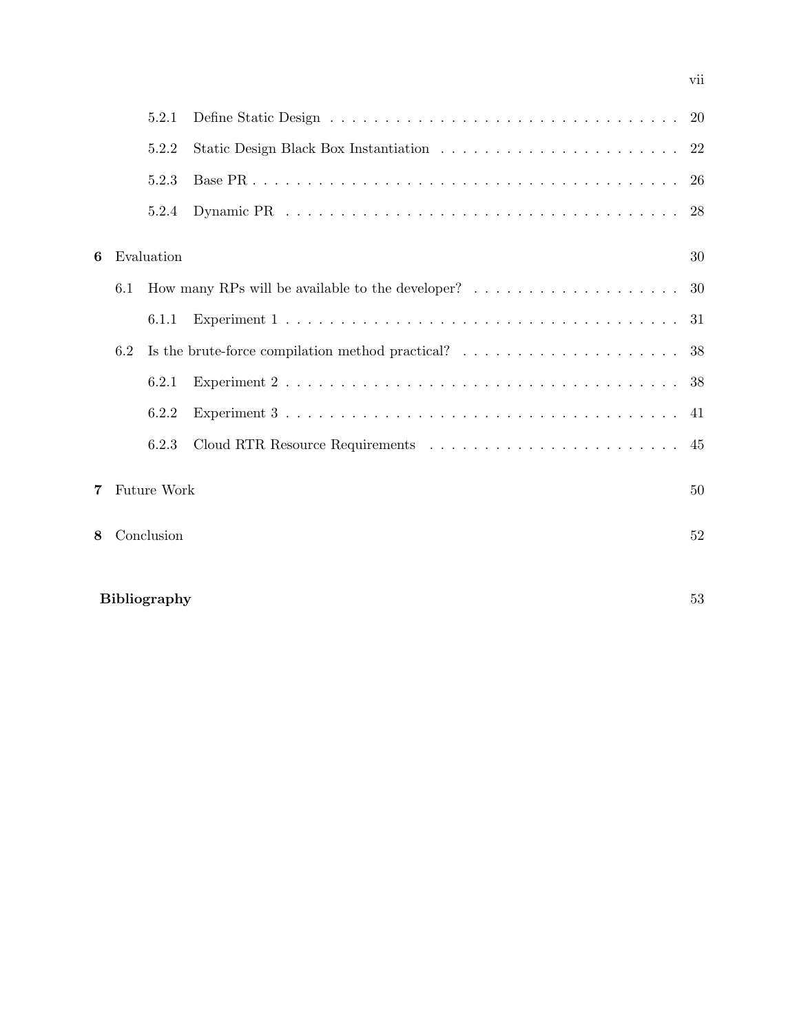5.2.1 Define Static Design . . . . . . . . . . . . . . . . . . . . . . . . . . . . . . . . . 20

5.2.2 Static Design Black Box Instantiation . . . . . . . . . . . . . . . . . . . . . . 22

5.2.3 Base PR . . . . . . . . . . . . . . . . . . . . . . . . . . . . . . . . . . . . . . . 26

5.2.4 Dynamic PR . . . . . . . . . . . . . . . . . . . . . . . . . . . . . . . . . . . . 28

**6** Evaluation 30

6.1 How many RPs will be available to the developer? . . . . . . . . . . . . . . . . . . . 30

6.1.1 Experiment 1 . . . . . . . . . . . . . . . . . . . . . . . . . . . . . . . . . . . . 31

6.2 Is the brute-force compilation method practical? . . . . . . . . . . . . . . . . . . . . 38

6.2.1 Experiment 2 . . . . . . . . . . . . . . . . . . . . . . . . . . . . . . . . . . . . 38

6.2.2 Experiment 3 . . . . . . . . . . . . . . . . . . . . . . . . . . . . . . . . . . . . 41

6.2.3 Cloud RTR Resource Requirements . . . . . . . . . . . . . . . . . . . . . . . 45

**7** Future Work 50

**8** Conclusion 52

**Bibliography** 53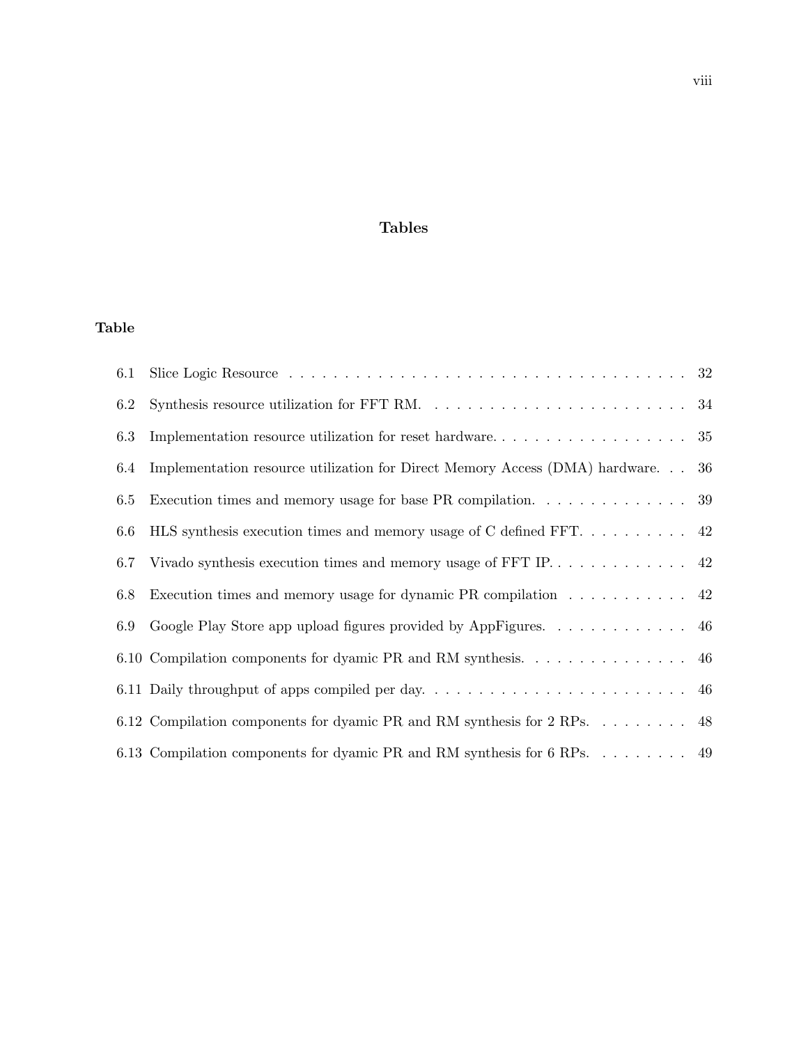# Tables

**Table**

6.1 Slice Logic Resource . . . . . . . . . . . . . . . . . . . . . . . . . . . . . . . . . . . . 32

6.2 Synthesis resource utilization for FFT RM. . . . . . . . . . . . . . . . . . . . . . . . 34

6.3 Implementation resource utilization for reset hardware. . . . . . . . . . . . . . . . . . 35

6.4 Implementation resource utilization for Direct Memory Access (DMA) hardware. . . 36

6.5 Execution times and memory usage for base PR compilation. . . . . . . . . . . . . . 39

6.6 HLS synthesis execution times and memory usage of C defined FFT. . . . . . . . . . 42

6.7 Vivado synthesis execution times and memory usage of FFT IP. . . . . . . . . . . . . 42

6.8 Execution times and memory usage for dynamic PR compilation . . . . . . . . . . . 42

6.9 Google Play Store app upload figures provided by AppFigures. . . . . . . . . . . . . 46

6.10 Compilation components for dyamic PR and RM synthesis. . . . . . . . . . . . . . . 46

6.11 Daily throughput of apps compiled per day. . . . . . . . . . . . . . . . . . . . . . . . 46

6.12 Compilation components for dyamic PR and RM synthesis for 2 RPs. . . . . . . . . 48

6.13 Compilation components for dyamic PR and RM synthesis for 6 RPs. . . . . . . . . 49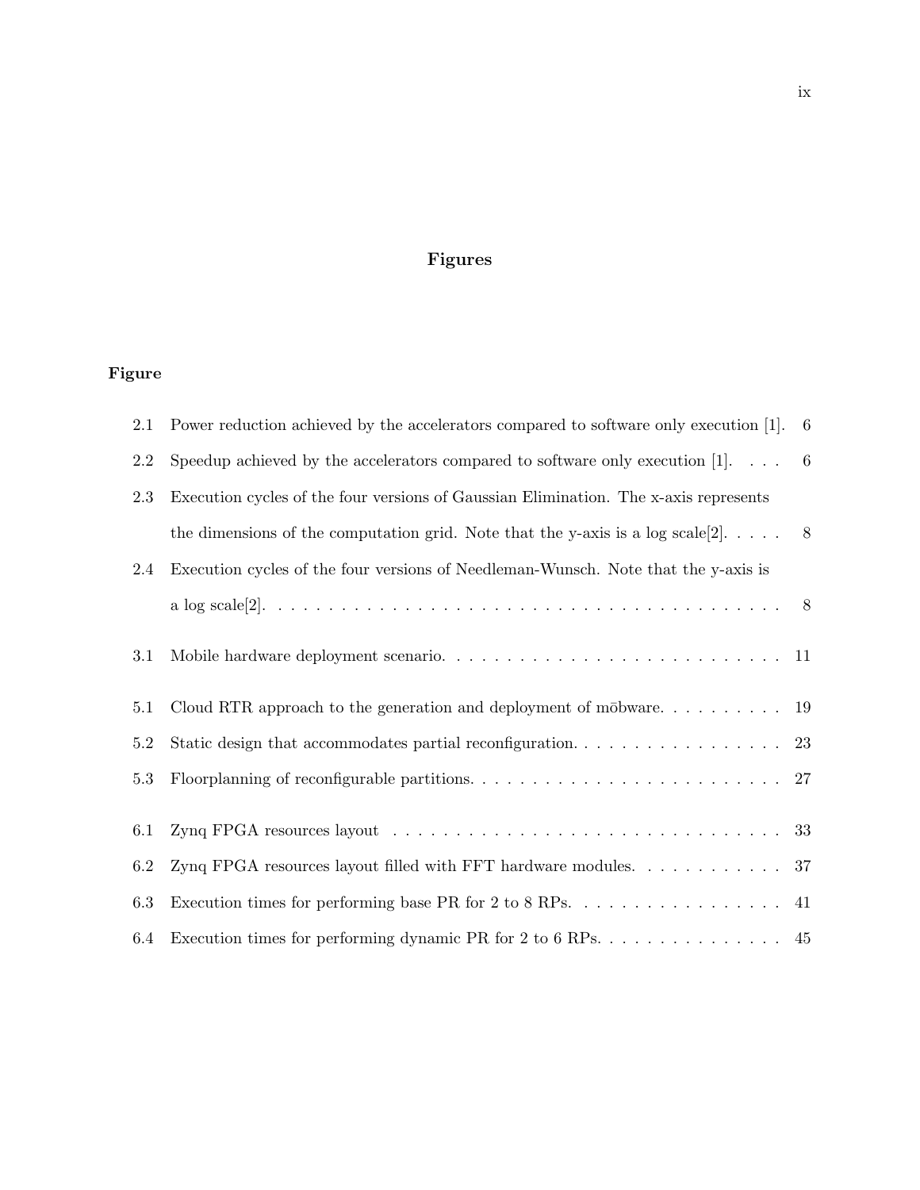# Figures

**Figure**

| | | |
|---|---|---|
| 2.1 | Power reduction achieved by the accelerators compared to software only execution [1]. | 6 |
| 2.2 | Speedup achieved by the accelerators compared to software only execution [1]. | 6 |
| 2.3 | Execution cycles of the four versions of Gaussian Elimination. The x-axis represents the dimensions of the computation grid. Note that the y-axis is a log scale[2]. | 8 |
| 2.4 | Execution cycles of the four versions of Needleman-Wunsch. Note that the y-axis is a log scale[2]. | 8 |
| 3.1 | Mobile hardware deployment scenario. | 11 |
| 5.1 | Cloud RTR approach to the generation and deployment of mōbware. | 19 |
| 5.2 | Static design that accommodates partial reconfiguration. | 23 |
| 5.3 | Floorplanning of reconfigurable partitions. | 27 |
| 6.1 | Zynq FPGA resources layout | 33 |
| 6.2 | Zynq FPGA resources layout filled with FFT hardware modules. | 37 |
| 6.3 | Execution times for performing base PR for 2 to 8 RPs. | 41 |
| 6.4 | Execution times for performing dynamic PR for 2 to 6 RPs. | 45 |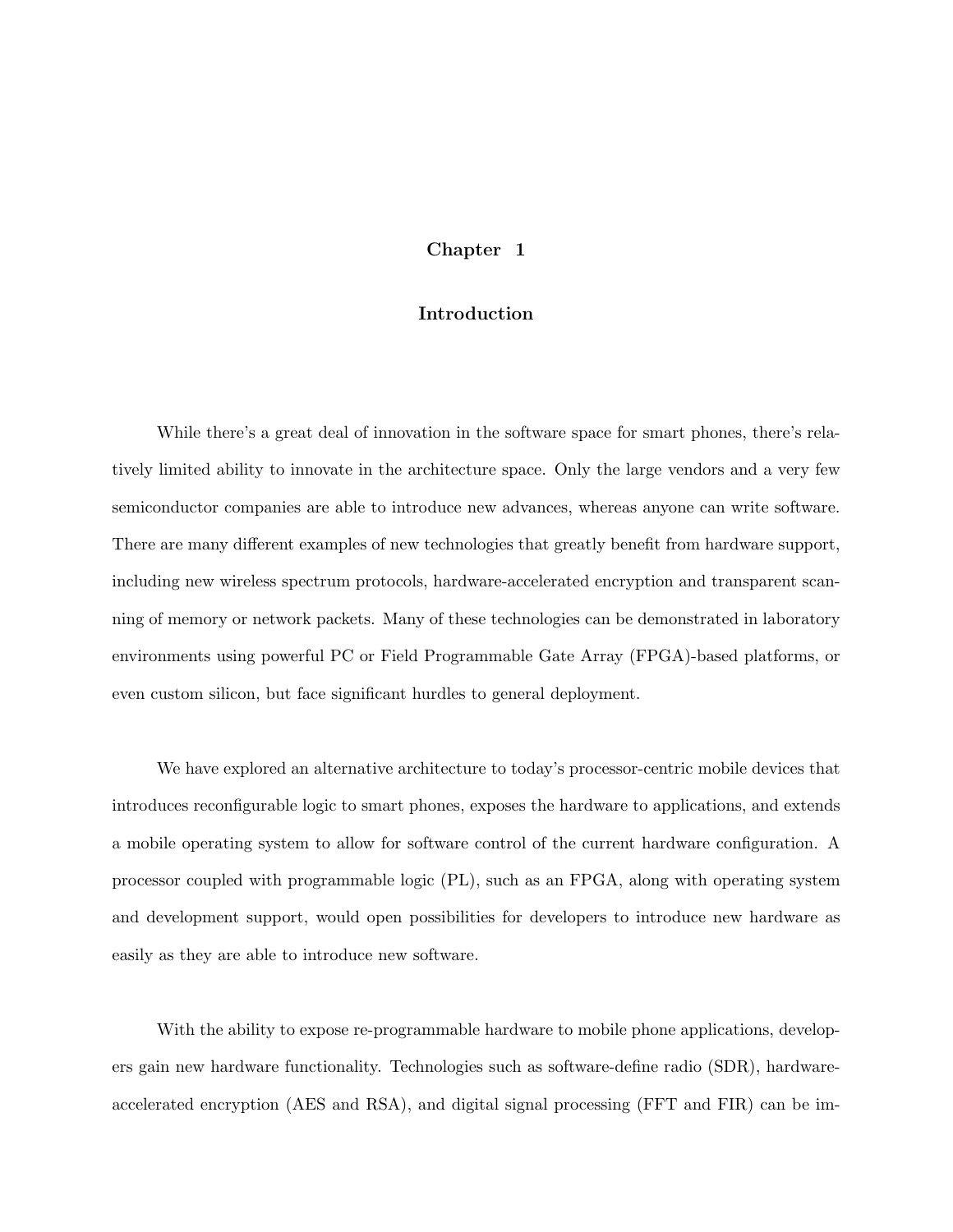# Chapter 1

# Introduction

While there's a great deal of innovation in the software space for smart phones, there's relatively limited ability to innovate in the architecture space. Only the large vendors and a very few semiconductor companies are able to introduce new advances, whereas anyone can write software. There are many different examples of new technologies that greatly benefit from hardware support, including new wireless spectrum protocols, hardware-accelerated encryption and transparent scanning of memory or network packets. Many of these technologies can be demonstrated in laboratory environments using powerful PC or Field Programmable Gate Array (FPGA)-based platforms, or even custom silicon, but face significant hurdles to general deployment.

We have explored an alternative architecture to today's processor-centric mobile devices that introduces reconfigurable logic to smart phones, exposes the hardware to applications, and extends a mobile operating system to allow for software control of the current hardware configuration. A processor coupled with programmable logic (PL), such as an FPGA, along with operating system and development support, would open possibilities for developers to introduce new hardware as easily as they are able to introduce new software.

With the ability to expose re-programmable hardware to mobile phone applications, developers gain new hardware functionality. Technologies such as software-define radio (SDR), hardware-accelerated encryption (AES and RSA), and digital signal processing (FFT and FIR) can be im-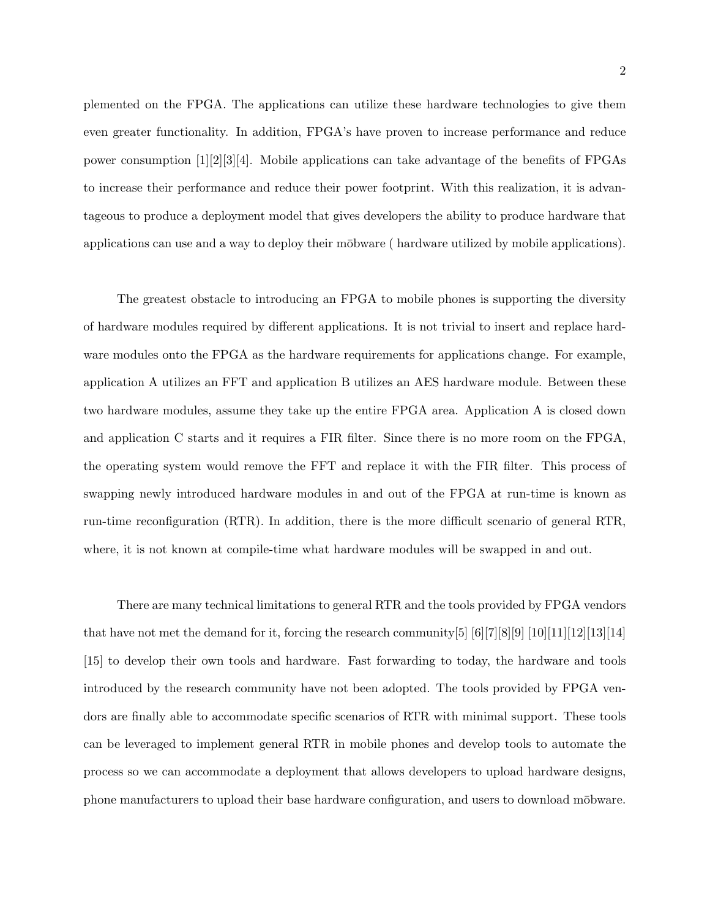plemented on the FPGA. The applications can utilize these hardware technologies to give them even greater functionality. In addition, FPGA's have proven to increase performance and reduce power consumption [1][2][3][4]. Mobile applications can take advantage of the benefits of FPGAs to increase their performance and reduce their power footprint. With this realization, it is advantageous to produce a deployment model that gives developers the ability to produce hardware that applications can use and a way to deploy their mōbware ( hardware utilized by mobile applications).

The greatest obstacle to introducing an FPGA to mobile phones is supporting the diversity of hardware modules required by different applications. It is not trivial to insert and replace hardware modules onto the FPGA as the hardware requirements for applications change. For example, application A utilizes an FFT and application B utilizes an AES hardware module. Between these two hardware modules, assume they take up the entire FPGA area. Application A is closed down and application C starts and it requires a FIR filter. Since there is no more room on the FPGA, the operating system would remove the FFT and replace it with the FIR filter. This process of swapping newly introduced hardware modules in and out of the FPGA at run-time is known as run-time reconfiguration (RTR). In addition, there is the more difficult scenario of general RTR, where, it is not known at compile-time what hardware modules will be swapped in and out.

There are many technical limitations to general RTR and the tools provided by FPGA vendors that have not met the demand for it, forcing the research community[5] [6][7][8][9] [10][11][12][13][14] [15] to develop their own tools and hardware. Fast forwarding to today, the hardware and tools introduced by the research community have not been adopted. The tools provided by FPGA vendors are finally able to accommodate specific scenarios of RTR with minimal support. These tools can be leveraged to implement general RTR in mobile phones and develop tools to automate the process so we can accommodate a deployment that allows developers to upload hardware designs, phone manufacturers to upload their base hardware configuration, and users to download mōbware.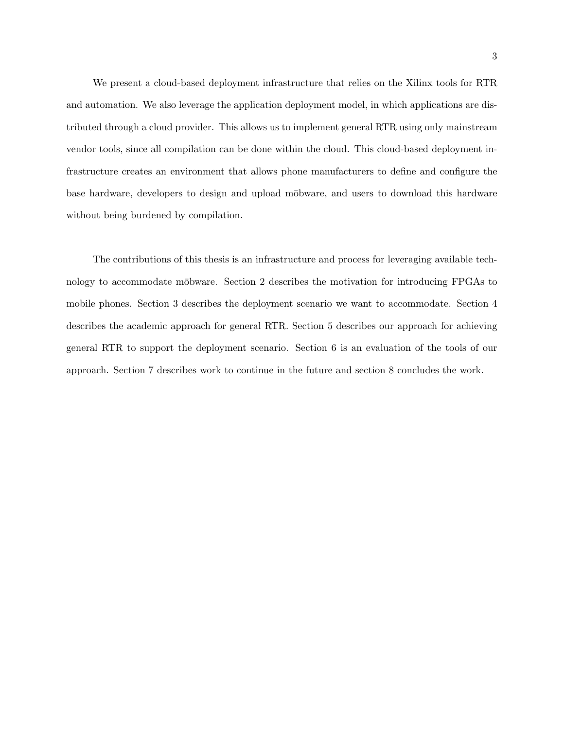We present a cloud-based deployment infrastructure that relies on the Xilinx tools for RTR and automation. We also leverage the application deployment model, in which applications are distributed through a cloud provider. This allows us to implement general RTR using only mainstream vendor tools, since all compilation can be done within the cloud. This cloud-based deployment infrastructure creates an environment that allows phone manufacturers to define and configure the base hardware, developers to design and upload mōbware, and users to download this hardware without being burdened by compilation.

The contributions of this thesis is an infrastructure and process for leveraging available technology to accommodate mōbware. Section 2 describes the motivation for introducing FPGAs to mobile phones. Section 3 describes the deployment scenario we want to accommodate. Section 4 describes the academic approach for general RTR. Section 5 describes our approach for achieving general RTR to support the deployment scenario. Section 6 is an evaluation of the tools of our approach. Section 7 describes work to continue in the future and section 8 concludes the work.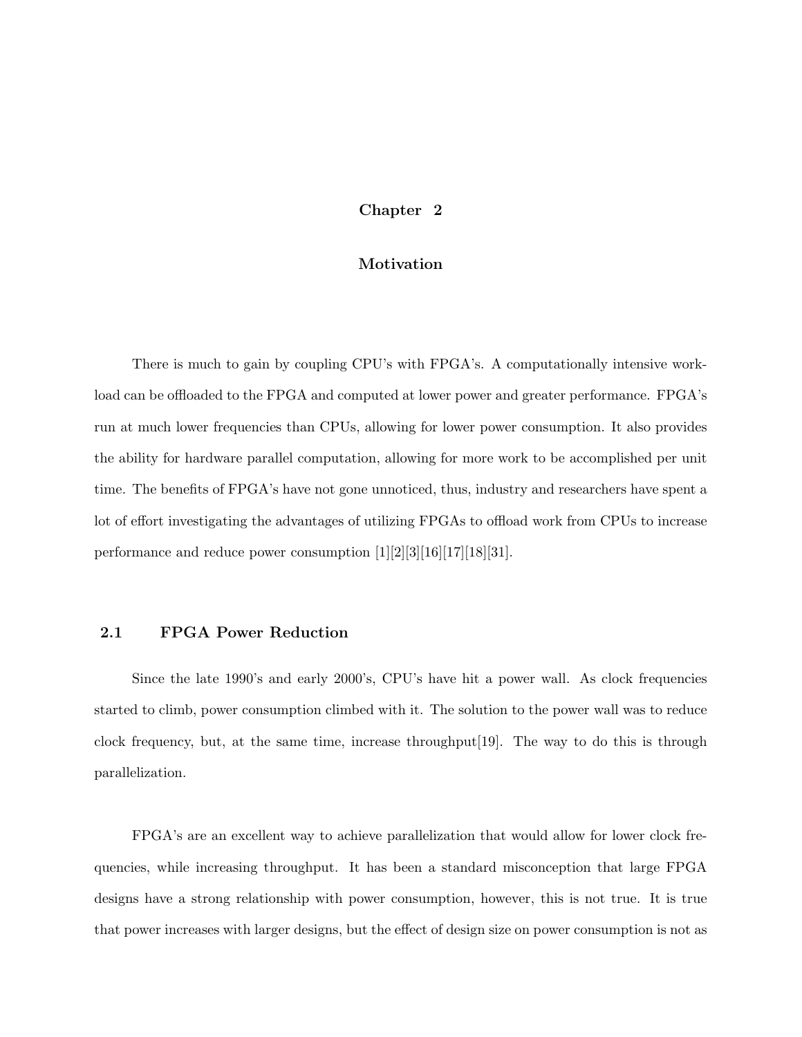# Chapter 2

# Motivation

There is much to gain by coupling CPU's with FPGA's. A computationally intensive workload can be offloaded to the FPGA and computed at lower power and greater performance. FPGA's run at much lower frequencies than CPUs, allowing for lower power consumption. It also provides the ability for hardware parallel computation, allowing for more work to be accomplished per unit time. The benefits of FPGA's have not gone unnoticed, thus, industry and researchers have spent a lot of effort investigating the advantages of utilizing FPGAs to offload work from CPUs to increase performance and reduce power consumption [1][2][3][16][17][18][31].

## 2.1 FPGA Power Reduction

Since the late 1990's and early 2000's, CPU's have hit a power wall. As clock frequencies started to climb, power consumption climbed with it. The solution to the power wall was to reduce clock frequency, but, at the same time, increase throughput[19]. The way to do this is through parallelization.

FPGA's are an excellent way to achieve parallelization that would allow for lower clock frequencies, while increasing throughput. It has been a standard misconception that large FPGA designs have a strong relationship with power consumption, however, this is not true. It is true that power increases with larger designs, but the effect of design size on power consumption is not as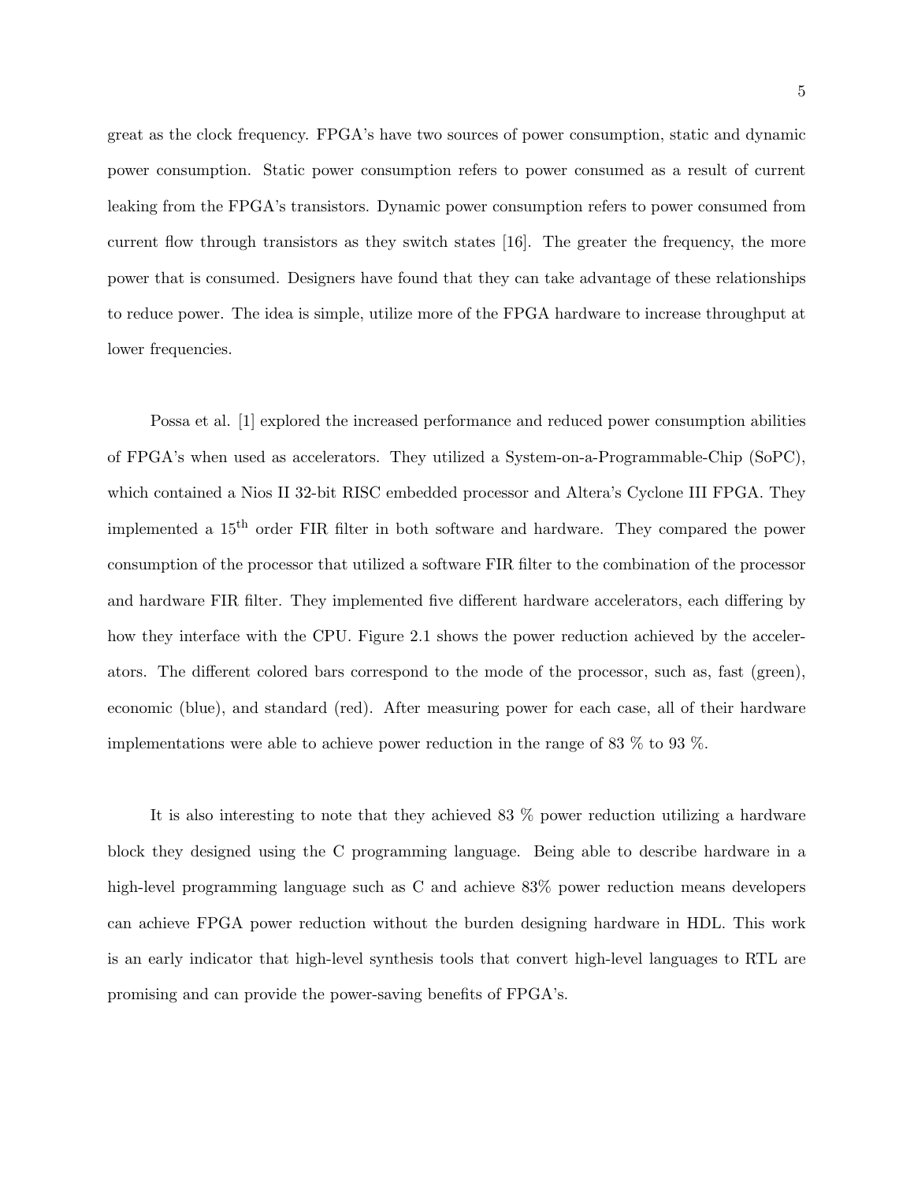great as the clock frequency. FPGA's have two sources of power consumption, static and dynamic power consumption. Static power consumption refers to power consumed as a result of current leaking from the FPGA's transistors. Dynamic power consumption refers to power consumed from current flow through transistors as they switch states [16]. The greater the frequency, the more power that is consumed. Designers have found that they can take advantage of these relationships to reduce power. The idea is simple, utilize more of the FPGA hardware to increase throughput at lower frequencies.

Possa et al. [1] explored the increased performance and reduced power consumption abilities of FPGA's when used as accelerators. They utilized a System-on-a-Programmable-Chip (SoPC), which contained a Nios II 32-bit RISC embedded processor and Altera's Cyclone III FPGA. They implemented a $15^{\text{th}}$ order FIR filter in both software and hardware. They compared the power consumption of the processor that utilized a software FIR filter to the combination of the processor and hardware FIR filter. They implemented five different hardware accelerators, each differing by how they interface with the CPU. Figure 2.1 shows the power reduction achieved by the accelerators. The different colored bars correspond to the mode of the processor, such as, fast (green), economic (blue), and standard (red). After measuring power for each case, all of their hardware implementations were able to achieve power reduction in the range of 83 % to 93 %.

It is also interesting to note that they achieved 83 % power reduction utilizing a hardware block they designed using the C programming language. Being able to describe hardware in a high-level programming language such as C and achieve 83% power reduction means developers can achieve FPGA power reduction without the burden designing hardware in HDL. This work is an early indicator that high-level synthesis tools that convert high-level languages to RTL are promising and can provide the power-saving benefits of FPGA's.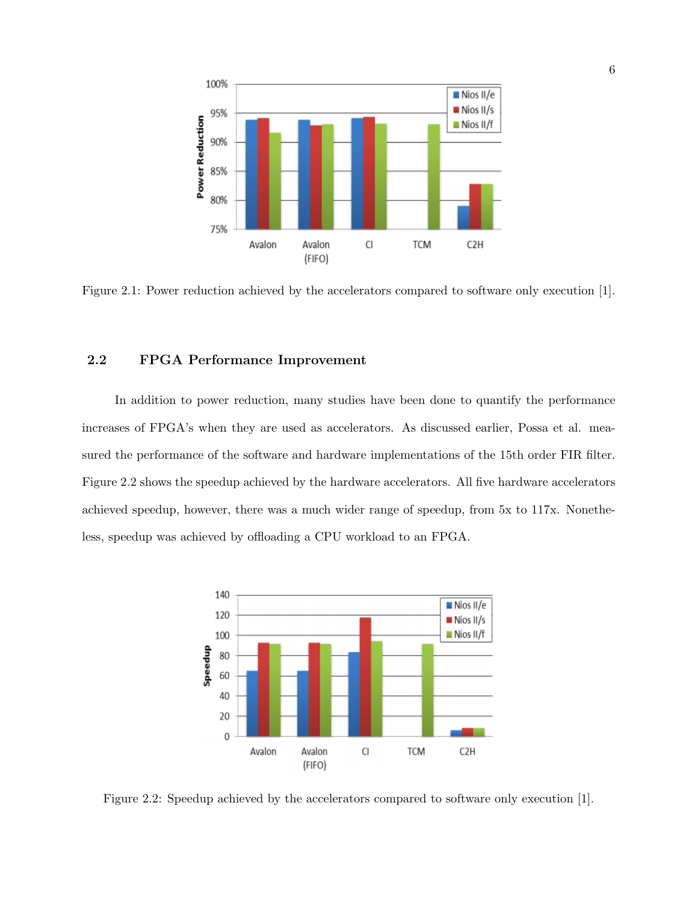100%
95%
90%
85%
80%
75%

Power Reduction

Nios II/e
Nios II/s
Nios II/f

Avalon
Avalon (FIFO)
CI
TCM
C2H

Figure 2.1: Power reduction achieved by the accelerators compared to software only execution [1].

## 2.2 FPGA Performance Improvement

In addition to power reduction, many studies have been done to quantify the performance increases of FPGA's when they are used as accelerators. As discussed earlier, Possa et al. measured the performance of the software and hardware implementations of the 15th order FIR filter. Figure 2.2 shows the speedup achieved by the hardware accelerators. All five hardware accelerators achieved speedup, however, there was a much wider range of speedup, from 5x to 117x. Nonetheless, speedup was achieved by offloading a CPU workload to an FPGA.

140
120
100
80
60
40
20
0

Speedup

Nios II/e
Nios II/s
Nios II/f

Avalon
Avalon (FIFO)
CI
TCM
C2H

Figure 2.2: Speedup achieved by the accelerators compared to software only execution [1].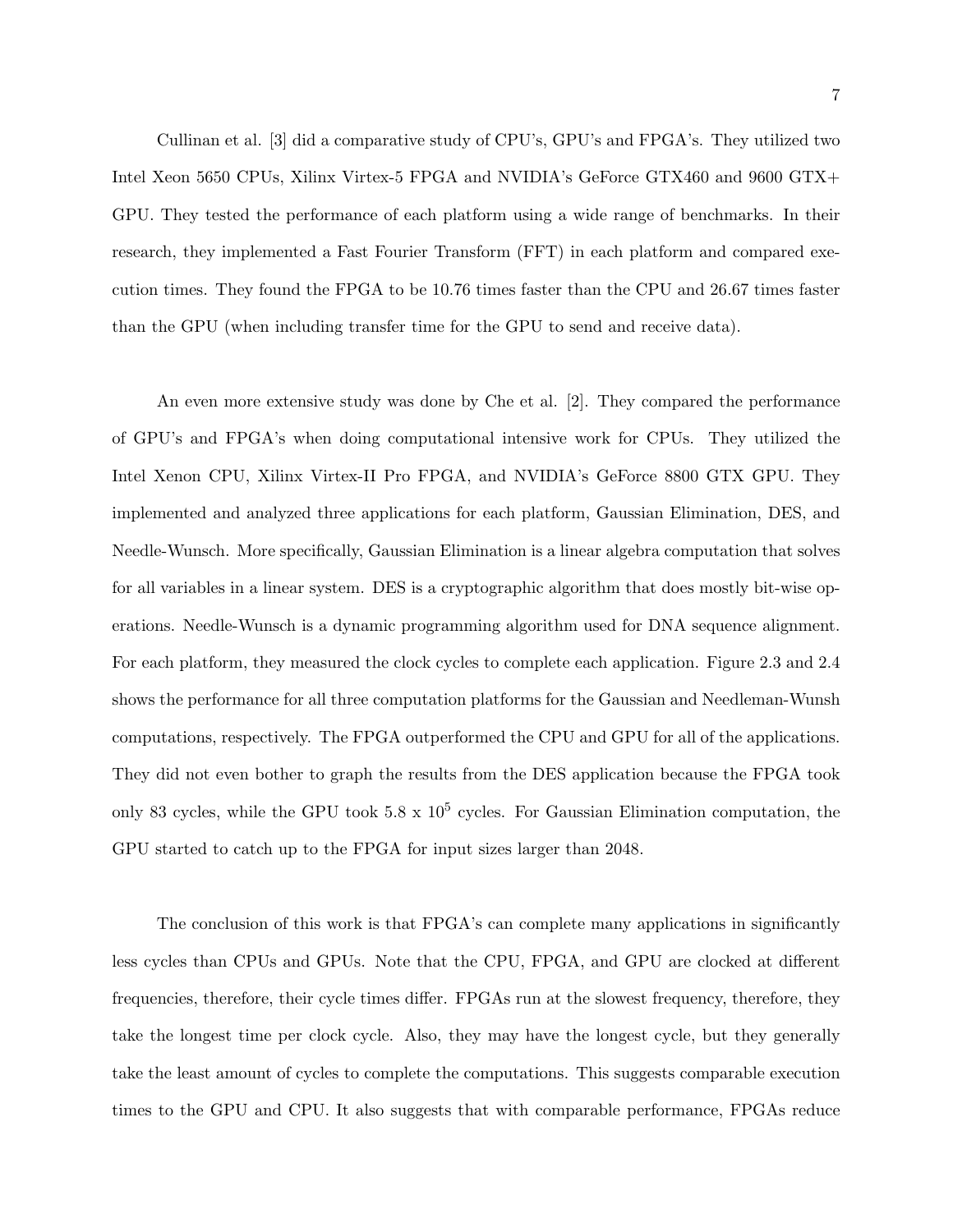Cullinan et al. [3] did a comparative study of CPU's, GPU's and FPGA's. They utilized two Intel Xeon 5650 CPUs, Xilinx Virtex-5 FPGA and NVIDIA's GeForce GTX460 and 9600 GTX+ GPU. They tested the performance of each platform using a wide range of benchmarks. In their research, they implemented a Fast Fourier Transform (FFT) in each platform and compared execution times. They found the FPGA to be 10.76 times faster than the CPU and 26.67 times faster than the GPU (when including transfer time for the GPU to send and receive data).

An even more extensive study was done by Che et al. [2]. They compared the performance of GPU's and FPGA's when doing computational intensive work for CPUs. They utilized the Intel Xenon CPU, Xilinx Virtex-II Pro FPGA, and NVIDIA's GeForce 8800 GTX GPU. They implemented and analyzed three applications for each platform, Gaussian Elimination, DES, and Needle-Wunsch. More specifically, Gaussian Elimination is a linear algebra computation that solves for all variables in a linear system. DES is a cryptographic algorithm that does mostly bit-wise operations. Needle-Wunsch is a dynamic programming algorithm used for DNA sequence alignment. For each platform, they measured the clock cycles to complete each application. Figure 2.3 and 2.4 shows the performance for all three computation platforms for the Gaussian and Needleman-Wunsh computations, respectively. The FPGA outperformed the CPU and GPU for all of the applications. They did not even bother to graph the results from the DES application because the FPGA took only 83 cycles, while the GPU took 5.8 x $10^5$ cycles. For Gaussian Elimination computation, the GPU started to catch up to the FPGA for input sizes larger than 2048.

The conclusion of this work is that FPGA's can complete many applications in significantly less cycles than CPUs and GPUs. Note that the CPU, FPGA, and GPU are clocked at different frequencies, therefore, their cycle times differ. FPGAs run at the slowest frequency, therefore, they take the longest time per clock cycle. Also, they may have the longest cycle, but they generally take the least amount of cycles to complete the computations. This suggests comparable execution times to the GPU and CPU. It also suggests that with comparable performance, FPGAs reduce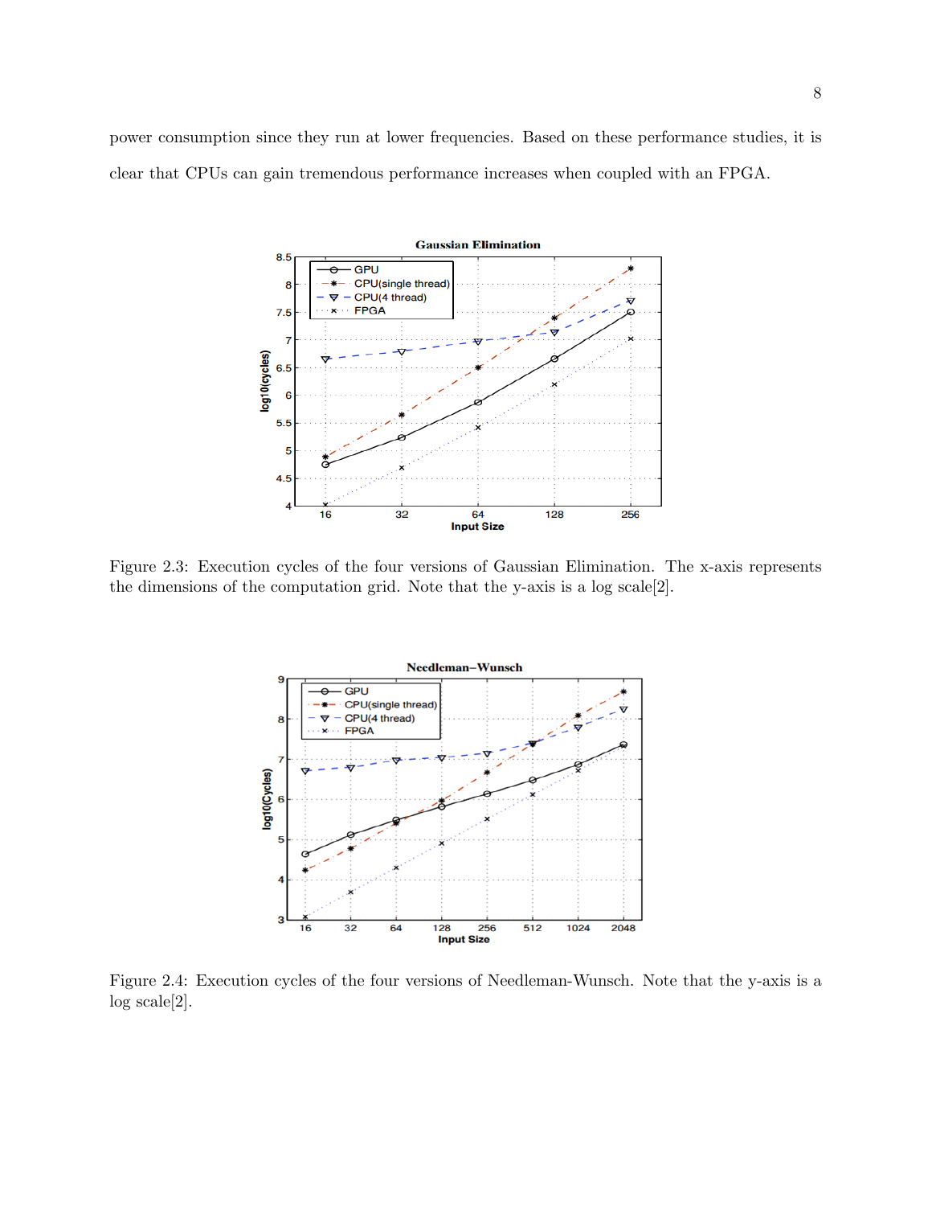power consumption since they run at lower frequencies. Based on these performance studies, it is clear that CPUs can gain tremendous performance increases when coupled with an FPGA.

Gaussian Elimination

GPU
CPU(single thread)
CPU(4 thread)
FPGA

log10(cycles)

8.5
8
7.5
7
6.5
6
5.5
5
4.5
4

16
32
64
128
256

Input Size

Figure 2.3: Execution cycles of the four versions of Gaussian Elimination. The x-axis represents the dimensions of the computation grid. Note that the y-axis is a log scale[2].

Needleman−Wunsch

GPU
CPU(single thread)
CPU(4 thread)
FPGA

log10(Cycles)

9
8
7
6
5
4
3

16
32
64
128
256
512
1024
2048

Input Size

Figure 2.4: Execution cycles of the four versions of Needleman-Wunsch. Note that the y-axis is a log scale[2].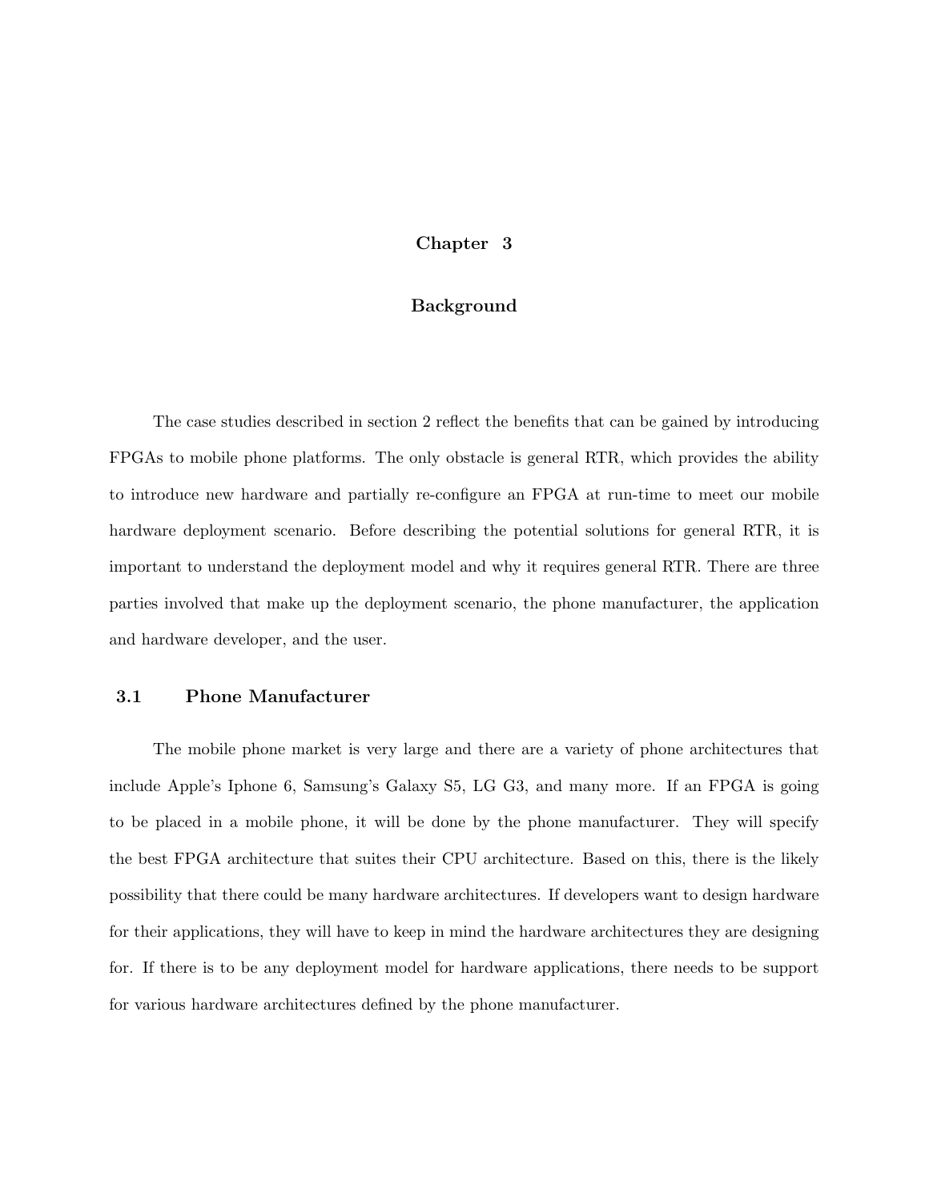# Chapter 3

# Background

The case studies described in section 2 reflect the benefits that can be gained by introducing FPGAs to mobile phone platforms. The only obstacle is general RTR, which provides the ability to introduce new hardware and partially re-configure an FPGA at run-time to meet our mobile hardware deployment scenario. Before describing the potential solutions for general RTR, it is important to understand the deployment model and why it requires general RTR. There are three parties involved that make up the deployment scenario, the phone manufacturer, the application and hardware developer, and the user.

## 3.1 Phone Manufacturer

The mobile phone market is very large and there are a variety of phone architectures that include Apple's Iphone 6, Samsung's Galaxy S5, LG G3, and many more. If an FPGA is going to be placed in a mobile phone, it will be done by the phone manufacturer. They will specify the best FPGA architecture that suites their CPU architecture. Based on this, there is the likely possibility that there could be many hardware architectures. If developers want to design hardware for their applications, they will have to keep in mind the hardware architectures they are designing for. If there is to be any deployment model for hardware applications, there needs to be support for various hardware architectures defined by the phone manufacturer.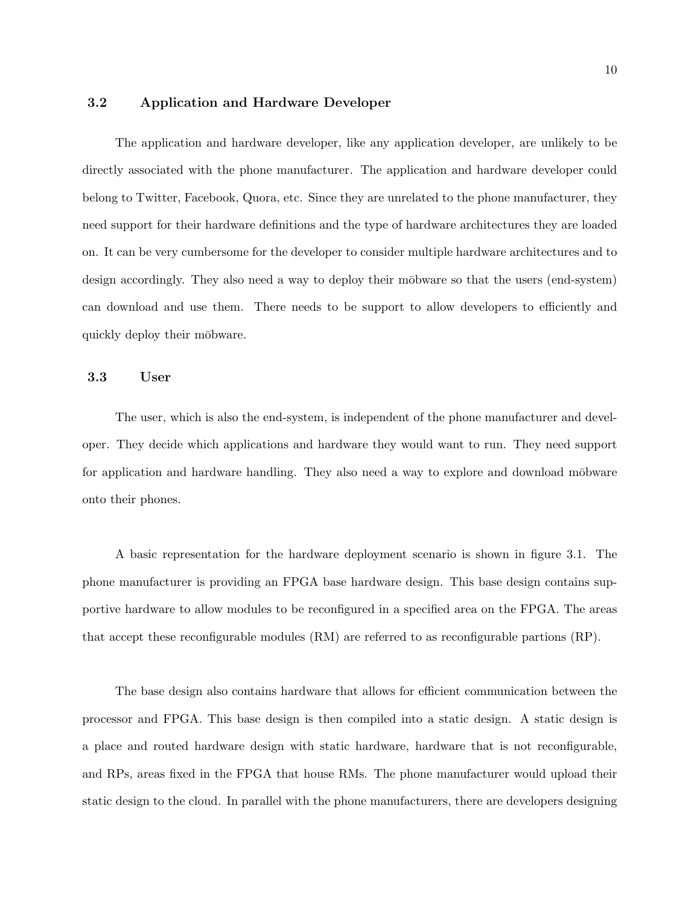## 3.2 Application and Hardware Developer

The application and hardware developer, like any application developer, are unlikely to be directly associated with the phone manufacturer. The application and hardware developer could belong to Twitter, Facebook, Quora, etc. Since they are unrelated to the phone manufacturer, they need support for their hardware definitions and the type of hardware architectures they are loaded on. It can be very cumbersome for the developer to consider multiple hardware architectures and to design accordingly. They also need a way to deploy their mōbware so that the users (end-system) can download and use them. There needs to be support to allow developers to efficiently and quickly deploy their mōbware.

## 3.3 User

The user, which is also the end-system, is independent of the phone manufacturer and developer. They decide which applications and hardware they would want to run. They need support for application and hardware handling. They also need a way to explore and download mōbware onto their phones.

A basic representation for the hardware deployment scenario is shown in figure 3.1. The phone manufacturer is providing an FPGA base hardware design. This base design contains supportive hardware to allow modules to be reconfigured in a specified area on the FPGA. The areas that accept these reconfigurable modules (RM) are referred to as reconfigurable partions (RP).

The base design also contains hardware that allows for efficient communication between the processor and FPGA. This base design is then compiled into a static design. A static design is a place and routed hardware design with static hardware, hardware that is not reconfigurable, and RPs, areas fixed in the FPGA that house RMs. The phone manufacturer would upload their static design to the cloud. In parallel with the phone manufacturers, there are developers designing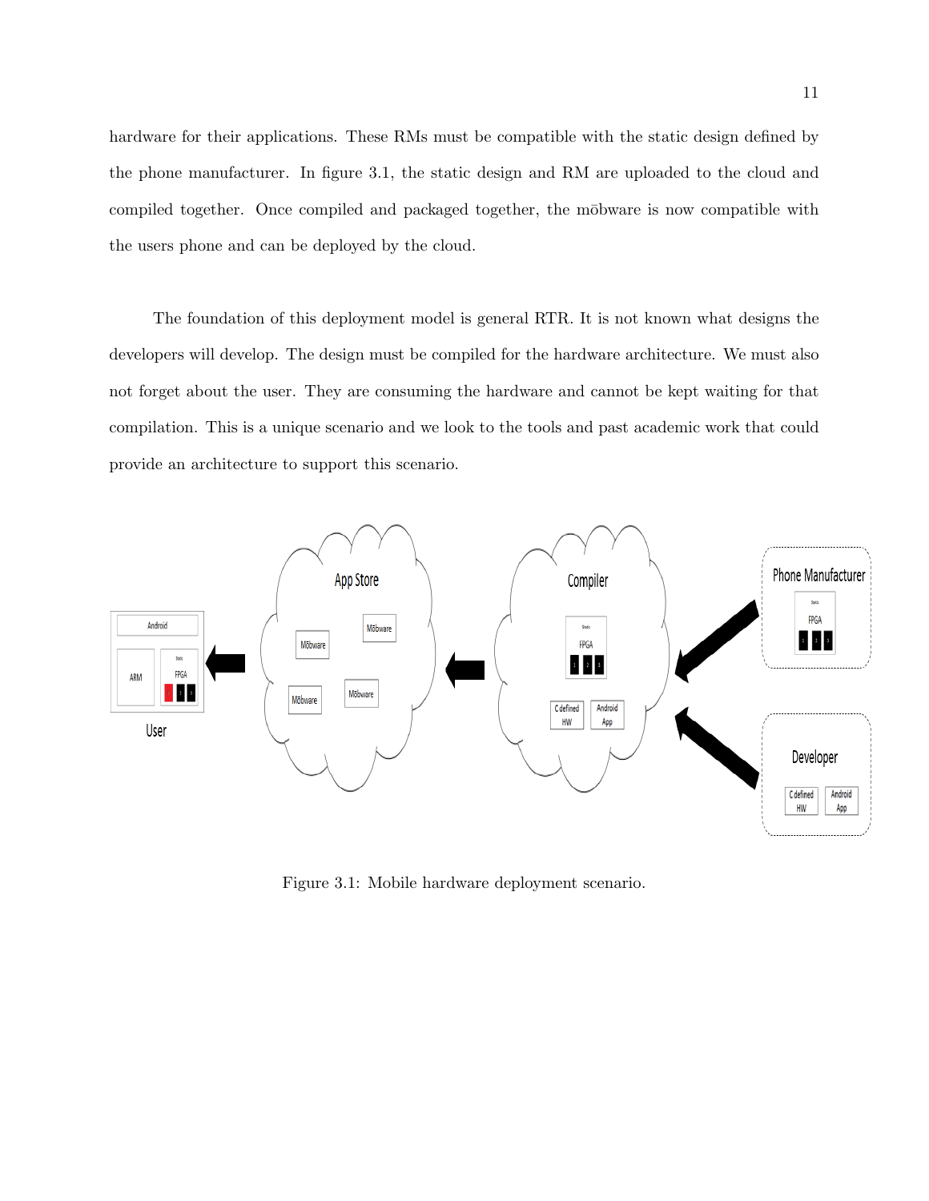hardware for their applications. These RMs must be compatible with the static design defined by the phone manufacturer. In figure 3.1, the static design and RM are uploaded to the cloud and compiled together. Once compiled and packaged together, the mōbware is now compatible with the users phone and can be deployed by the cloud.

The foundation of this deployment model is general RTR. It is not known what designs the developers will develop. The design must be compiled for the hardware architecture. We must also not forget about the user. They are consuming the hardware and cannot be kept waiting for that compilation. This is a unique scenario and we look to the tools and past academic work that could provide an architecture to support this scenario.

Figure 3.1: Mobile hardware deployment scenario.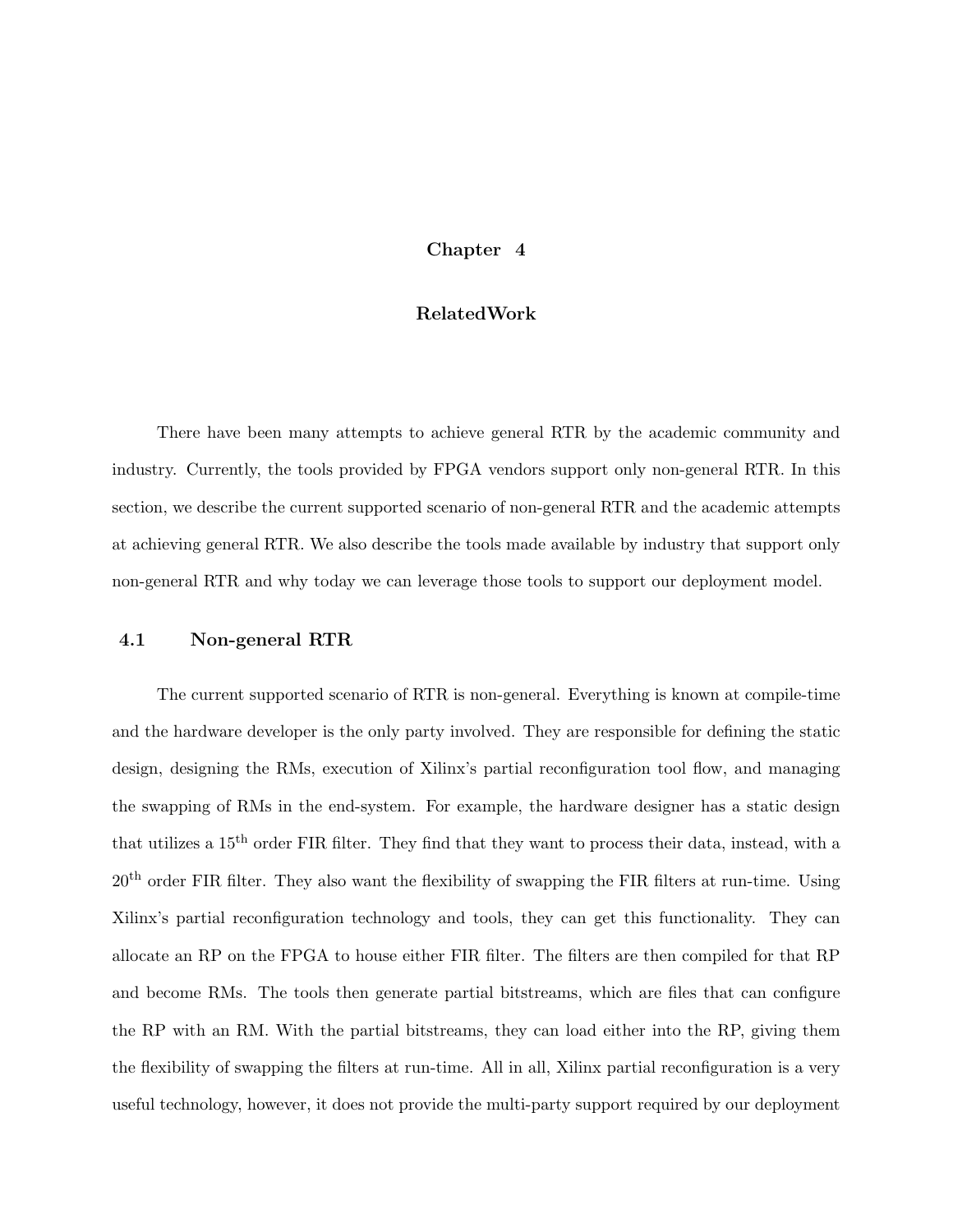# Chapter 4

# RelatedWork

There have been many attempts to achieve general RTR by the academic community and industry. Currently, the tools provided by FPGA vendors support only non-general RTR. In this section, we describe the current supported scenario of non-general RTR and the academic attempts at achieving general RTR. We also describe the tools made available by industry that support only non-general RTR and why today we can leverage those tools to support our deployment model.

## 4.1 Non-general RTR

The current supported scenario of RTR is non-general. Everything is known at compile-time and the hardware developer is the only party involved. They are responsible for defining the static design, designing the RMs, execution of Xilinx's partial reconfiguration tool flow, and managing the swapping of RMs in the end-system. For example, the hardware designer has a static design that utilizes a 15$^{\text{th}}$ order FIR filter. They find that they want to process their data, instead, with a 20$^{\text{th}}$ order FIR filter. They also want the flexibility of swapping the FIR filters at run-time. Using Xilinx's partial reconfiguration technology and tools, they can get this functionality. They can allocate an RP on the FPGA to house either FIR filter. The filters are then compiled for that RP and become RMs. The tools then generate partial bitstreams, which are files that can configure the RP with an RM. With the partial bitstreams, they can load either into the RP, giving them the flexibility of swapping the filters at run-time. All in all, Xilinx partial reconfiguration is a very useful technology, however, it does not provide the multi-party support required by our deployment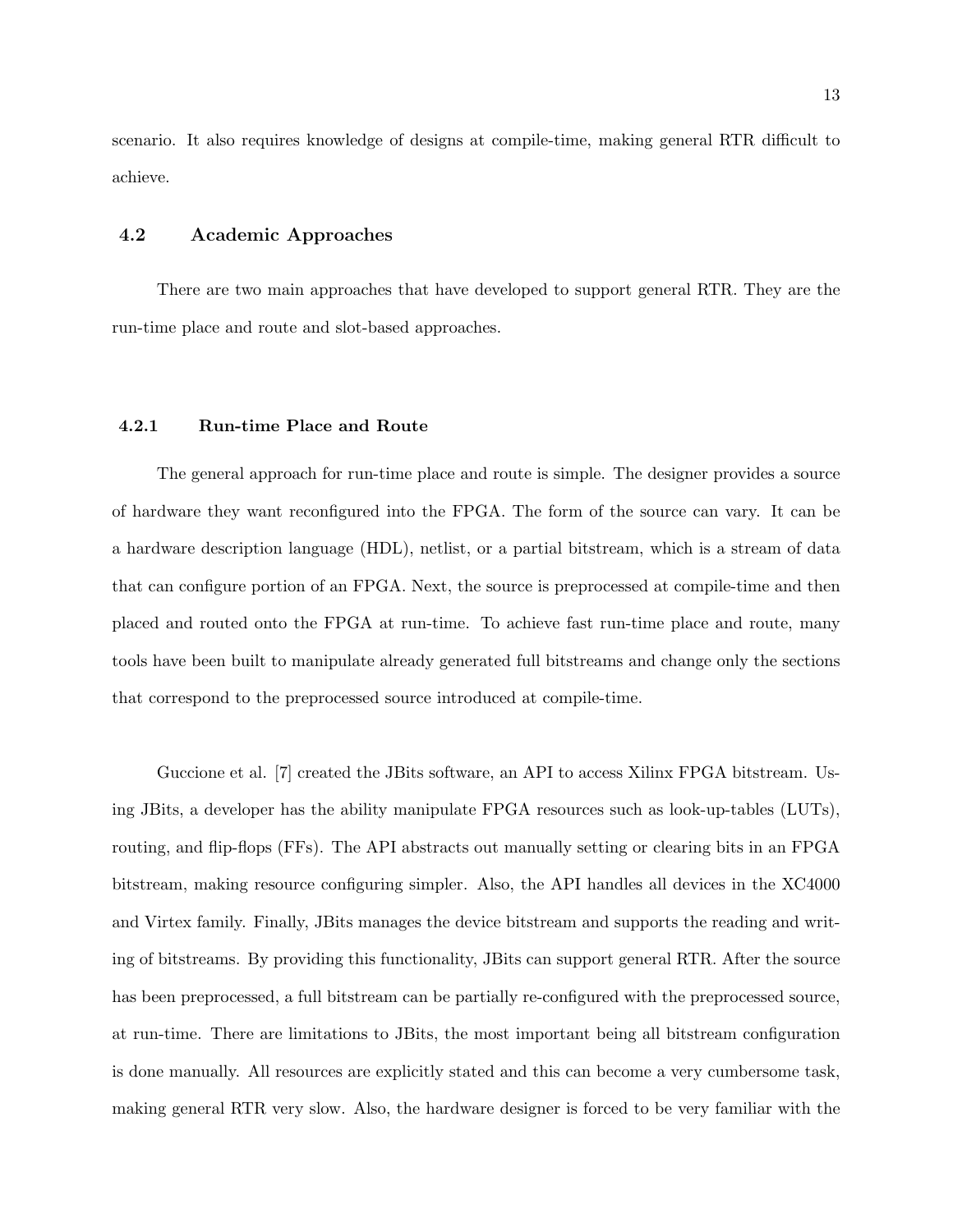scenario. It also requires knowledge of designs at compile-time, making general RTR difficult to achieve.

### 4.2 Academic Approaches

There are two main approaches that have developed to support general RTR. They are the run-time place and route and slot-based approaches.

#### 4.2.1 Run-time Place and Route

The general approach for run-time place and route is simple. The designer provides a source of hardware they want reconfigured into the FPGA. The form of the source can vary. It can be a hardware description language (HDL), netlist, or a partial bitstream, which is a stream of data that can configure portion of an FPGA. Next, the source is preprocessed at compile-time and then placed and routed onto the FPGA at run-time. To achieve fast run-time place and route, many tools have been built to manipulate already generated full bitstreams and change only the sections that correspond to the preprocessed source introduced at compile-time.

Guccione et al. [7] created the JBits software, an API to access Xilinx FPGA bitstream. Using JBits, a developer has the ability manipulate FPGA resources such as look-up-tables (LUTs), routing, and flip-flops (FFs). The API abstracts out manually setting or clearing bits in an FPGA bitstream, making resource configuring simpler. Also, the API handles all devices in the XC4000 and Virtex family. Finally, JBits manages the device bitstream and supports the reading and writing of bitstreams. By providing this functionality, JBits can support general RTR. After the source has been preprocessed, a full bitstream can be partially re-configured with the preprocessed source, at run-time. There are limitations to JBits, the most important being all bitstream configuration is done manually. All resources are explicitly stated and this can become a very cumbersome task, making general RTR very slow. Also, the hardware designer is forced to be very familiar with the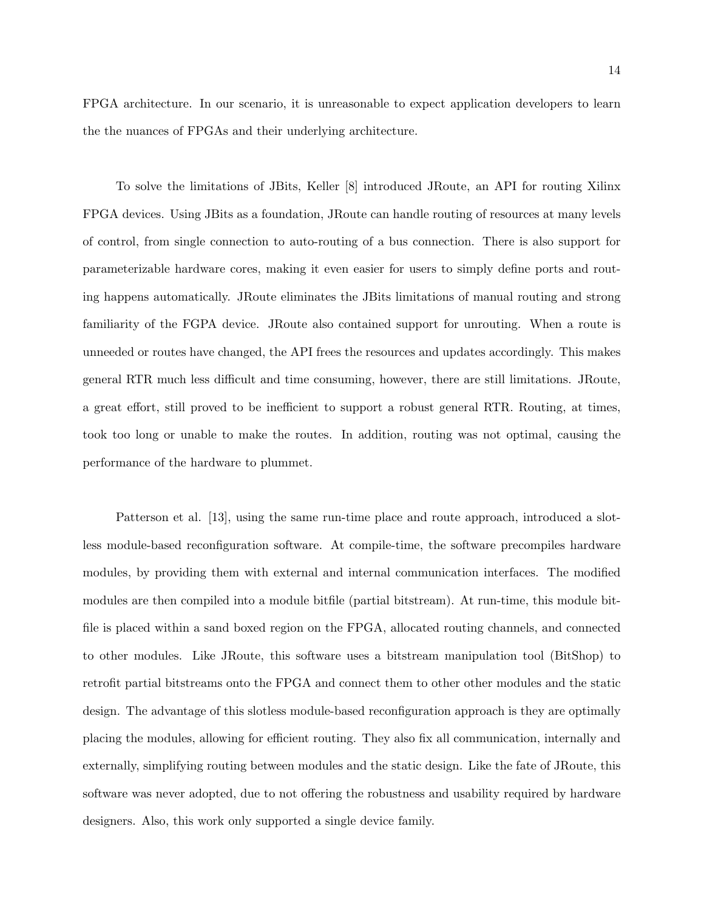FPGA architecture. In our scenario, it is unreasonable to expect application developers to learn the the nuances of FPGAs and their underlying architecture.

To solve the limitations of JBits, Keller [8] introduced JRoute, an API for routing Xilinx FPGA devices. Using JBits as a foundation, JRoute can handle routing of resources at many levels of control, from single connection to auto-routing of a bus connection. There is also support for parameterizable hardware cores, making it even easier for users to simply define ports and routing happens automatically. JRoute eliminates the JBits limitations of manual routing and strong familiarity of the FGPA device. JRoute also contained support for unrouting. When a route is unneeded or routes have changed, the API frees the resources and updates accordingly. This makes general RTR much less difficult and time consuming, however, there are still limitations. JRoute, a great effort, still proved to be inefficient to support a robust general RTR. Routing, at times, took too long or unable to make the routes. In addition, routing was not optimal, causing the performance of the hardware to plummet.

Patterson et al. [13], using the same run-time place and route approach, introduced a slotless module-based reconfiguration software. At compile-time, the software precompiles hardware modules, by providing them with external and internal communication interfaces. The modified modules are then compiled into a module bitfile (partial bitstream). At run-time, this module bitfile is placed within a sand boxed region on the FPGA, allocated routing channels, and connected to other modules. Like JRoute, this software uses a bitstream manipulation tool (BitShop) to retrofit partial bitstreams onto the FPGA and connect them to other other modules and the static design. The advantage of this slotless module-based reconfiguration approach is they are optimally placing the modules, allowing for efficient routing. They also fix all communication, internally and externally, simplifying routing between modules and the static design. Like the fate of JRoute, this software was never adopted, due to not offering the robustness and usability required by hardware designers. Also, this work only supported a single device family.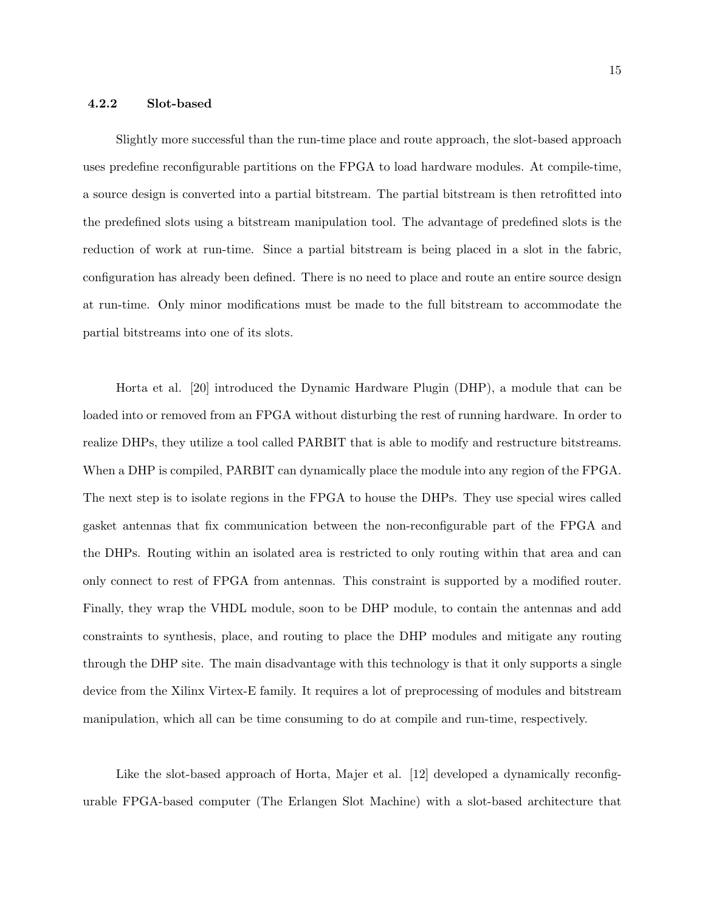#### 4.2.2 Slot-based

Slightly more successful than the run-time place and route approach, the slot-based approach uses predefine reconfigurable partitions on the FPGA to load hardware modules. At compile-time, a source design is converted into a partial bitstream. The partial bitstream is then retrofitted into the predefined slots using a bitstream manipulation tool. The advantage of predefined slots is the reduction of work at run-time. Since a partial bitstream is being placed in a slot in the fabric, configuration has already been defined. There is no need to place and route an entire source design at run-time. Only minor modifications must be made to the full bitstream to accommodate the partial bitstreams into one of its slots.

Horta et al. [20] introduced the Dynamic Hardware Plugin (DHP), a module that can be loaded into or removed from an FPGA without disturbing the rest of running hardware. In order to realize DHPs, they utilize a tool called PARBIT that is able to modify and restructure bitstreams. When a DHP is compiled, PARBIT can dynamically place the module into any region of the FPGA. The next step is to isolate regions in the FPGA to house the DHPs. They use special wires called gasket antennas that fix communication between the non-reconfigurable part of the FPGA and the DHPs. Routing within an isolated area is restricted to only routing within that area and can only connect to rest of FPGA from antennas. This constraint is supported by a modified router. Finally, they wrap the VHDL module, soon to be DHP module, to contain the antennas and add constraints to synthesis, place, and routing to place the DHP modules and mitigate any routing through the DHP site. The main disadvantage with this technology is that it only supports a single device from the Xilinx Virtex-E family. It requires a lot of preprocessing of modules and bitstream manipulation, which all can be time consuming to do at compile and run-time, respectively.

Like the slot-based approach of Horta, Majer et al. [12] developed a dynamically reconfigurable FPGA-based computer (The Erlangen Slot Machine) with a slot-based architecture that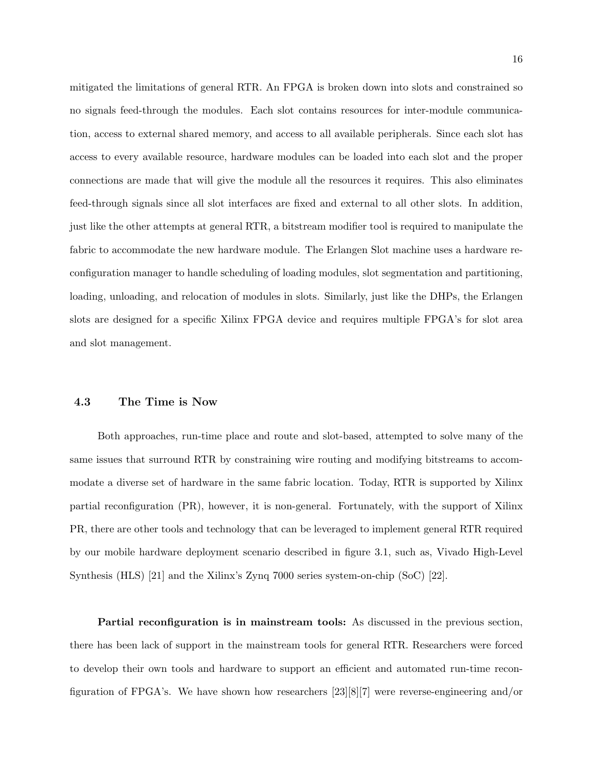mitigated the limitations of general RTR. An FPGA is broken down into slots and constrained so no signals feed-through the modules. Each slot contains resources for inter-module communication, access to external shared memory, and access to all available peripherals. Since each slot has access to every available resource, hardware modules can be loaded into each slot and the proper connections are made that will give the module all the resources it requires. This also eliminates feed-through signals since all slot interfaces are fixed and external to all other slots. In addition, just like the other attempts at general RTR, a bitstream modifier tool is required to manipulate the fabric to accommodate the new hardware module. The Erlangen Slot machine uses a hardware reconfiguration manager to handle scheduling of loading modules, slot segmentation and partitioning, loading, unloading, and relocation of modules in slots. Similarly, just like the DHPs, the Erlangen slots are designed for a specific Xilinx FPGA device and requires multiple FPGA's for slot area and slot management.

### 4.3 The Time is Now

Both approaches, run-time place and route and slot-based, attempted to solve many of the same issues that surround RTR by constraining wire routing and modifying bitstreams to accommodate a diverse set of hardware in the same fabric location. Today, RTR is supported by Xilinx partial reconfiguration (PR), however, it is non-general. Fortunately, with the support of Xilinx PR, there are other tools and technology that can be leveraged to implement general RTR required by our mobile hardware deployment scenario described in figure 3.1, such as, Vivado High-Level Synthesis (HLS) [21] and the Xilinx's Zynq 7000 series system-on-chip (SoC) [22].

**Partial reconfiguration is in mainstream tools:** As discussed in the previous section, there has been lack of support in the mainstream tools for general RTR. Researchers were forced to develop their own tools and hardware to support an efficient and automated run-time reconfiguration of FPGA's. We have shown how researchers [23][8][7] were reverse-engineering and/or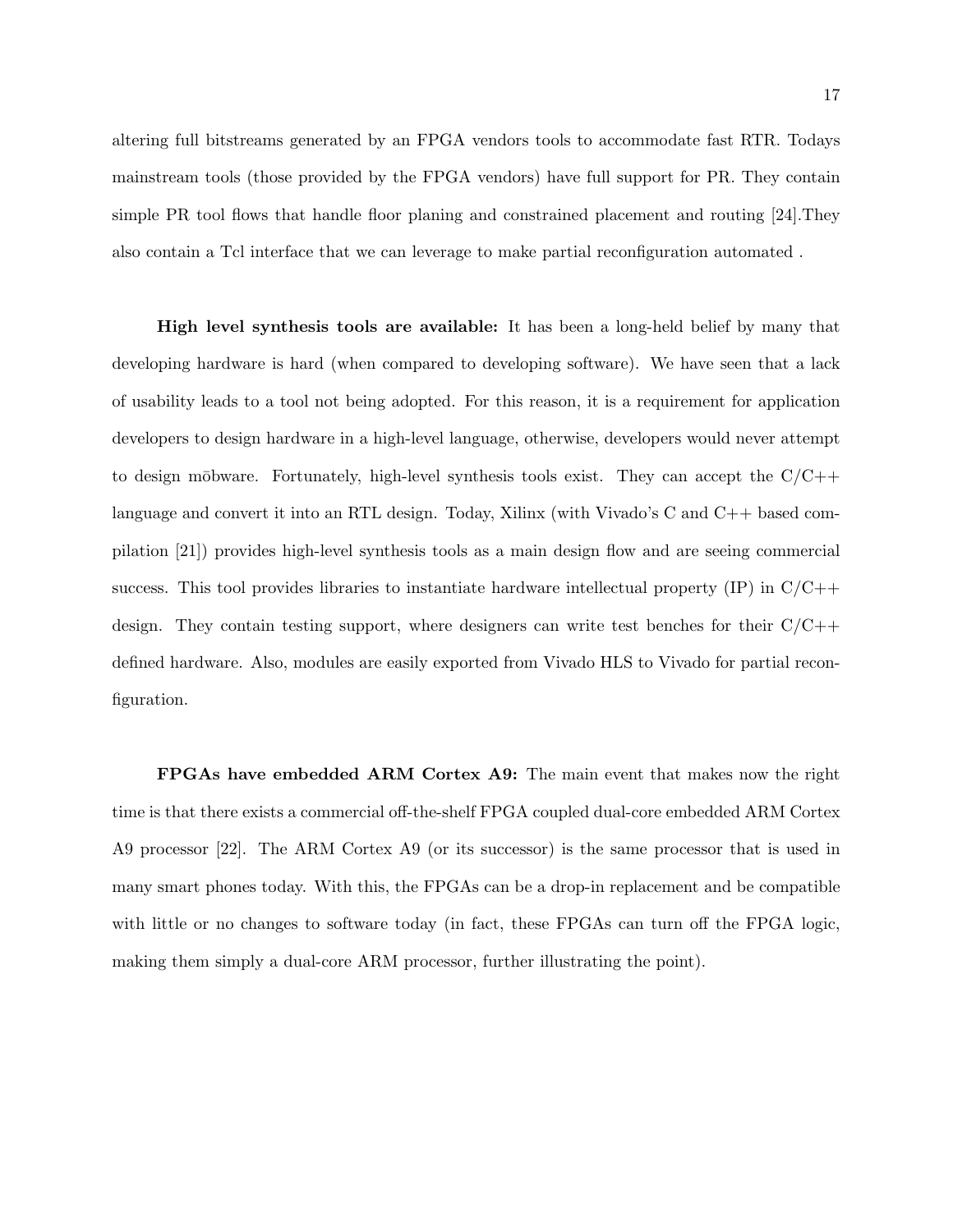altering full bitstreams generated by an FPGA vendors tools to accommodate fast RTR. Todays mainstream tools (those provided by the FPGA vendors) have full support for PR. They contain simple PR tool flows that handle floor planing and constrained placement and routing [24].They also contain a Tcl interface that we can leverage to make partial reconfiguration automated .

**High level synthesis tools are available:** It has been a long-held belief by many that developing hardware is hard (when compared to developing software). We have seen that a lack of usability leads to a tool not being adopted. For this reason, it is a requirement for application developers to design hardware in a high-level language, otherwise, developers would never attempt to design mōbware. Fortunately, high-level synthesis tools exist. They can accept the C/C++ language and convert it into an RTL design. Today, Xilinx (with Vivado's C and C++ based compilation [21]) provides high-level synthesis tools as a main design flow and are seeing commercial success. This tool provides libraries to instantiate hardware intellectual property (IP) in C/C++ design. They contain testing support, where designers can write test benches for their C/C++ defined hardware. Also, modules are easily exported from Vivado HLS to Vivado for partial reconfiguration.

**FPGAs have embedded ARM Cortex A9:** The main event that makes now the right time is that there exists a commercial off-the-shelf FPGA coupled dual-core embedded ARM Cortex A9 processor [22]. The ARM Cortex A9 (or its successor) is the same processor that is used in many smart phones today. With this, the FPGAs can be a drop-in replacement and be compatible with little or no changes to software today (in fact, these FPGAs can turn off the FPGA logic, making them simply a dual-core ARM processor, further illustrating the point).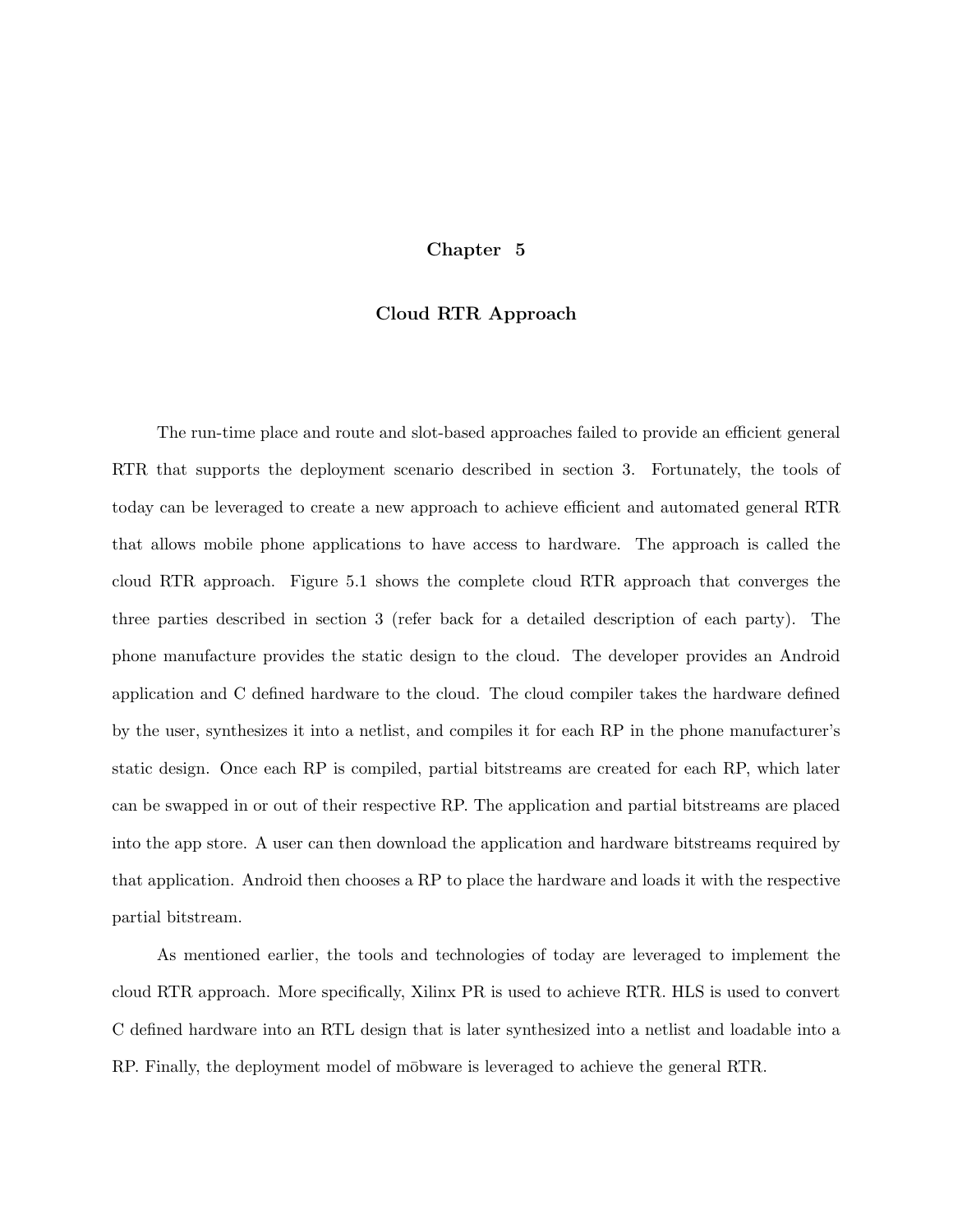# Chapter 5

## Cloud RTR Approach

The run-time place and route and slot-based approaches failed to provide an efficient general RTR that supports the deployment scenario described in section 3. Fortunately, the tools of today can be leveraged to create a new approach to achieve efficient and automated general RTR that allows mobile phone applications to have access to hardware. The approach is called the cloud RTR approach. Figure 5.1 shows the complete cloud RTR approach that converges the three parties described in section 3 (refer back for a detailed description of each party). The phone manufacture provides the static design to the cloud. The developer provides an Android application and C defined hardware to the cloud. The cloud compiler takes the hardware defined by the user, synthesizes it into a netlist, and compiles it for each RP in the phone manufacturer's static design. Once each RP is compiled, partial bitstreams are created for each RP, which later can be swapped in or out of their respective RP. The application and partial bitstreams are placed into the app store. A user can then download the application and hardware bitstreams required by that application. Android then chooses a RP to place the hardware and loads it with the respective partial bitstream.

As mentioned earlier, the tools and technologies of today are leveraged to implement the cloud RTR approach. More specifically, Xilinx PR is used to achieve RTR. HLS is used to convert C defined hardware into an RTL design that is later synthesized into a netlist and loadable into a RP. Finally, the deployment model of mōbware is leveraged to achieve the general RTR.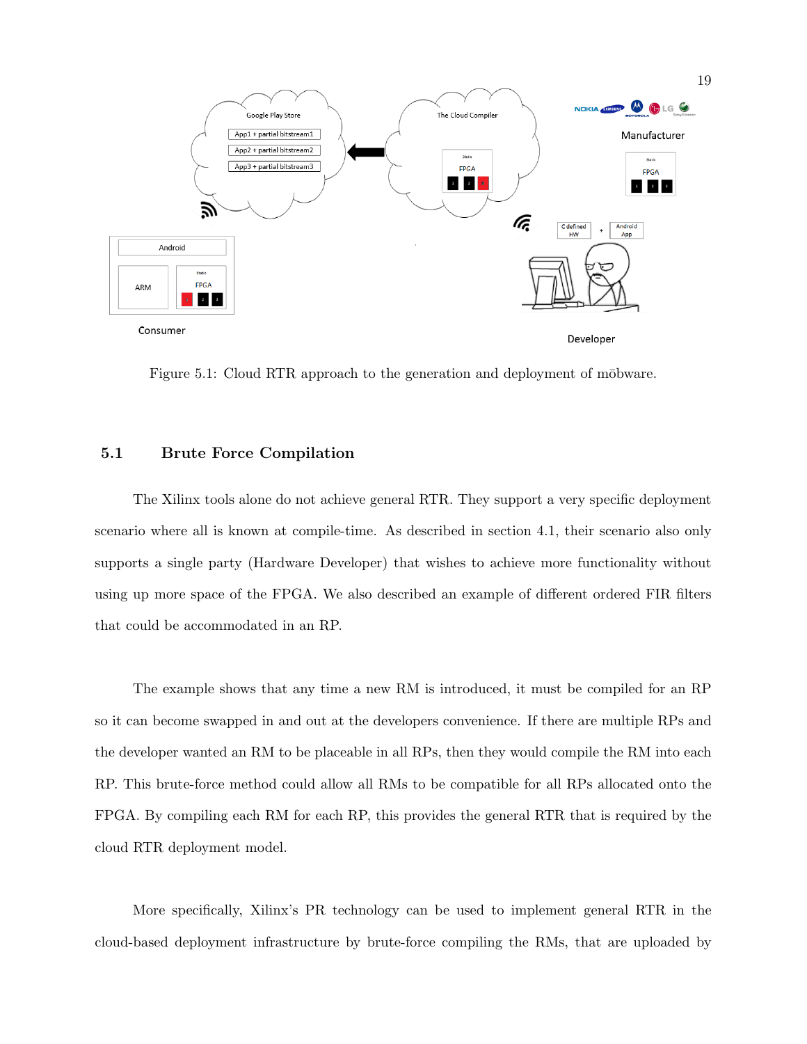Google Play Store

App1 + partial bitstream1

App2 + partial bitstream2

App3 + partial bitstream3

The Cloud Compiler

Static

FPGA

1 2 3

NOKIA SAMSUNG MOTOROLA LG Sony Ericsson

Manufacturer

Static

FPGA

1 2 3

C defined HW + Android App

Android

ARM

Static

FPGA

1 2 3

Consumer

Developer

Figure 5.1: Cloud RTR approach to the generation and deployment of mōbware.

## 5.1 Brute Force Compilation

The Xilinx tools alone do not achieve general RTR. They support a very specific deployment scenario where all is known at compile-time. As described in section 4.1, their scenario also only supports a single party (Hardware Developer) that wishes to achieve more functionality without using up more space of the FPGA. We also described an example of different ordered FIR filters that could be accommodated in an RP.

The example shows that any time a new RM is introduced, it must be compiled for an RP so it can become swapped in and out at the developers convenience. If there are multiple RPs and the developer wanted an RM to be placeable in all RPs, then they would compile the RM into each RP. This brute-force method could allow all RMs to be compatible for all RPs allocated onto the FPGA. By compiling each RM for each RP, this provides the general RTR that is required by the cloud RTR deployment model.

More specifically, Xilinx's PR technology can be used to implement general RTR in the cloud-based deployment infrastructure by brute-force compiling the RMs, that are uploaded by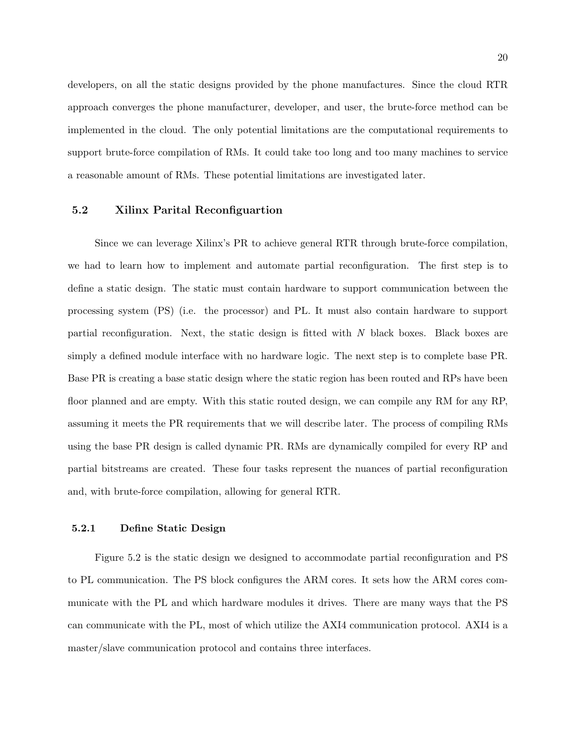developers, on all the static designs provided by the phone manufactures. Since the cloud RTR approach converges the phone manufacturer, developer, and user, the brute-force method can be implemented in the cloud. The only potential limitations are the computational requirements to support brute-force compilation of RMs. It could take too long and too many machines to service a reasonable amount of RMs. These potential limitations are investigated later.

## 5.2 Xilinx Parital Reconfiguartion

Since we can leverage Xilinx's PR to achieve general RTR through brute-force compilation, we had to learn how to implement and automate partial reconfiguration. The first step is to define a static design. The static must contain hardware to support communication between the processing system (PS) (i.e. the processor) and PL. It must also contain hardware to support partial reconfiguration. Next, the static design is fitted with $N$ black boxes. Black boxes are simply a defined module interface with no hardware logic. The next step is to complete base PR. Base PR is creating a base static design where the static region has been routed and RPs have been floor planned and are empty. With this static routed design, we can compile any RM for any RP, assuming it meets the PR requirements that we will describe later. The process of compiling RMs using the base PR design is called dynamic PR. RMs are dynamically compiled for every RP and partial bitstreams are created. These four tasks represent the nuances of partial reconfiguration and, with brute-force compilation, allowing for general RTR.

### 5.2.1 Define Static Design

Figure 5.2 is the static design we designed to accommodate partial reconfiguration and PS to PL communication. The PS block configures the ARM cores. It sets how the ARM cores communicate with the PL and which hardware modules it drives. There are many ways that the PS can communicate with the PL, most of which utilize the AXI4 communication protocol. AXI4 is a master/slave communication protocol and contains three interfaces.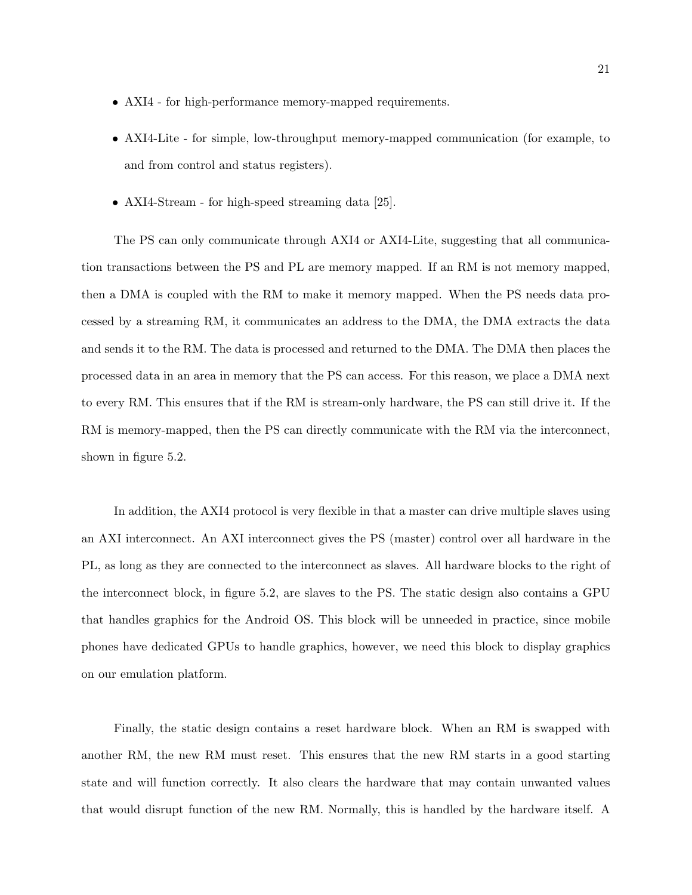- AXI4 - for high-performance memory-mapped requirements.
- AXI4-Lite - for simple, low-throughput memory-mapped communication (for example, to and from control and status registers).
- AXI4-Stream - for high-speed streaming data [25].

The PS can only communicate through AXI4 or AXI4-Lite, suggesting that all communication transactions between the PS and PL are memory mapped. If an RM is not memory mapped, then a DMA is coupled with the RM to make it memory mapped. When the PS needs data processed by a streaming RM, it communicates an address to the DMA, the DMA extracts the data and sends it to the RM. The data is processed and returned to the DMA. The DMA then places the processed data in an area in memory that the PS can access. For this reason, we place a DMA next to every RM. This ensures that if the RM is stream-only hardware, the PS can still drive it. If the RM is memory-mapped, then the PS can directly communicate with the RM via the interconnect, shown in figure 5.2.

In addition, the AXI4 protocol is very flexible in that a master can drive multiple slaves using an AXI interconnect. An AXI interconnect gives the PS (master) control over all hardware in the PL, as long as they are connected to the interconnect as slaves. All hardware blocks to the right of the interconnect block, in figure 5.2, are slaves to the PS. The static design also contains a GPU that handles graphics for the Android OS. This block will be unneeded in practice, since mobile phones have dedicated GPUs to handle graphics, however, we need this block to display graphics on our emulation platform.

Finally, the static design contains a reset hardware block. When an RM is swapped with another RM, the new RM must reset. This ensures that the new RM starts in a good starting state and will function correctly. It also clears the hardware that may contain unwanted values that would disrupt function of the new RM. Normally, this is handled by the hardware itself. A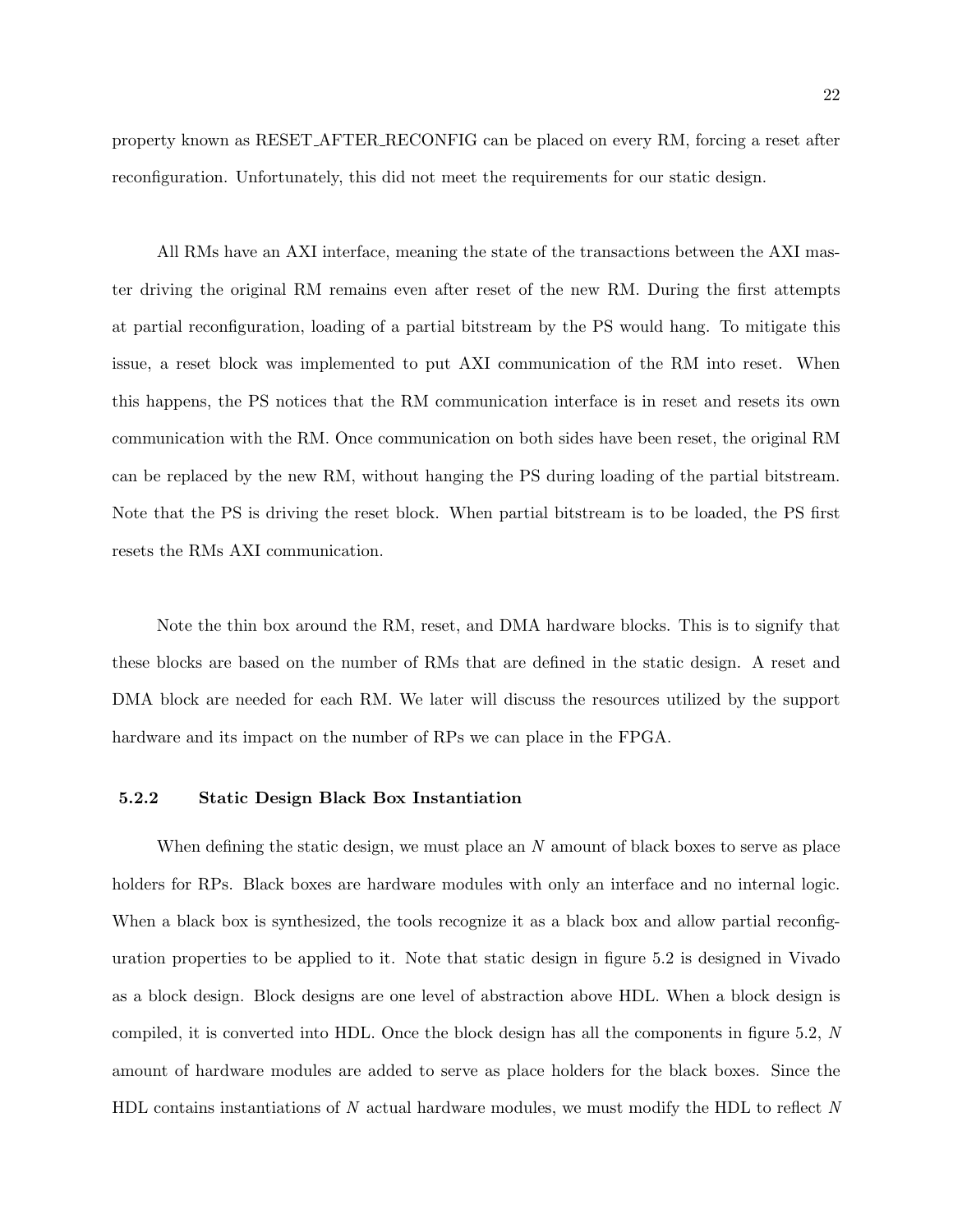property known as RESET_AFTER_RECONFIG can be placed on every RM, forcing a reset after reconfiguration. Unfortunately, this did not meet the requirements for our static design.

All RMs have an AXI interface, meaning the state of the transactions between the AXI master driving the original RM remains even after reset of the new RM. During the first attempts at partial reconfiguration, loading of a partial bitstream by the PS would hang. To mitigate this issue, a reset block was implemented to put AXI communication of the RM into reset. When this happens, the PS notices that the RM communication interface is in reset and resets its own communication with the RM. Once communication on both sides have been reset, the original RM can be replaced by the new RM, without hanging the PS during loading of the partial bitstream. Note that the PS is driving the reset block. When partial bitstream is to be loaded, the PS first resets the RMs AXI communication.

Note the thin box around the RM, reset, and DMA hardware blocks. This is to signify that these blocks are based on the number of RMs that are defined in the static design. A reset and DMA block are needed for each RM. We later will discuss the resources utilized by the support hardware and its impact on the number of RPs we can place in the FPGA.

### 5.2.2 Static Design Black Box Instantiation

When defining the static design, we must place an $N$ amount of black boxes to serve as place holders for RPs. Black boxes are hardware modules with only an interface and no internal logic. When a black box is synthesized, the tools recognize it as a black box and allow partial reconfiguration properties to be applied to it. Note that static design in figure 5.2 is designed in Vivado as a block design. Block designs are one level of abstraction above HDL. When a block design is compiled, it is converted into HDL. Once the block design has all the components in figure 5.2, $N$ amount of hardware modules are added to serve as place holders for the black boxes. Since the HDL contains instantiations of $N$ actual hardware modules, we must modify the HDL to reflect $N$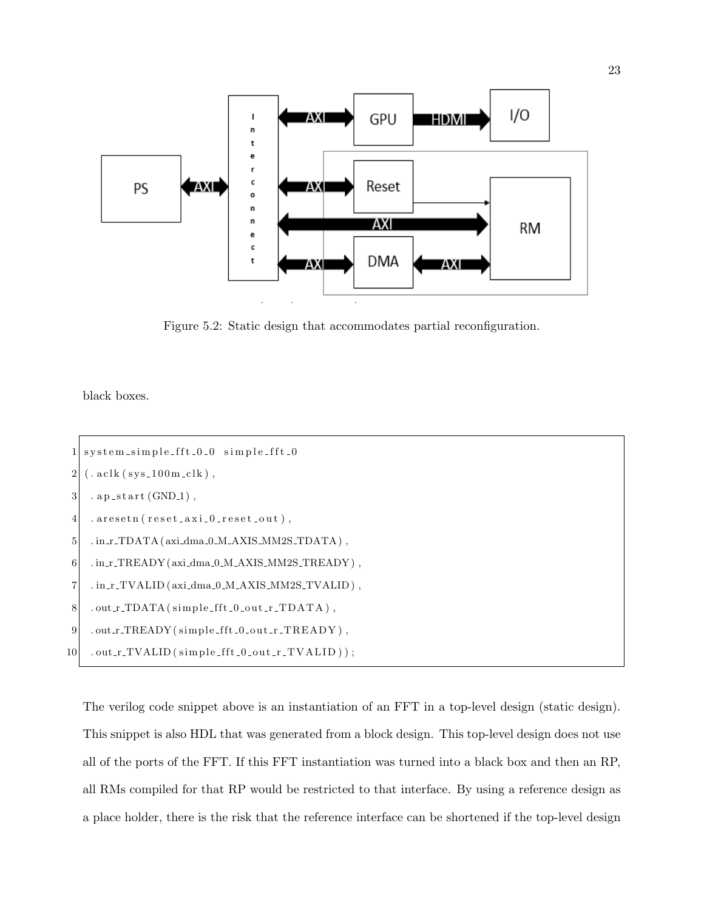Figure 5.2: Static design that accommodates partial reconfiguration.

black boxes.

```
system_simple_fft_0_0  simple_fft_0
(.aclk(sys_100m_clk),
 .ap_start(GND_1),
 .aresetn(reset_axi_0_reset_out),
 .in_r_TDATA(axi_dma_0_M_AXIS_MM2S_TDATA),
 .in_r_TREADY(axi_dma_0_M_AXIS_MM2S_TREADY),
 .in_r_TVALID(axi_dma_0_M_AXIS_MM2S_TVALID),
 .out_r_TDATA(simple_fft_0_out_r_TDATA),
 .out_r_TREADY(simple_fft_0_out_r_TREADY),
 .out_r_TVALID(simple_fft_0_out_r_TVALID));
```

The verilog code snippet above is an instantiation of an FFT in a top-level design (static design). This snippet is also HDL that was generated from a block design. This top-level design does not use all of the ports of the FFT. If this FFT instantiation was turned into a black box and then an RP, all RMs compiled for that RP would be restricted to that interface. By using a reference design as a place holder, there is the risk that the reference interface can be shortened if the top-level design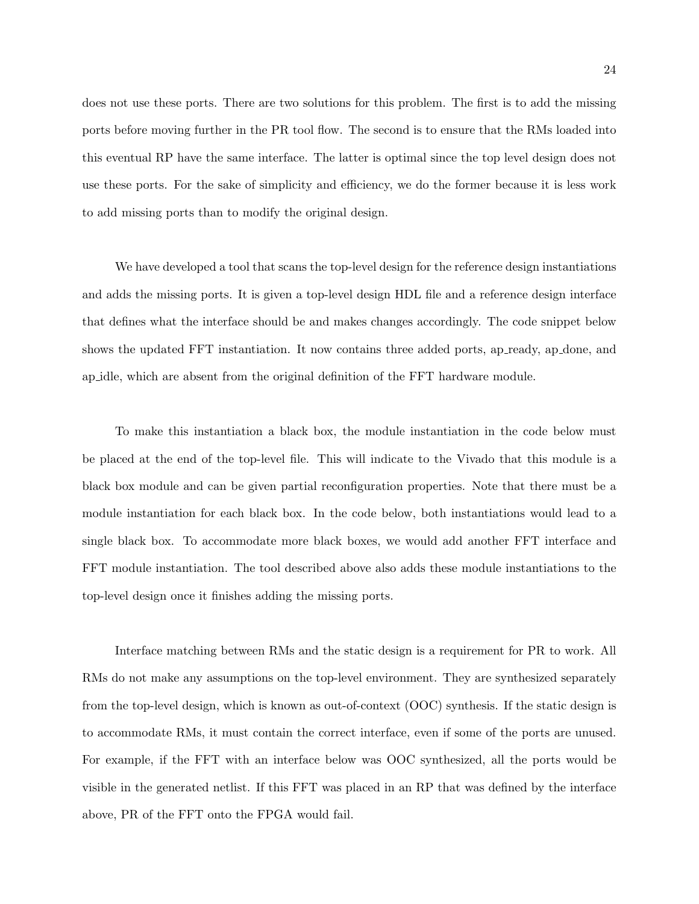does not use these ports. There are two solutions for this problem. The first is to add the missing ports before moving further in the PR tool flow. The second is to ensure that the RMs loaded into this eventual RP have the same interface. The latter is optimal since the top level design does not use these ports. For the sake of simplicity and efficiency, we do the former because it is less work to add missing ports than to modify the original design.

We have developed a tool that scans the top-level design for the reference design instantiations and adds the missing ports. It is given a top-level design HDL file and a reference design interface that defines what the interface should be and makes changes accordingly. The code snippet below shows the updated FFT instantiation. It now contains three added ports, ap_ready, ap_done, and ap_idle, which are absent from the original definition of the FFT hardware module.

To make this instantiation a black box, the module instantiation in the code below must be placed at the end of the top-level file. This will indicate to the Vivado that this module is a black box module and can be given partial reconfiguration properties. Note that there must be a module instantiation for each black box. In the code below, both instantiations would lead to a single black box. To accommodate more black boxes, we would add another FFT interface and FFT module instantiation. The tool described above also adds these module instantiations to the top-level design once it finishes adding the missing ports.

Interface matching between RMs and the static design is a requirement for PR to work. All RMs do not make any assumptions on the top-level environment. They are synthesized separately from the top-level design, which is known as out-of-context (OOC) synthesis. If the static design is to accommodate RMs, it must contain the correct interface, even if some of the ports are unused. For example, if the FFT with an interface below was OOC synthesized, all the ports would be visible in the generated netlist. If this FFT was placed in an RP that was defined by the interface above, PR of the FFT onto the FPGA would fail.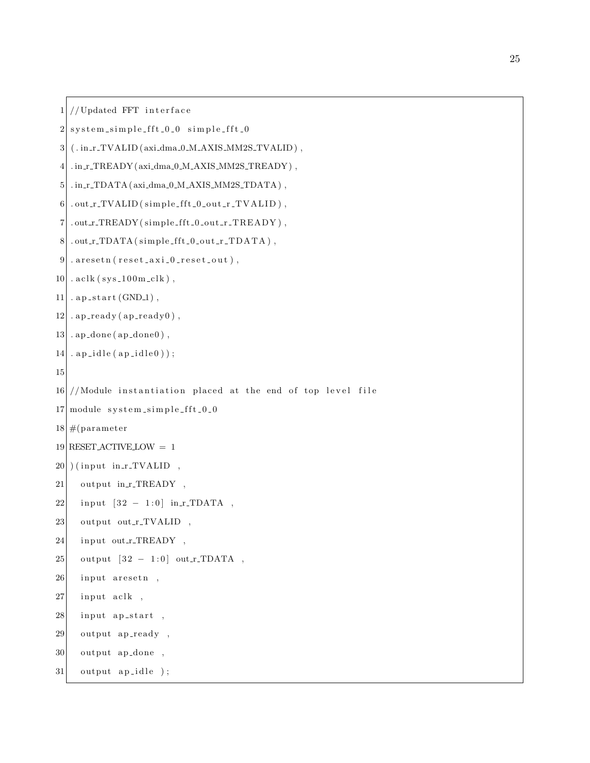```
//Updated FFT interface
system_simple_fft_0_0 simple_fft_0
(.in_r_TVALID(axi_dma_0_M_AXIS_MM2S_TVALID),
.in_r_TREADY(axi_dma_0_M_AXIS_MM2S_TREADY),
.in_r_TDATA(axi_dma_0_M_AXIS_MM2S_TDATA),
.out_r_TVALID(simple_fft_0_out_r_TVALID),
.out_r_TREADY(simple_fft_0_out_r_TREADY),
.out_r_TDATA(simple_fft_0_out_r_TDATA),
.aresetn(reset_axi_0_reset_out),
.aclk(sys_100m_clk),
.ap_start(GND_1),
.ap_ready(ap_ready0),
.ap_done(ap_done0),
.ap_idle(ap_idle0));

//Module instantiation placed at the end of top level file
module system_simple_fft_0_0
#(parameter
RESET_ACTIVE_LOW = 1
)(input in_r_TVALID ,
  output in_r_TREADY ,
  input [32 - 1:0] in_r_TDATA ,
  output out_r_TVALID ,
  input out_r_TREADY ,
  output [32 - 1:0] out_r_TDATA ,
  input aresetn ,
  input aclk ,
  input ap_start ,
  output ap_ready ,
  output ap_done ,
  output ap_idle );
```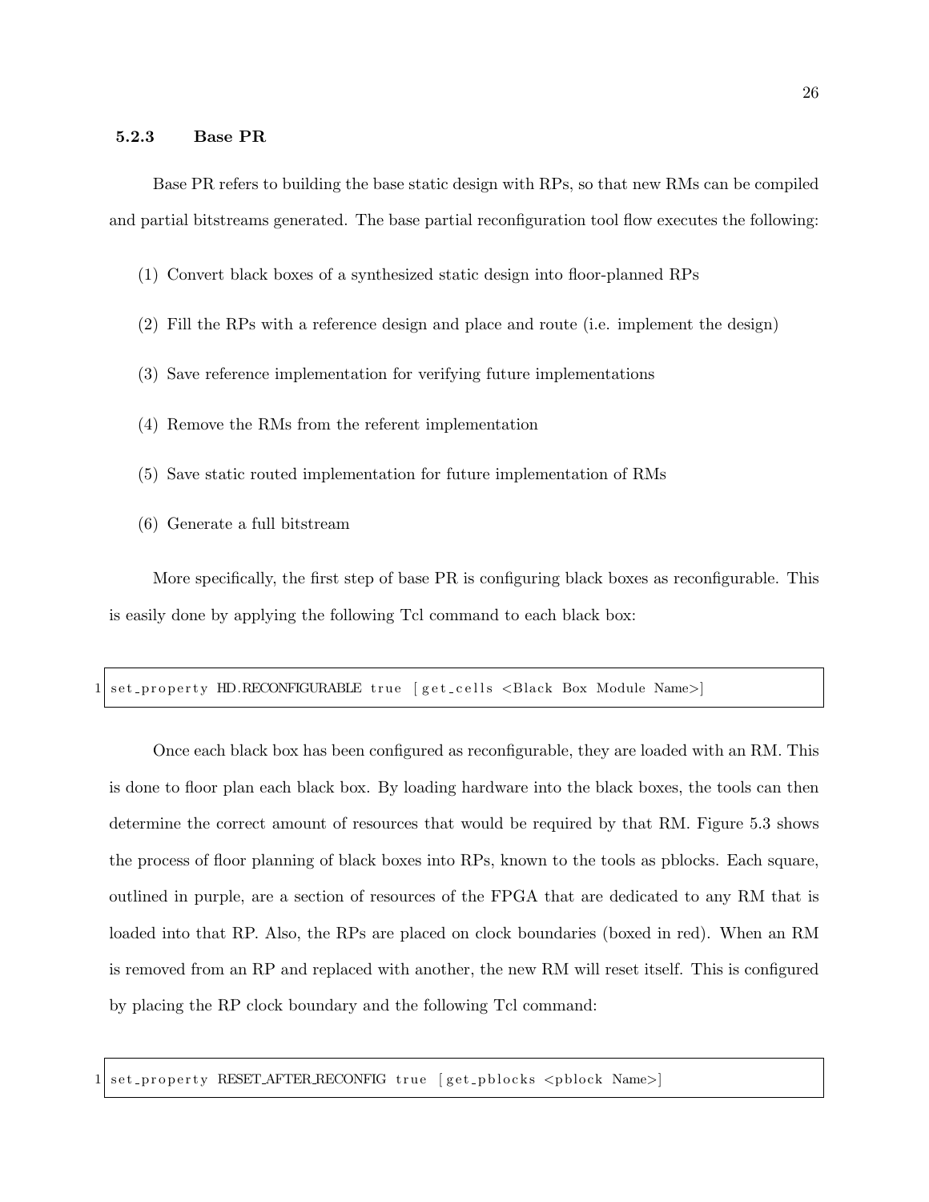### 5.2.3 Base PR

Base PR refers to building the base static design with RPs, so that new RMs can be compiled and partial bitstreams generated. The base partial reconfiguration tool flow executes the following:

(1) Convert black boxes of a synthesized static design into floor-planned RPs

(2) Fill the RPs with a reference design and place and route (i.e. implement the design)

(3) Save reference implementation for verifying future implementations

(4) Remove the RMs from the referent implementation

(5) Save static routed implementation for future implementation of RMs

(6) Generate a full bitstream

More specifically, the first step of base PR is configuring black boxes as reconfigurable. This is easily done by applying the following Tcl command to each black box:

```
set_property HD.RECONFIGURABLE true [get_cells <Black Box Module Name>]
```

Once each black box has been configured as reconfigurable, they are loaded with an RM. This is done to floor plan each black box. By loading hardware into the black boxes, the tools can then determine the correct amount of resources that would be required by that RM. Figure 5.3 shows the process of floor planning of black boxes into RPs, known to the tools as pblocks. Each square, outlined in purple, are a section of resources of the FPGA that are dedicated to any RM that is loaded into that RP. Also, the RPs are placed on clock boundaries (boxed in red). When an RM is removed from an RP and replaced with another, the new RM will reset itself. This is configured by placing the RP clock boundary and the following Tcl command:

```
set_property RESET_AFTER_RECONFIG true [get_pblocks <pblock Name>]
```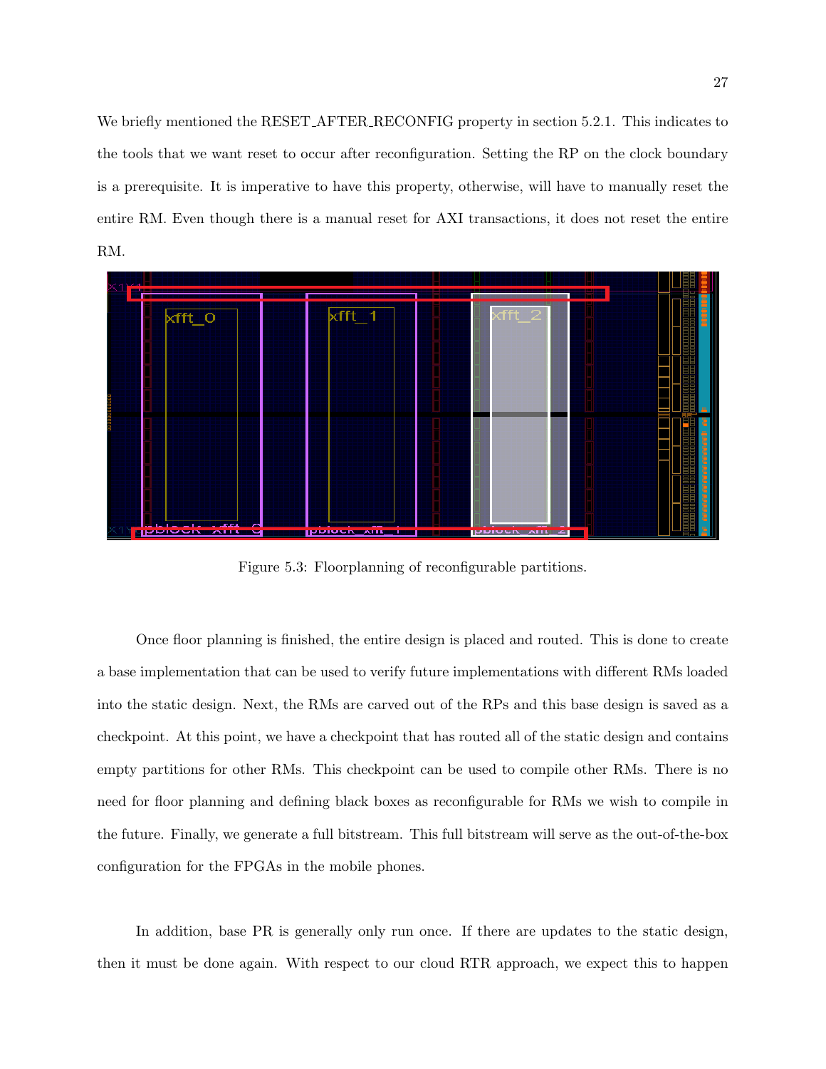We briefly mentioned the RESET_AFTER_RECONFIG property in section 5.2.1. This indicates to the tools that we want reset to occur after reconfiguration. Setting the RP on the clock boundary is a prerequisite. It is imperative to have this property, otherwise, will have to manually reset the entire RM. Even though there is a manual reset for AXI transactions, it does not reset the entire RM.

Figure 5.3: Floorplanning of reconfigurable partitions.

Once floor planning is finished, the entire design is placed and routed. This is done to create a base implementation that can be used to verify future implementations with different RMs loaded into the static design. Next, the RMs are carved out of the RPs and this base design is saved as a checkpoint. At this point, we have a checkpoint that has routed all of the static design and contains empty partitions for other RMs. This checkpoint can be used to compile other RMs. There is no need for floor planning and defining black boxes as reconfigurable for RMs we wish to compile in the future. Finally, we generate a full bitstream. This full bitstream will serve as the out-of-the-box configuration for the FPGAs in the mobile phones.

In addition, base PR is generally only run once. If there are updates to the static design, then it must be done again. With respect to our cloud RTR approach, we expect this to happen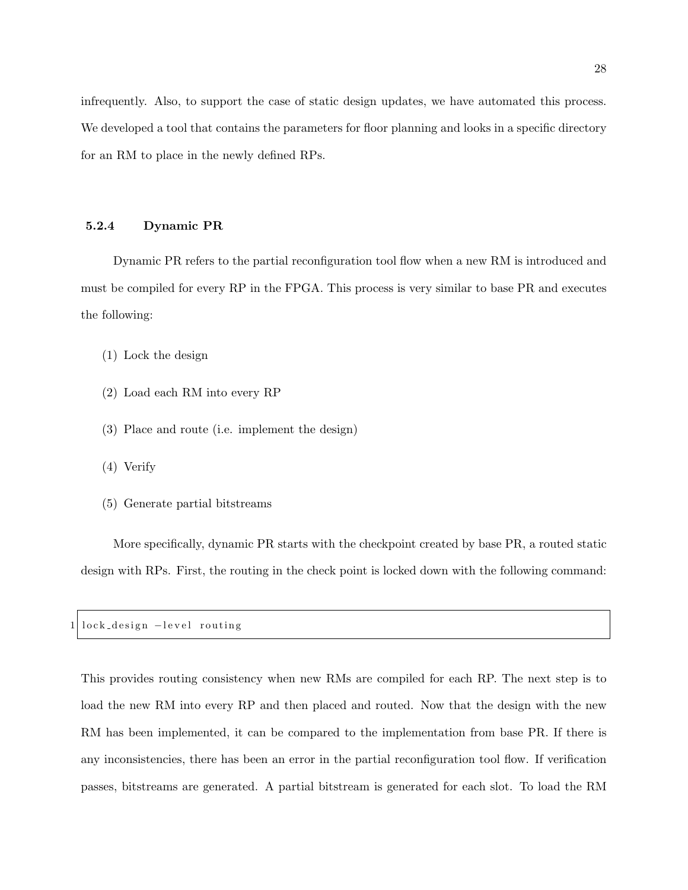infrequently. Also, to support the case of static design updates, we have automated this process. We developed a tool that contains the parameters for floor planning and looks in a specific directory for an RM to place in the newly defined RPs.

#### 5.2.4 Dynamic PR

Dynamic PR refers to the partial reconfiguration tool flow when a new RM is introduced and must be compiled for every RP in the FPGA. This process is very similar to base PR and executes the following:

(1) Lock the design

(2) Load each RM into every RP

(3) Place and route (i.e. implement the design)

(4) Verify

(5) Generate partial bitstreams

More specifically, dynamic PR starts with the checkpoint created by base PR, a routed static design with RPs. First, the routing in the check point is locked down with the following command:

```
lock_design -level routing
```

This provides routing consistency when new RMs are compiled for each RP. The next step is to load the new RM into every RP and then placed and routed. Now that the design with the new RM has been implemented, it can be compared to the implementation from base PR. If there is any inconsistencies, there has been an error in the partial reconfiguration tool flow. If verification passes, bitstreams are generated. A partial bitstream is generated for each slot. To load the RM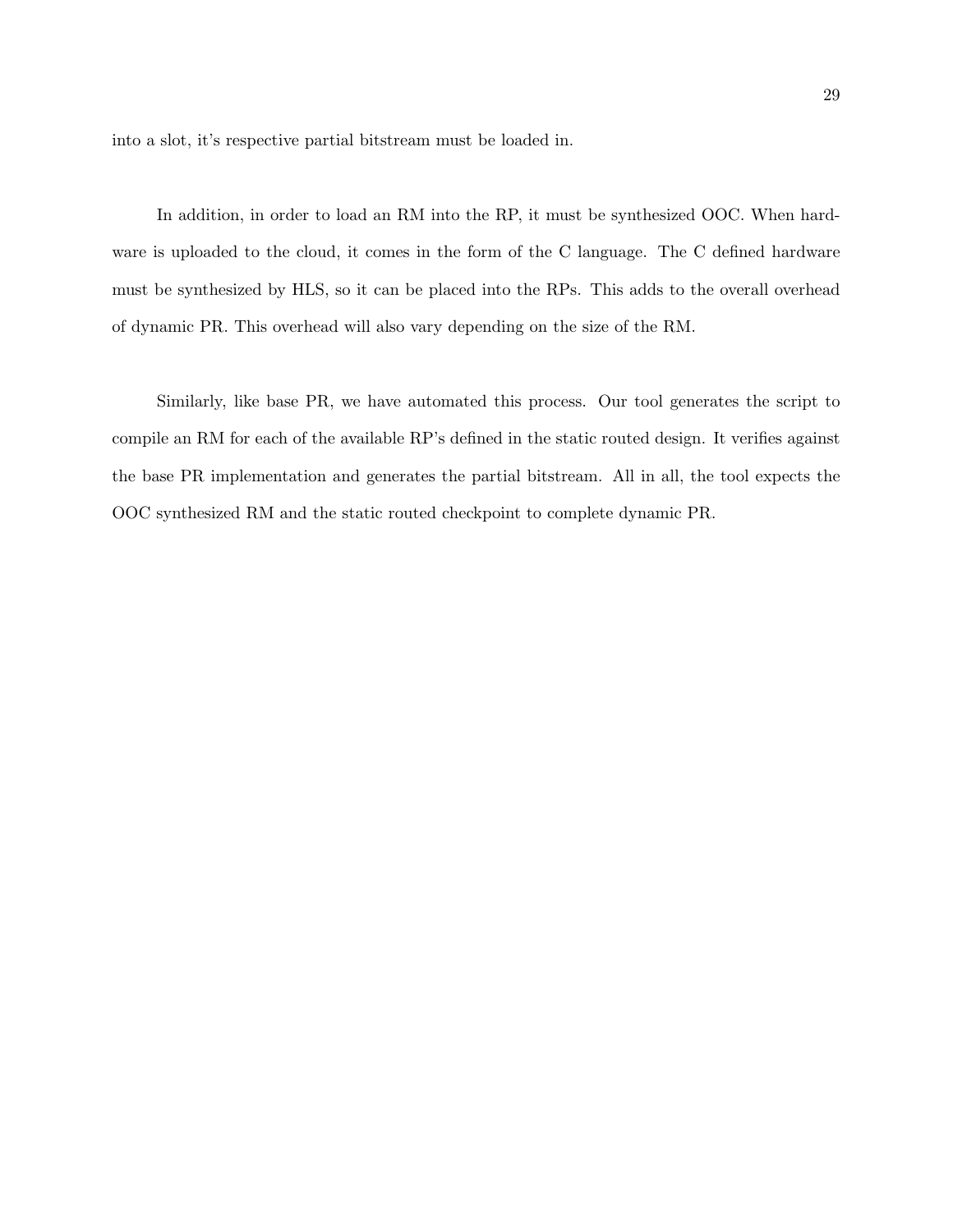into a slot, it's respective partial bitstream must be loaded in.

In addition, in order to load an RM into the RP, it must be synthesized OOC. When hardware is uploaded to the cloud, it comes in the form of the C language. The C defined hardware must be synthesized by HLS, so it can be placed into the RPs. This adds to the overall overhead of dynamic PR. This overhead will also vary depending on the size of the RM.

Similarly, like base PR, we have automated this process. Our tool generates the script to compile an RM for each of the available RP's defined in the static routed design. It verifies against the base PR implementation and generates the partial bitstream. All in all, the tool expects the OOC synthesized RM and the static routed checkpoint to complete dynamic PR.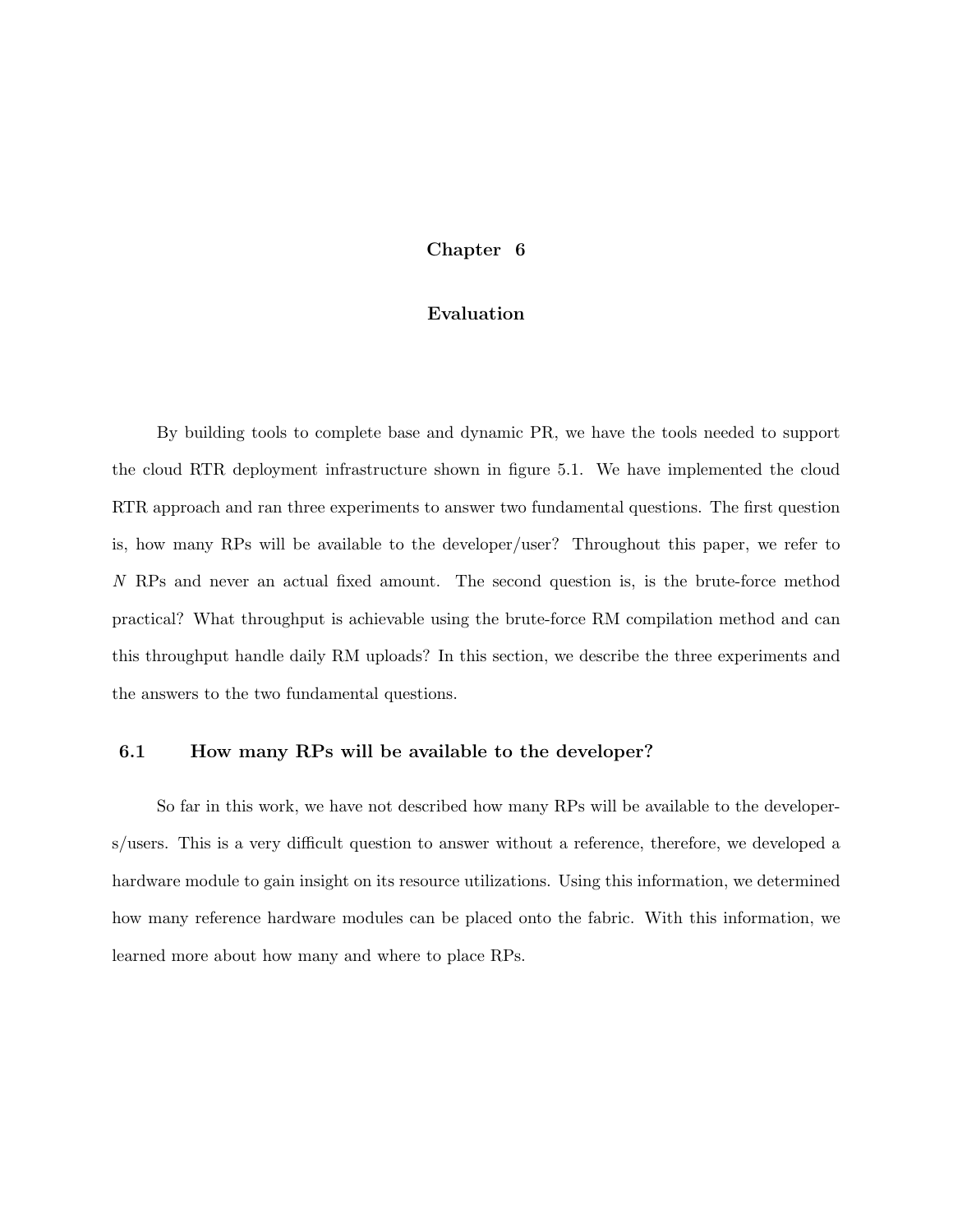# Chapter 6

# Evaluation

By building tools to complete base and dynamic PR, we have the tools needed to support the cloud RTR deployment infrastructure shown in figure 5.1. We have implemented the cloud RTR approach and ran three experiments to answer two fundamental questions. The first question is, how many RPs will be available to the developer/user? Throughout this paper, we refer to $N$ RPs and never an actual fixed amount. The second question is, is the brute-force method practical? What throughput is achievable using the brute-force RM compilation method and can this throughput handle daily RM uploads? In this section, we describe the three experiments and the answers to the two fundamental questions.

## 6.1 How many RPs will be available to the developer?

So far in this work, we have not described how many RPs will be available to the developers/users. This is a very difficult question to answer without a reference, therefore, we developed a hardware module to gain insight on its resource utilizations. Using this information, we determined how many reference hardware modules can be placed onto the fabric. With this information, we learned more about how many and where to place RPs.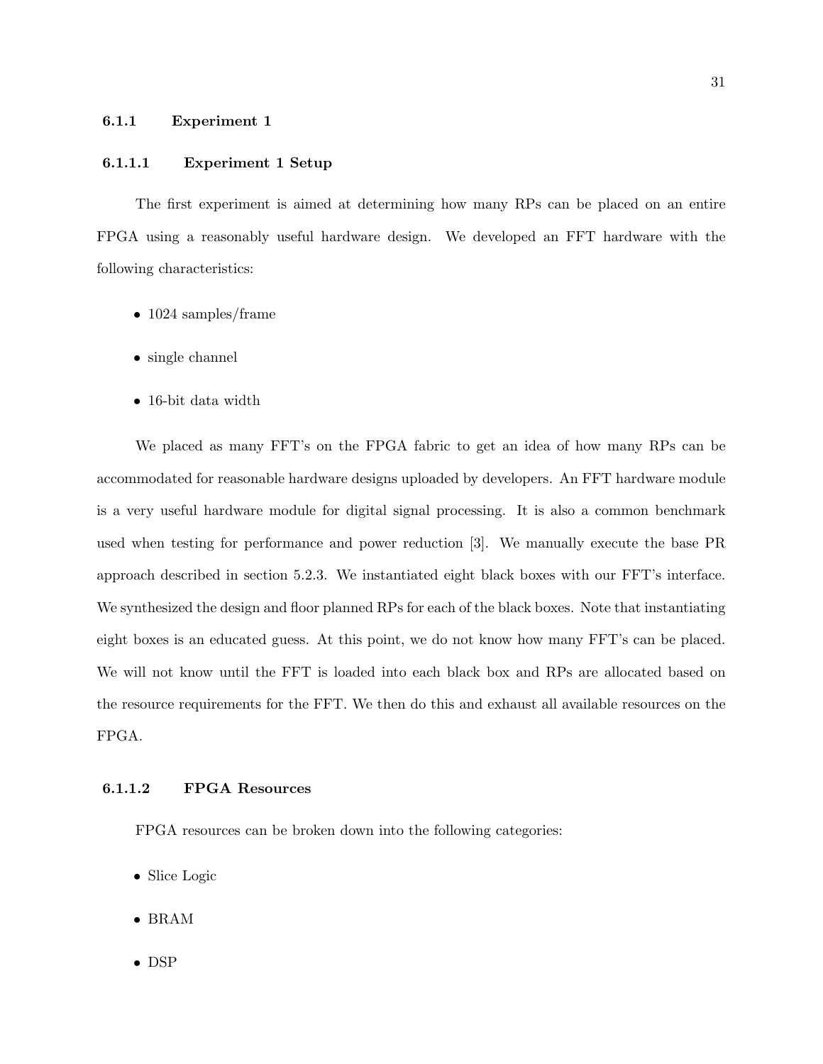#### 6.1.1 Experiment 1

##### 6.1.1.1 Experiment 1 Setup

The first experiment is aimed at determining how many RPs can be placed on an entire FPGA using a reasonably useful hardware design. We developed an FFT hardware with the following characteristics:

- 1024 samples/frame
- single channel
- 16-bit data width

We placed as many FFT's on the FPGA fabric to get an idea of how many RPs can be accommodated for reasonable hardware designs uploaded by developers. An FFT hardware module is a very useful hardware module for digital signal processing. It is also a common benchmark used when testing for performance and power reduction [3]. We manually execute the base PR approach described in section 5.2.3. We instantiated eight black boxes with our FFT's interface. We synthesized the design and floor planned RPs for each of the black boxes. Note that instantiating eight boxes is an educated guess. At this point, we do not know how many FFT's can be placed. We will not know until the FFT is loaded into each black box and RPs are allocated based on the resource requirements for the FFT. We then do this and exhaust all available resources on the FPGA.

##### 6.1.1.2 FPGA Resources

FPGA resources can be broken down into the following categories:

- Slice Logic
- BRAM
- DSP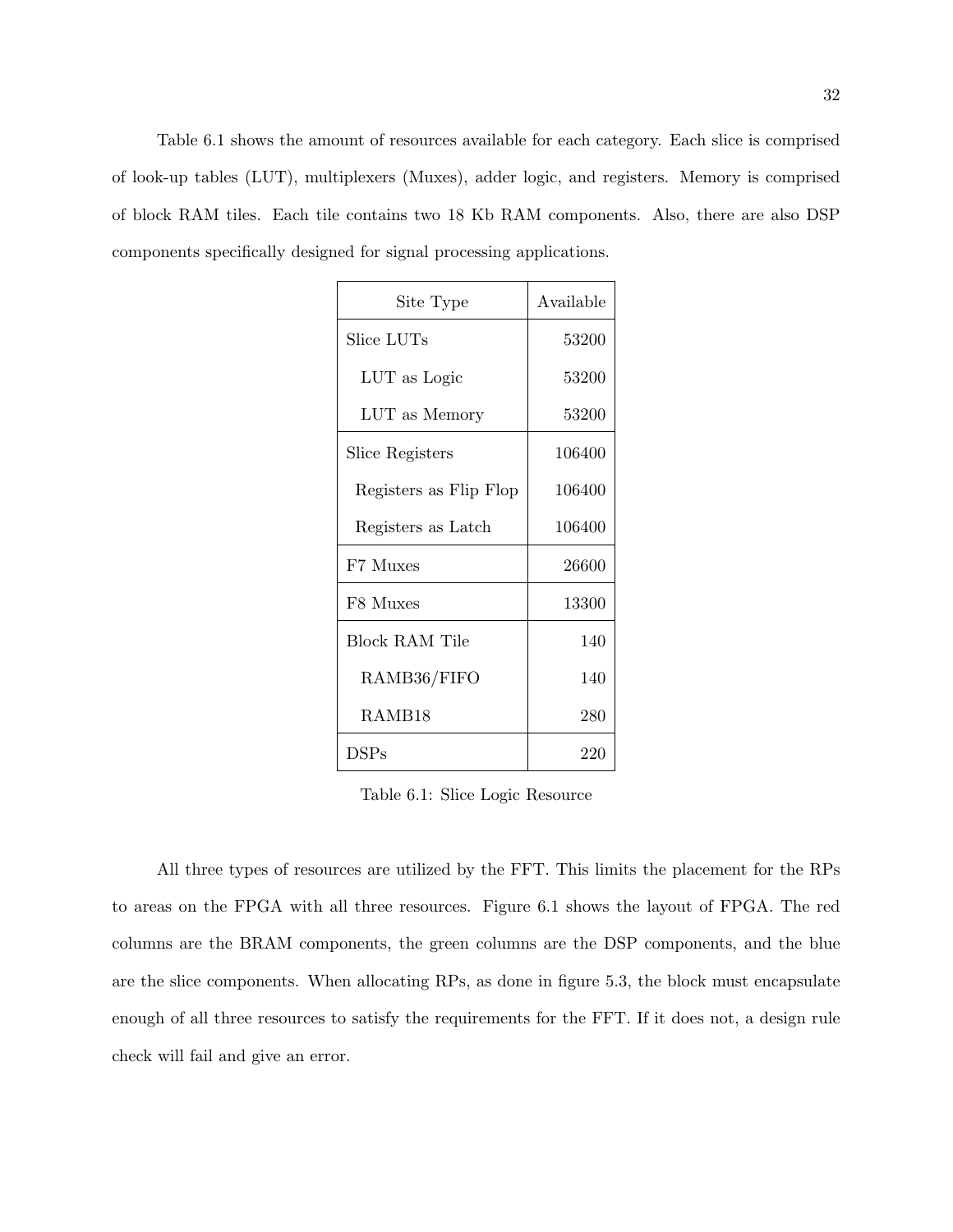Table 6.1 shows the amount of resources available for each category. Each slice is comprised of look-up tables (LUT), multiplexers (Muxes), adder logic, and registers. Memory is comprised of block RAM tiles. Each tile contains two 18 Kb RAM components. Also, there are also DSP components specifically designed for signal processing applications.

| Site Type | Available |
|---|---|
| Slice LUTs | 53200 |
| LUT as Logic | 53200 |
| LUT as Memory | 53200 |
| Slice Registers | 106400 |
| Registers as Flip Flop | 106400 |
| Registers as Latch | 106400 |
| F7 Muxes | 26600 |
| F8 Muxes | 13300 |
| Block RAM Tile | 140 |
| RAMB36/FIFO | 140 |
| RAMB18 | 280 |
| DSPs | 220 |

Table 6.1: Slice Logic Resource

All three types of resources are utilized by the FFT. This limits the placement for the RPs to areas on the FPGA with all three resources. Figure 6.1 shows the layout of FPGA. The red columns are the BRAM components, the green columns are the DSP components, and the blue are the slice components. When allocating RPs, as done in figure 5.3, the block must encapsulate enough of all three resources to satisfy the requirements for the FFT. If it does not, a design rule check will fail and give an error.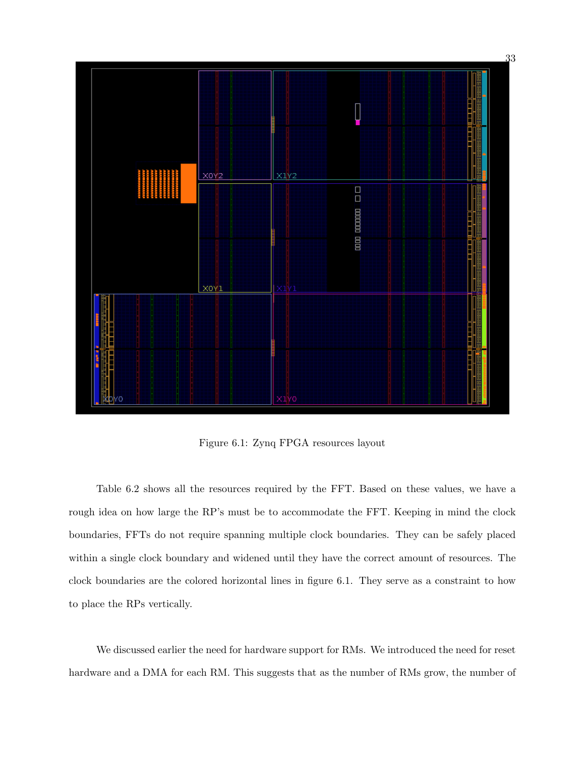X0Y2

X1Y2

X0Y1

X1Y1

X0Y0

X1Y0

Figure 6.1: Zynq FPGA resources layout

Table 6.2 shows all the resources required by the FFT. Based on these values, we have a rough idea on how large the RP's must be to accommodate the FFT. Keeping in mind the clock boundaries, FFTs do not require spanning multiple clock boundaries. They can be safely placed within a single clock boundary and widened until they have the correct amount of resources. The clock boundaries are the colored horizontal lines in figure 6.1. They serve as a constraint to how to place the RPs vertically.

We discussed earlier the need for hardware support for RMs. We introduced the need for reset hardware and a DMA for each RM. This suggests that as the number of RMs grow, the number of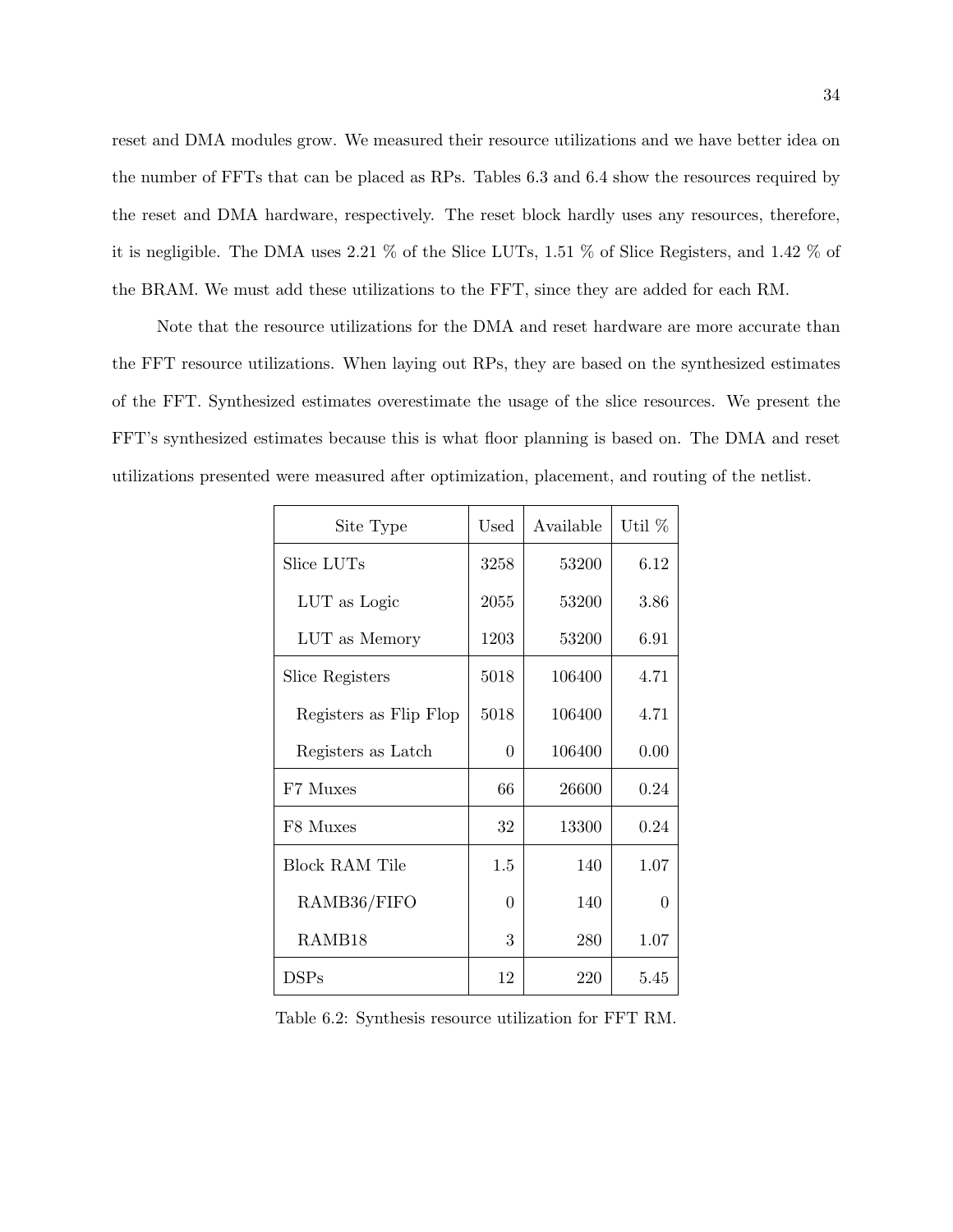reset and DMA modules grow. We measured their resource utilizations and we have better idea on the number of FFTs that can be placed as RPs. Tables 6.3 and 6.4 show the resources required by the reset and DMA hardware, respectively. The reset block hardly uses any resources, therefore, it is negligible. The DMA uses 2.21 % of the Slice LUTs, 1.51 % of Slice Registers, and 1.42 % of the BRAM. We must add these utilizations to the FFT, since they are added for each RM.

Note that the resource utilizations for the DMA and reset hardware are more accurate than the FFT resource utilizations. When laying out RPs, they are based on the synthesized estimates of the FFT. Synthesized estimates overestimate the usage of the slice resources. We present the FFT's synthesized estimates because this is what floor planning is based on. The DMA and reset utilizations presented were measured after optimization, placement, and routing of the netlist.

| Site Type | Used | Available | Util % |
|---|---|---|---|
| Slice LUTs | 3258 | 53200 | 6.12 |
| LUT as Logic | 2055 | 53200 | 3.86 |
| LUT as Memory | 1203 | 53200 | 6.91 |
| Slice Registers | 5018 | 106400 | 4.71 |
| Registers as Flip Flop | 5018 | 106400 | 4.71 |
| Registers as Latch | 0 | 106400 | 0.00 |
| F7 Muxes | 66 | 26600 | 0.24 |
| F8 Muxes | 32 | 13300 | 0.24 |
| Block RAM Tile | 1.5 | 140 | 1.07 |
| RAMB36/FIFO | 0 | 140 | 0 |
| RAMB18 | 3 | 280 | 1.07 |
| DSPs | 12 | 220 | 5.45 |

Table 6.2: Synthesis resource utilization for FFT RM.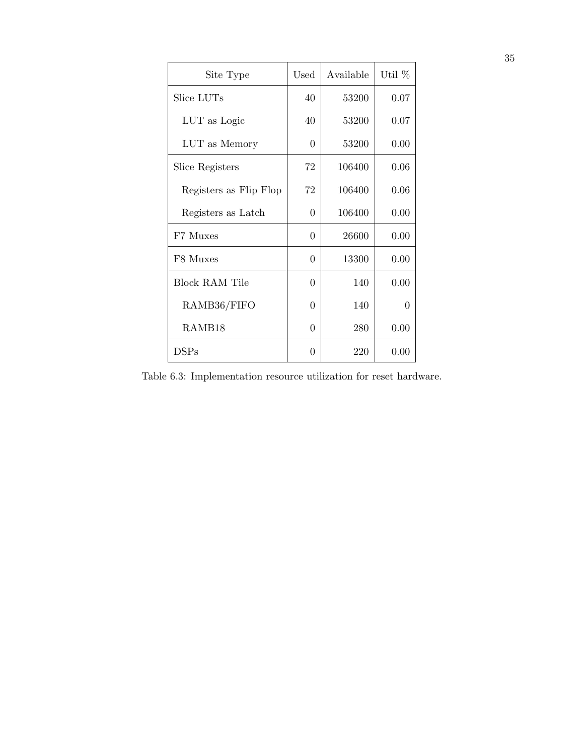| Site Type | Used | Available | Util % |
|---|---|---|---|
| Slice LUTs | 40 | 53200 | 0.07 |
| LUT as Logic | 40 | 53200 | 0.07 |
| LUT as Memory | 0 | 53200 | 0.00 |
| Slice Registers | 72 | 106400 | 0.06 |
| Registers as Flip Flop | 72 | 106400 | 0.06 |
| Registers as Latch | 0 | 106400 | 0.00 |
| F7 Muxes | 0 | 26600 | 0.00 |
| F8 Muxes | 0 | 13300 | 0.00 |
| Block RAM Tile | 0 | 140 | 0.00 |
| RAMB36/FIFO | 0 | 140 | 0 |
| RAMB18 | 0 | 280 | 0.00 |
| DSPs | 0 | 220 | 0.00 |

Table 6.3: Implementation resource utilization for reset hardware.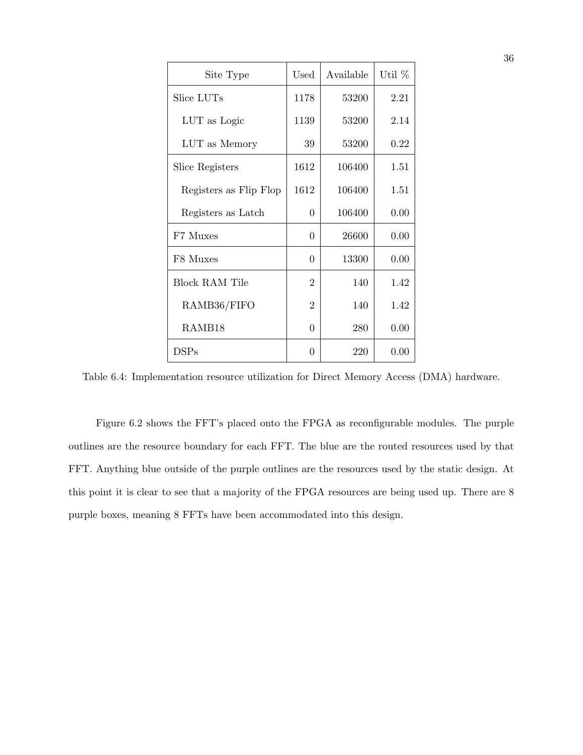| Site Type | Used | Available | Util % |
|---|---|---|---|
| Slice LUTs | 1178 | 53200 | 2.21 |
| LUT as Logic | 1139 | 53200 | 2.14 |
| LUT as Memory | 39 | 53200 | 0.22 |
| Slice Registers | 1612 | 106400 | 1.51 |
| Registers as Flip Flop | 1612 | 106400 | 1.51 |
| Registers as Latch | 0 | 106400 | 0.00 |
| F7 Muxes | 0 | 26600 | 0.00 |
| F8 Muxes | 0 | 13300 | 0.00 |
| Block RAM Tile | 2 | 140 | 1.42 |
| RAMB36/FIFO | 2 | 140 | 1.42 |
| RAMB18 | 0 | 280 | 0.00 |
| DSPs | 0 | 220 | 0.00 |

Table 6.4: Implementation resource utilization for Direct Memory Access (DMA) hardware.

Figure 6.2 shows the FFT's placed onto the FPGA as reconfigurable modules. The purple outlines are the resource boundary for each FFT. The blue are the routed resources used by that FFT. Anything blue outside of the purple outlines are the resources used by the static design. At this point it is clear to see that a majority of the FPGA resources are being used up. There are 8 purple boxes, meaning 8 FFTs have been accommodated into this design.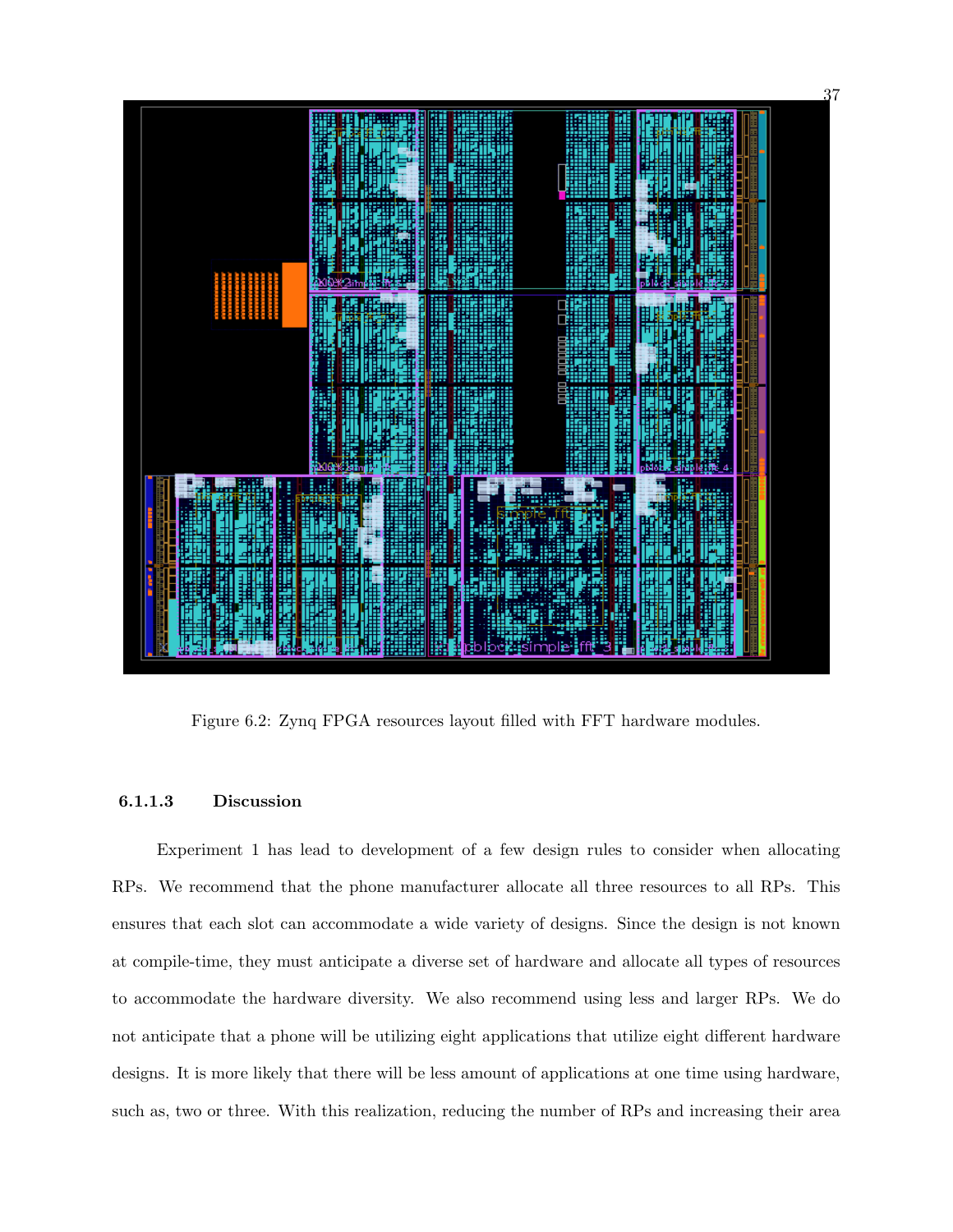Figure 6.2: Zynq FPGA resources layout filled with FFT hardware modules.

#### 6.1.1.3 Discussion

Experiment 1 has lead to development of a few design rules to consider when allocating RPs. We recommend that the phone manufacturer allocate all three resources to all RPs. This ensures that each slot can accommodate a wide variety of designs. Since the design is not known at compile-time, they must anticipate a diverse set of hardware and allocate all types of resources to accommodate the hardware diversity. We also recommend using less and larger RPs. We do not anticipate that a phone will be utilizing eight applications that utilize eight different hardware designs. It is more likely that there will be less amount of applications at one time using hardware, such as, two or three. With this realization, reducing the number of RPs and increasing their area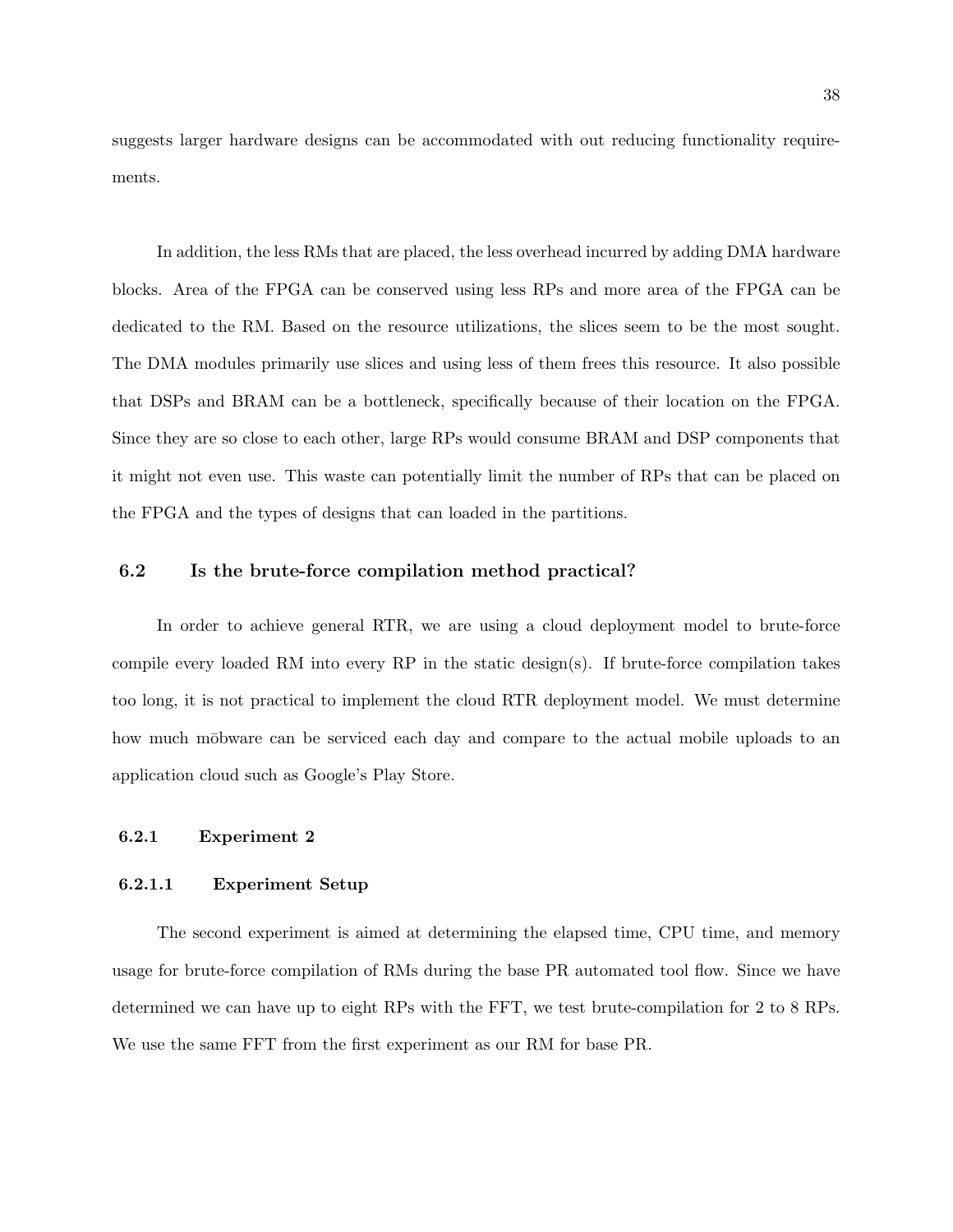suggests larger hardware designs can be accommodated with out reducing functionality requirements.

In addition, the less RMs that are placed, the less overhead incurred by adding DMA hardware blocks. Area of the FPGA can be conserved using less RPs and more area of the FPGA can be dedicated to the RM. Based on the resource utilizations, the slices seem to be the most sought. The DMA modules primarily use slices and using less of them frees this resource. It also possible that DSPs and BRAM can be a bottleneck, specifically because of their location on the FPGA. Since they are so close to each other, large RPs would consume BRAM and DSP components that it might not even use. This waste can potentially limit the number of RPs that can be placed on the FPGA and the types of designs that can loaded in the partitions.

## 6.2 Is the brute-force compilation method practical?

In order to achieve general RTR, we are using a cloud deployment model to brute-force compile every loaded RM into every RP in the static design(s). If brute-force compilation takes too long, it is not practical to implement the cloud RTR deployment model. We must determine how much mōbware can be serviced each day and compare to the actual mobile uploads to an application cloud such as Google's Play Store.

### 6.2.1 Experiment 2

#### 6.2.1.1 Experiment Setup

The second experiment is aimed at determining the elapsed time, CPU time, and memory usage for brute-force compilation of RMs during the base PR automated tool flow. Since we have determined we can have up to eight RPs with the FFT, we test brute-compilation for 2 to 8 RPs. We use the same FFT from the first experiment as our RM for base PR.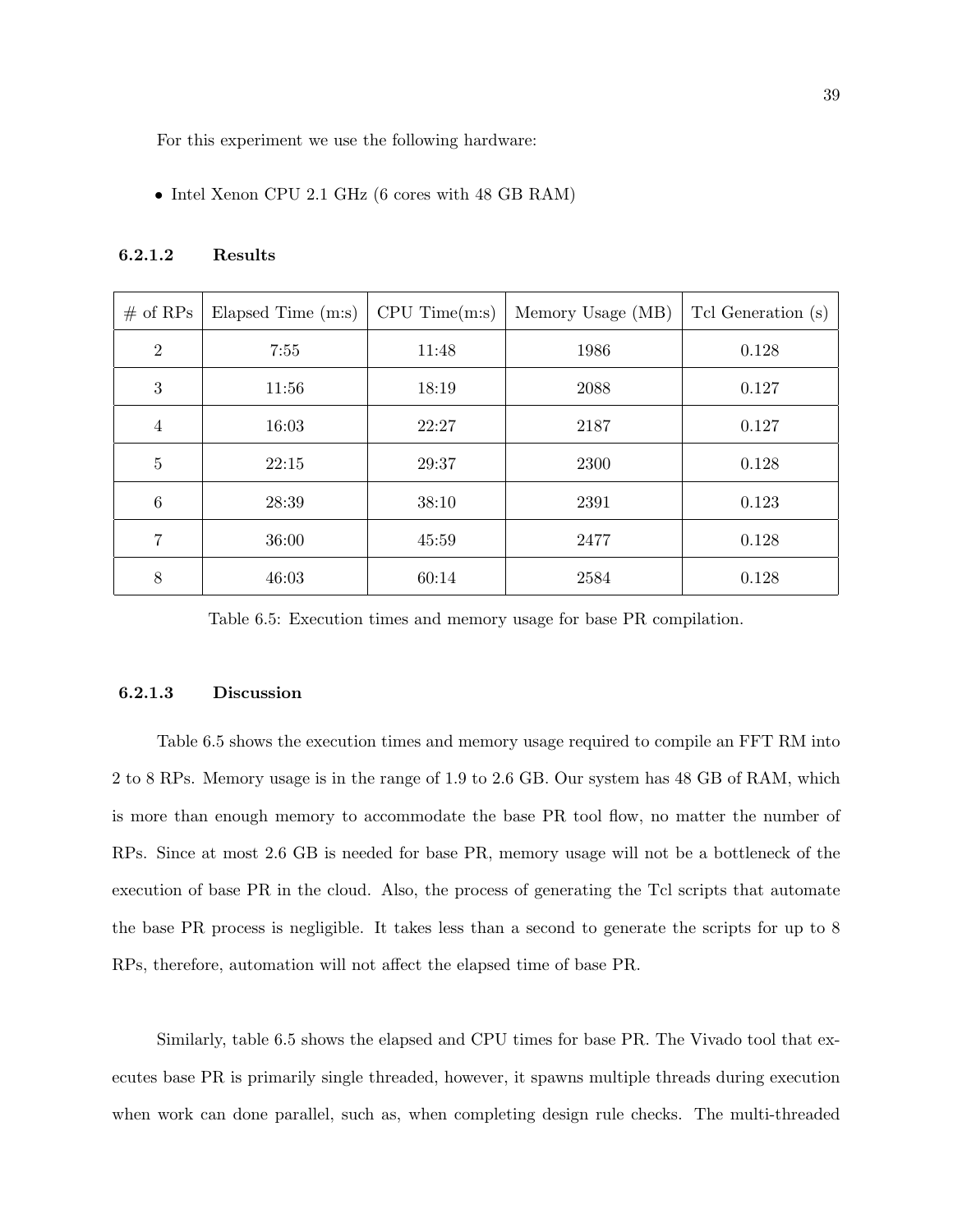For this experiment we use the following hardware:

- Intel Xenon CPU 2.1 GHz (6 cores with 48 GB RAM)

#### 6.2.1.2 Results

| # of RPs | Elapsed Time (m:s) | CPU Time(m:s) | Memory Usage (MB) | Tcl Generation (s) |
|---|---|---|---|---|
| 2 | 7:55 | 11:48 | 1986 | 0.128 |
| 3 | 11:56 | 18:19 | 2088 | 0.127 |
| 4 | 16:03 | 22:27 | 2187 | 0.127 |
| 5 | 22:15 | 29:37 | 2300 | 0.128 |
| 6 | 28:39 | 38:10 | 2391 | 0.123 |
| 7 | 36:00 | 45:59 | 2477 | 0.128 |
| 8 | 46:03 | 60:14 | 2584 | 0.128 |

Table 6.5: Execution times and memory usage for base PR compilation.

#### 6.2.1.3 Discussion

Table 6.5 shows the execution times and memory usage required to compile an FFT RM into 2 to 8 RPs. Memory usage is in the range of 1.9 to 2.6 GB. Our system has 48 GB of RAM, which is more than enough memory to accommodate the base PR tool flow, no matter the number of RPs. Since at most 2.6 GB is needed for base PR, memory usage will not be a bottleneck of the execution of base PR in the cloud. Also, the process of generating the Tcl scripts that automate the base PR process is negligible. It takes less than a second to generate the scripts for up to 8 RPs, therefore, automation will not affect the elapsed time of base PR.

Similarly, table 6.5 shows the elapsed and CPU times for base PR. The Vivado tool that executes base PR is primarily single threaded, however, it spawns multiple threads during execution when work can done parallel, such as, when completing design rule checks. The multi-threaded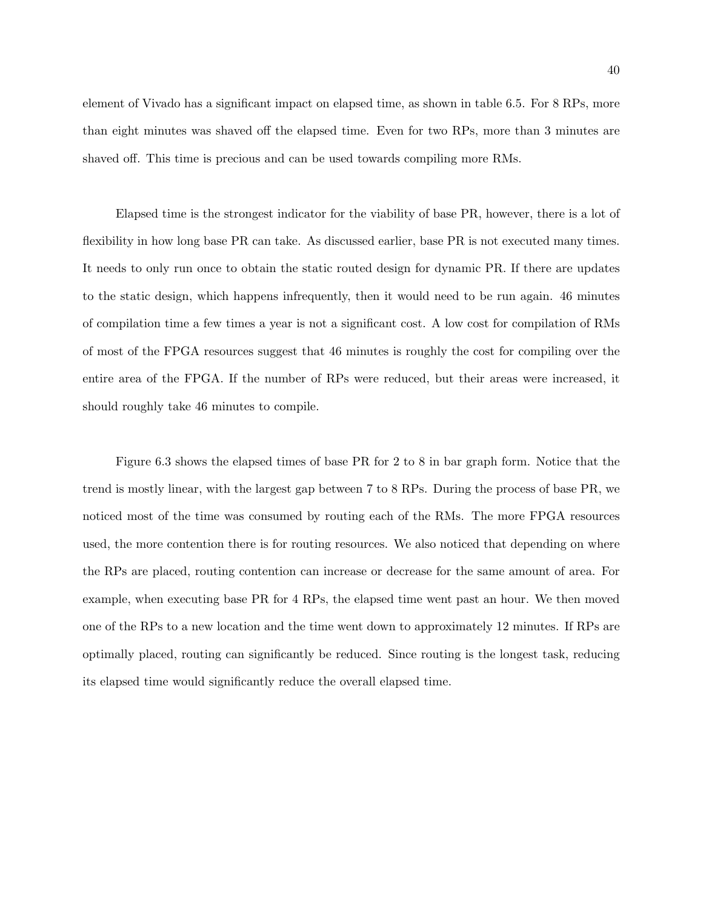element of Vivado has a significant impact on elapsed time, as shown in table 6.5. For 8 RPs, more than eight minutes was shaved off the elapsed time. Even for two RPs, more than 3 minutes are shaved off. This time is precious and can be used towards compiling more RMs.

Elapsed time is the strongest indicator for the viability of base PR, however, there is a lot of flexibility in how long base PR can take. As discussed earlier, base PR is not executed many times. It needs to only run once to obtain the static routed design for dynamic PR. If there are updates to the static design, which happens infrequently, then it would need to be run again. 46 minutes of compilation time a few times a year is not a significant cost. A low cost for compilation of RMs of most of the FPGA resources suggest that 46 minutes is roughly the cost for compiling over the entire area of the FPGA. If the number of RPs were reduced, but their areas were increased, it should roughly take 46 minutes to compile.

Figure 6.3 shows the elapsed times of base PR for 2 to 8 in bar graph form. Notice that the trend is mostly linear, with the largest gap between 7 to 8 RPs. During the process of base PR, we noticed most of the time was consumed by routing each of the RMs. The more FPGA resources used, the more contention there is for routing resources. We also noticed that depending on where the RPs are placed, routing contention can increase or decrease for the same amount of area. For example, when executing base PR for 4 RPs, the elapsed time went past an hour. We then moved one of the RPs to a new location and the time went down to approximately 12 minutes. If RPs are optimally placed, routing can significantly be reduced. Since routing is the longest task, reducing its elapsed time would significantly reduce the overall elapsed time.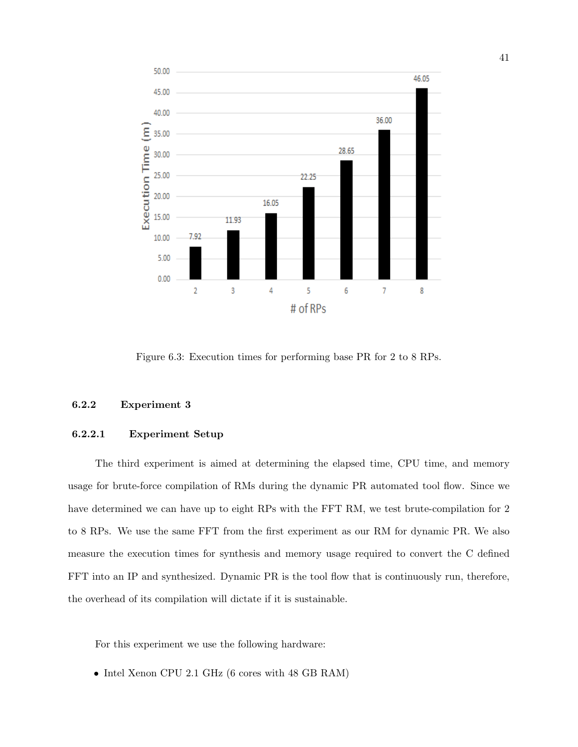50.00
45.00
40.00
35.00
30.00
25.00
20.00
15.00
10.00
5.00
0.00

Execution Time (m)

7.92
11.93
16.05
22.25
28.65
36.00
46.05

2
3
4
5
6
7
8

# of RPs

Figure 6.3: Execution times for performing base PR for 2 to 8 RPs.

### 6.2.2 Experiment 3

#### 6.2.2.1 Experiment Setup

The third experiment is aimed at determining the elapsed time, CPU time, and memory usage for brute-force compilation of RMs during the dynamic PR automated tool flow. Since we have determined we can have up to eight RPs with the FFT RM, we test brute-compilation for 2 to 8 RPs. We use the same FFT from the first experiment as our RM for dynamic PR. We also measure the execution times for synthesis and memory usage required to convert the C defined FFT into an IP and synthesized. Dynamic PR is the tool flow that is continuously run, therefore, the overhead of its compilation will dictate if it is sustainable.

For this experiment we use the following hardware:

- Intel Xenon CPU 2.1 GHz (6 cores with 48 GB RAM)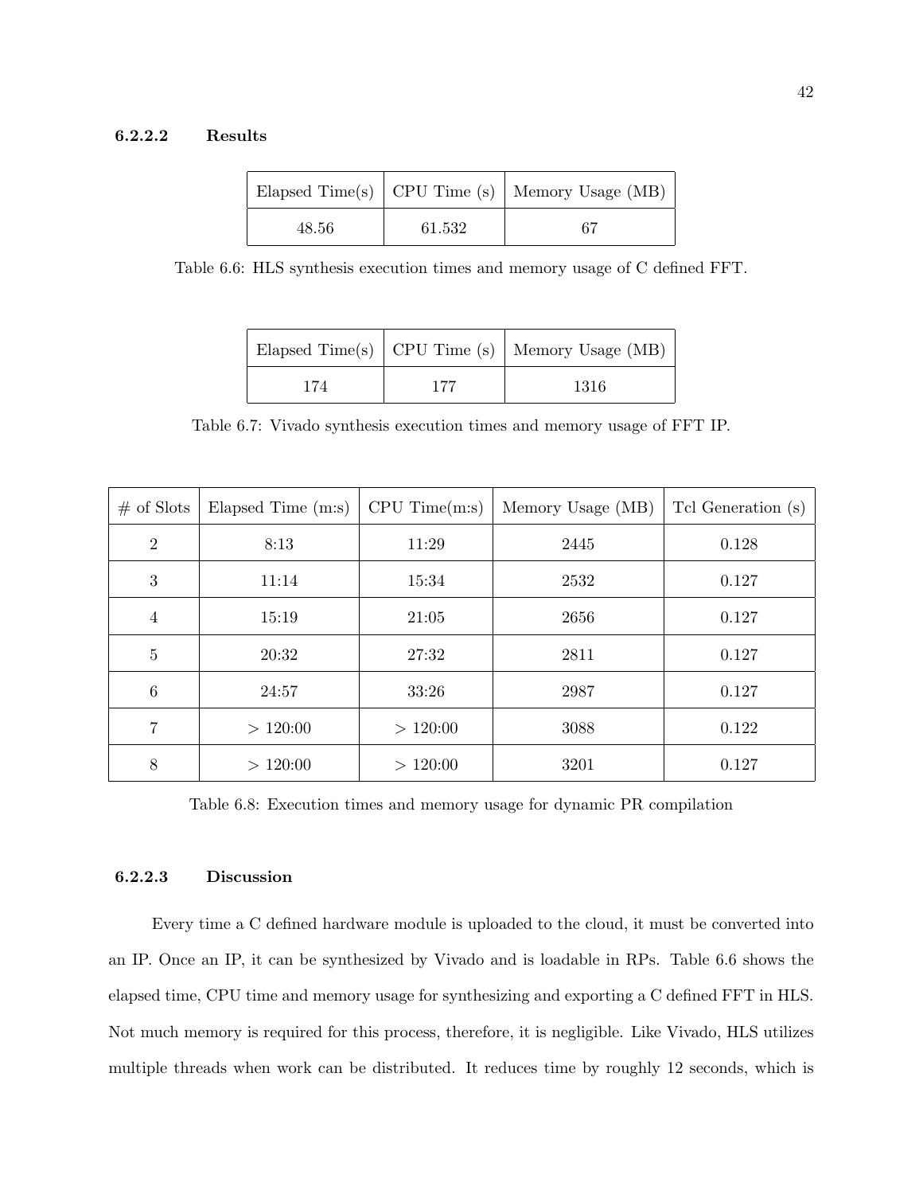#### 6.2.2.2 Results

| Elapsed Time(s) | CPU Time (s) | Memory Usage (MB) |
|---|---|---|
| 48.56 | 61.532 | 67 |

Table 6.6: HLS synthesis execution times and memory usage of C defined FFT.

| Elapsed Time(s) | CPU Time (s) | Memory Usage (MB) |
|---|---|---|
| 174 | 177 | 1316 |

Table 6.7: Vivado synthesis execution times and memory usage of FFT IP.

| # of Slots | Elapsed Time (m:s) | CPU Time(m:s) | Memory Usage (MB) | Tcl Generation (s) |
|---|---|---|---|---|
| 2 | 8:13 | 11:29 | 2445 | 0.128 |
| 3 | 11:14 | 15:34 | 2532 | 0.127 |
| 4 | 15:19 | 21:05 | 2656 | 0.127 |
| 5 | 20:32 | 27:32 | 2811 | 0.127 |
| 6 | 24:57 | 33:26 | 2987 | 0.127 |
| 7 | $>$ 120:00 | $>$ 120:00 | 3088 | 0.122 |
| 8 | $>$ 120:00 | $>$ 120:00 | 3201 | 0.127 |

Table 6.8: Execution times and memory usage for dynamic PR compilation

#### 6.2.2.3 Discussion

Every time a C defined hardware module is uploaded to the cloud, it must be converted into an IP. Once an IP, it can be synthesized by Vivado and is loadable in RPs. Table 6.6 shows the elapsed time, CPU time and memory usage for synthesizing and exporting a C defined FFT in HLS. Not much memory is required for this process, therefore, it is negligible. Like Vivado, HLS utilizes multiple threads when work can be distributed. It reduces time by roughly 12 seconds, which is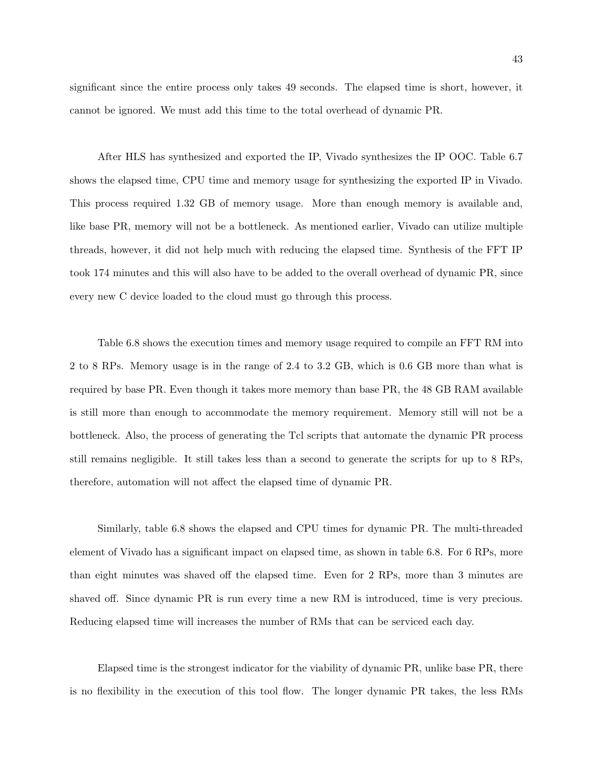significant since the entire process only takes 49 seconds. The elapsed time is short, however, it cannot be ignored. We must add this time to the total overhead of dynamic PR.

After HLS has synthesized and exported the IP, Vivado synthesizes the IP OOC. Table 6.7 shows the elapsed time, CPU time and memory usage for synthesizing the exported IP in Vivado. This process required 1.32 GB of memory usage. More than enough memory is available and, like base PR, memory will not be a bottleneck. As mentioned earlier, Vivado can utilize multiple threads, however, it did not help much with reducing the elapsed time. Synthesis of the FFT IP took 174 minutes and this will also have to be added to the overall overhead of dynamic PR, since every new C device loaded to the cloud must go through this process.

Table 6.8 shows the execution times and memory usage required to compile an FFT RM into 2 to 8 RPs. Memory usage is in the range of 2.4 to 3.2 GB, which is 0.6 GB more than what is required by base PR. Even though it takes more memory than base PR, the 48 GB RAM available is still more than enough to accommodate the memory requirement. Memory still will not be a bottleneck. Also, the process of generating the Tcl scripts that automate the dynamic PR process still remains negligible. It still takes less than a second to generate the scripts for up to 8 RPs, therefore, automation will not affect the elapsed time of dynamic PR.

Similarly, table 6.8 shows the elapsed and CPU times for dynamic PR. The multi-threaded element of Vivado has a significant impact on elapsed time, as shown in table 6.8. For 6 RPs, more than eight minutes was shaved off the elapsed time. Even for 2 RPs, more than 3 minutes are shaved off. Since dynamic PR is run every time a new RM is introduced, time is very precious. Reducing elapsed time will increases the number of RMs that can be serviced each day.

Elapsed time is the strongest indicator for the viability of dynamic PR, unlike base PR, there is no flexibility in the execution of this tool flow. The longer dynamic PR takes, the less RMs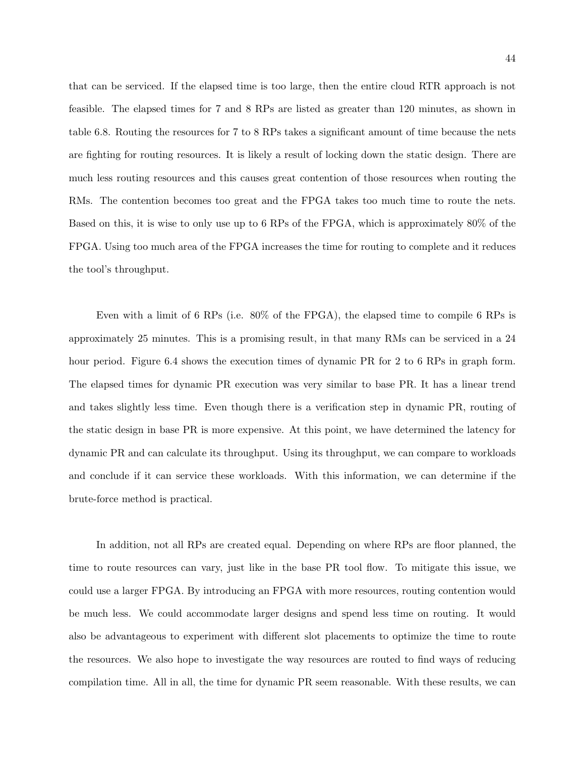that can be serviced. If the elapsed time is too large, then the entire cloud RTR approach is not feasible. The elapsed times for 7 and 8 RPs are listed as greater than 120 minutes, as shown in table 6.8. Routing the resources for 7 to 8 RPs takes a significant amount of time because the nets are fighting for routing resources. It is likely a result of locking down the static design. There are much less routing resources and this causes great contention of those resources when routing the RMs. The contention becomes too great and the FPGA takes too much time to route the nets. Based on this, it is wise to only use up to 6 RPs of the FPGA, which is approximately 80% of the FPGA. Using too much area of the FPGA increases the time for routing to complete and it reduces the tool's throughput.

Even with a limit of 6 RPs (i.e. 80% of the FPGA), the elapsed time to compile 6 RPs is approximately 25 minutes. This is a promising result, in that many RMs can be serviced in a 24 hour period. Figure 6.4 shows the execution times of dynamic PR for 2 to 6 RPs in graph form. The elapsed times for dynamic PR execution was very similar to base PR. It has a linear trend and takes slightly less time. Even though there is a verification step in dynamic PR, routing of the static design in base PR is more expensive. At this point, we have determined the latency for dynamic PR and can calculate its throughput. Using its throughput, we can compare to workloads and conclude if it can service these workloads. With this information, we can determine if the brute-force method is practical.

In addition, not all RPs are created equal. Depending on where RPs are floor planned, the time to route resources can vary, just like in the base PR tool flow. To mitigate this issue, we could use a larger FPGA. By introducing an FPGA with more resources, routing contention would be much less. We could accommodate larger designs and spend less time on routing. It would also be advantageous to experiment with different slot placements to optimize the time to route the resources. We also hope to investigate the way resources are routed to find ways of reducing compilation time. All in all, the time for dynamic PR seem reasonable. With these results, we can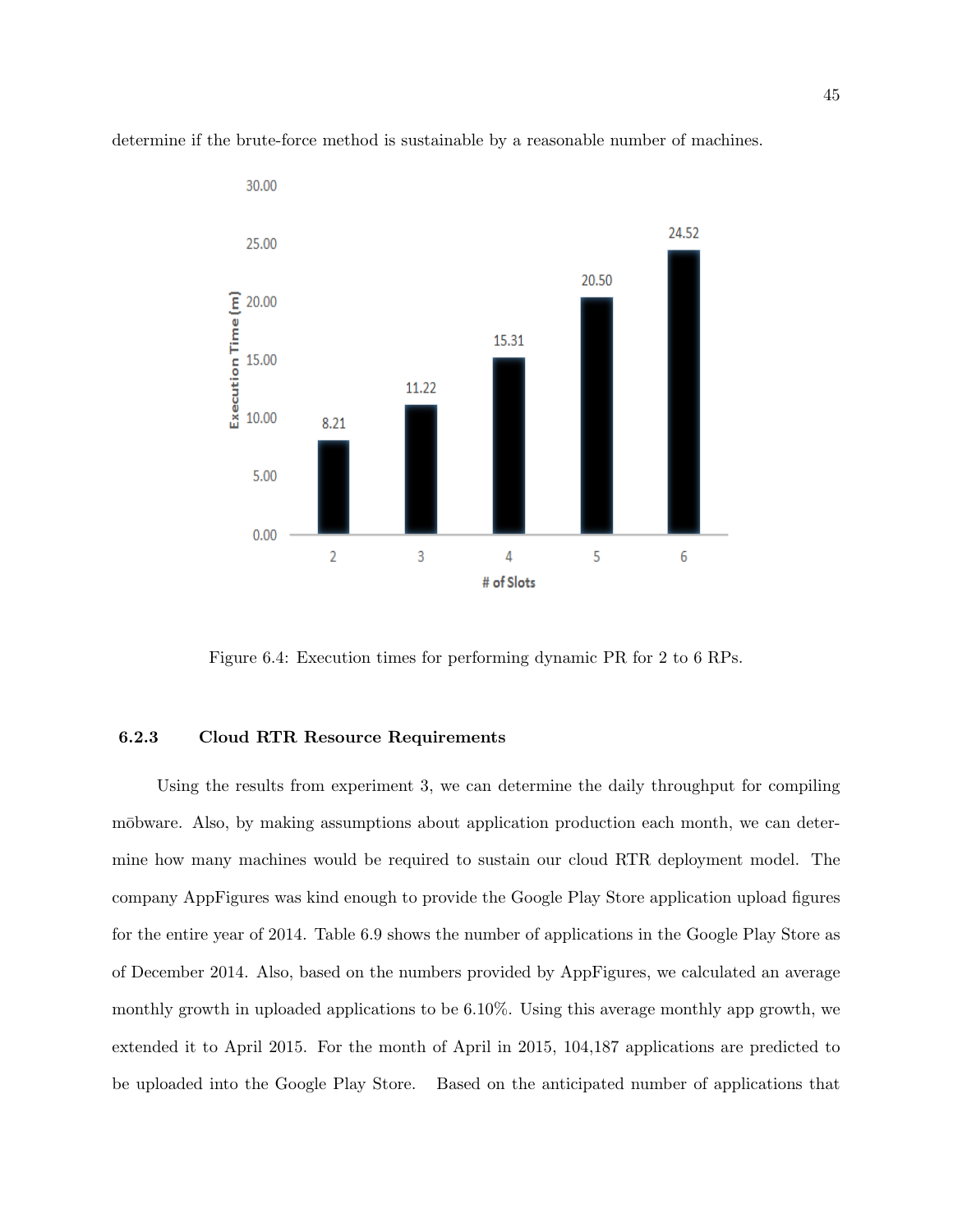determine if the brute-force method is sustainable by a reasonable number of machines.

30.00
25.00
20.00
15.00
10.00
5.00
0.00

Execution Time (m)

8.21
11.22
15.31
20.50
24.52

2
3
4
5
6

# of Slots

Figure 6.4: Execution times for performing dynamic PR for 2 to 6 RPs.

### 6.2.3 Cloud RTR Resource Requirements

Using the results from experiment 3, we can determine the daily throughput for compiling mōbware. Also, by making assumptions about application production each month, we can determine how many machines would be required to sustain our cloud RTR deployment model. The company AppFigures was kind enough to provide the Google Play Store application upload figures for the entire year of 2014. Table 6.9 shows the number of applications in the Google Play Store as of December 2014. Also, based on the numbers provided by AppFigures, we calculated an average monthly growth in uploaded applications to be 6.10%. Using this average monthly app growth, we extended it to April 2015. For the month of April in 2015, 104,187 applications are predicted to be uploaded into the Google Play Store. Based on the anticipated number of applications that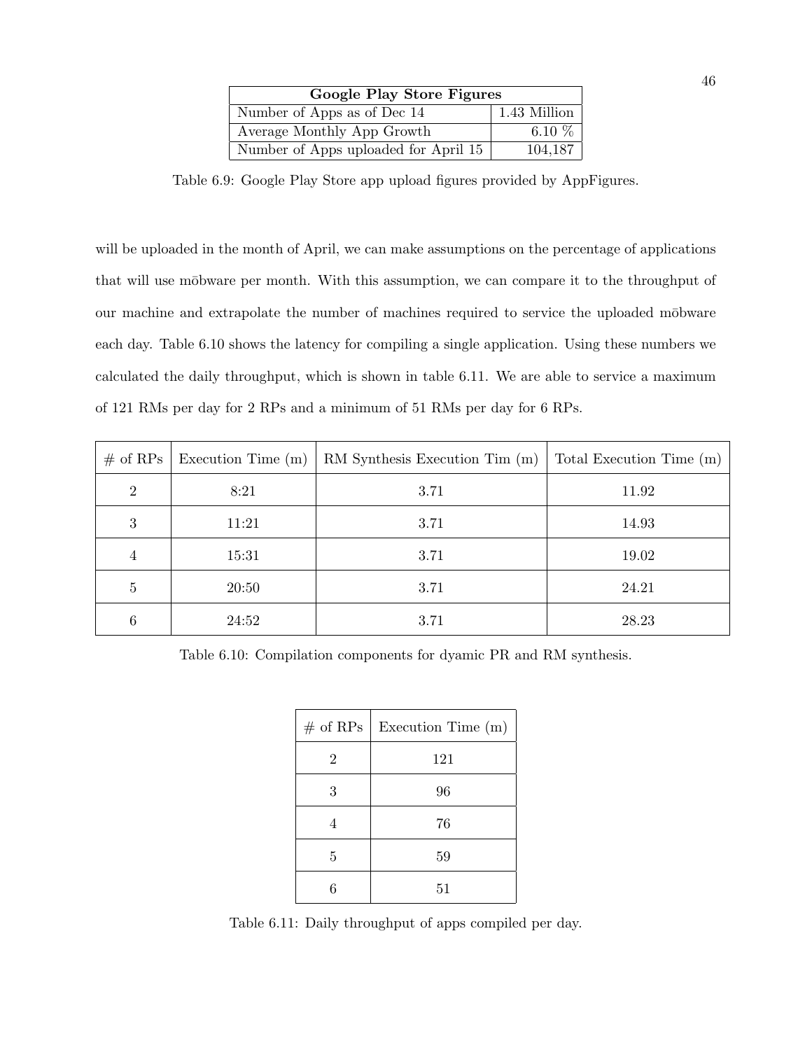| Google Play Store Figures | |
|---|---|
| Number of Apps as of Dec 14 | 1.43 Million |
| Average Monthly App Growth | 6.10 % |
| Number of Apps uploaded for April 15 | 104,187 |

Table 6.9: Google Play Store app upload figures provided by AppFigures.

will be uploaded in the month of April, we can make assumptions on the percentage of applications that will use mōbware per month. With this assumption, we can compare it to the throughput of our machine and extrapolate the number of machines required to service the uploaded mōbware each day. Table 6.10 shows the latency for compiling a single application. Using these numbers we calculated the daily throughput, which is shown in table 6.11. We are able to service a maximum of 121 RMs per day for 2 RPs and a minimum of 51 RMs per day for 6 RPs.

| # of RPs | Execution Time (m) | RM Synthesis Execution Tim (m) | Total Execution Time (m) |
|---|---|---|---|
| 2 | 8:21 | 3.71 | 11.92 |
| 3 | 11:21 | 3.71 | 14.93 |
| 4 | 15:31 | 3.71 | 19.02 |
| 5 | 20:50 | 3.71 | 24.21 |
| 6 | 24:52 | 3.71 | 28.23 |

Table 6.10: Compilation components for dyamic PR and RM synthesis.

| # of RPs | Execution Time (m) |
|---|---|
| 2 | 121 |
| 3 | 96 |
| 4 | 76 |
| 5 | 59 |
| 6 | 51 |

Table 6.11: Daily throughput of apps compiled per day.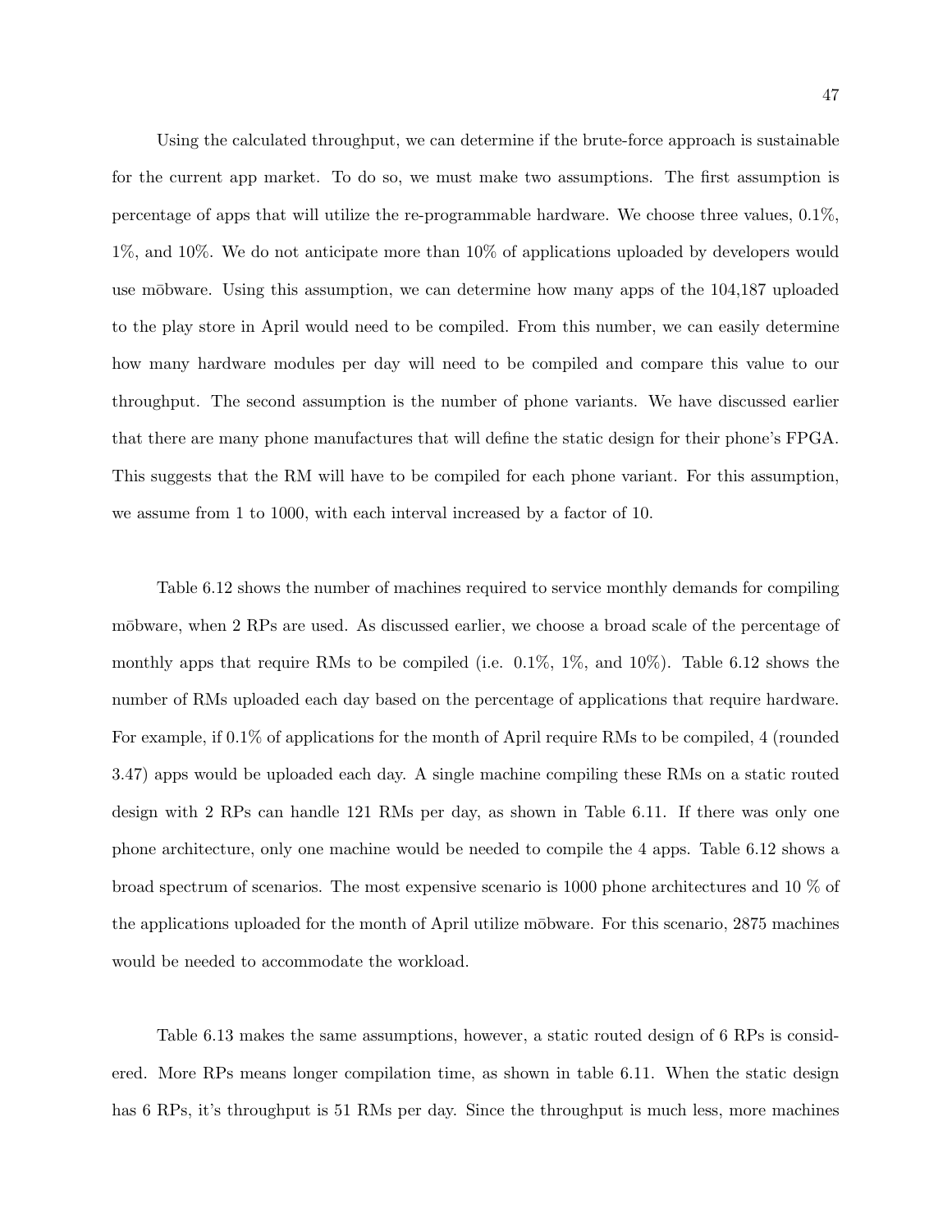Using the calculated throughput, we can determine if the brute-force approach is sustainable for the current app market. To do so, we must make two assumptions. The first assumption is percentage of apps that will utilize the re-programmable hardware. We choose three values, 0.1%, 1%, and 10%. We do not anticipate more than 10% of applications uploaded by developers would use mōbware. Using this assumption, we can determine how many apps of the 104,187 uploaded to the play store in April would need to be compiled. From this number, we can easily determine how many hardware modules per day will need to be compiled and compare this value to our throughput. The second assumption is the number of phone variants. We have discussed earlier that there are many phone manufactures that will define the static design for their phone's FPGA. This suggests that the RM will have to be compiled for each phone variant. For this assumption, we assume from 1 to 1000, with each interval increased by a factor of 10.

Table 6.12 shows the number of machines required to service monthly demands for compiling mōbware, when 2 RPs are used. As discussed earlier, we choose a broad scale of the percentage of monthly apps that require RMs to be compiled (i.e. 0.1%, 1%, and 10%). Table 6.12 shows the number of RMs uploaded each day based on the percentage of applications that require hardware. For example, if 0.1% of applications for the month of April require RMs to be compiled, 4 (rounded 3.47) apps would be uploaded each day. A single machine compiling these RMs on a static routed design with 2 RPs can handle 121 RMs per day, as shown in Table 6.11. If there was only one phone architecture, only one machine would be needed to compile the 4 apps. Table 6.12 shows a broad spectrum of scenarios. The most expensive scenario is 1000 phone architectures and 10 % of the applications uploaded for the month of April utilize mōbware. For this scenario, 2875 machines would be needed to accommodate the workload.

Table 6.13 makes the same assumptions, however, a static routed design of 6 RPs is considered. More RPs means longer compilation time, as shown in table 6.11. When the static design has 6 RPs, it's throughput is 51 RMs per day. Since the throughput is much less, more machines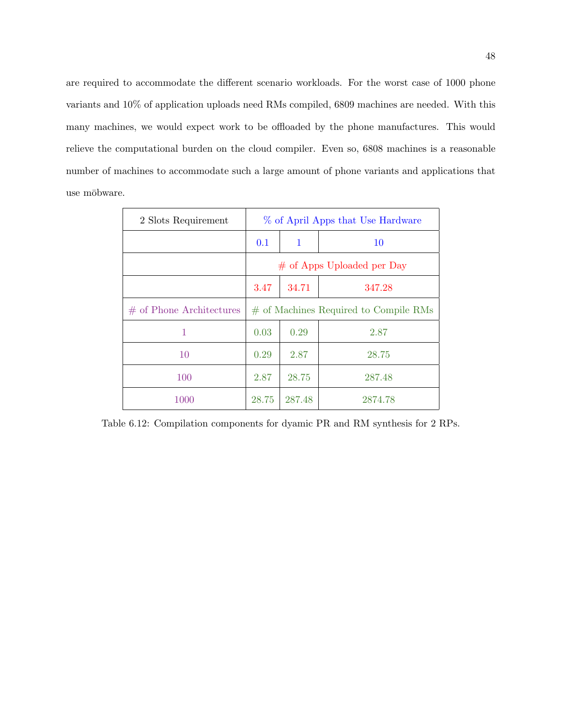are required to accommodate the different scenario workloads. For the worst case of 1000 phone variants and 10% of application uploads need RMs compiled, 6809 machines are needed. With this many machines, we would expect work to be offloaded by the phone manufactures. This would relieve the computational burden on the cloud compiler. Even so, 6808 machines is a reasonable number of machines to accommodate such a large amount of phone variants and applications that use mōbware.

| 2 Slots Requirement | % of April Apps that Use Hardware | | |
|---|---|---|---|
| | 0.1 | 1 | 10 |
| | # of Apps Uploaded per Day | | |
| | 3.47 | 34.71 | 347.28 |
| # of Phone Architectures | # of Machines Required to Compile RMs | | |
| 1 | 0.03 | 0.29 | 2.87 |
| 10 | 0.29 | 2.87 | 28.75 |
| 100 | 2.87 | 28.75 | 287.48 |
| 1000 | 28.75 | 287.48 | 2874.78 |

Table 6.12: Compilation components for dyamic PR and RM synthesis for 2 RPs.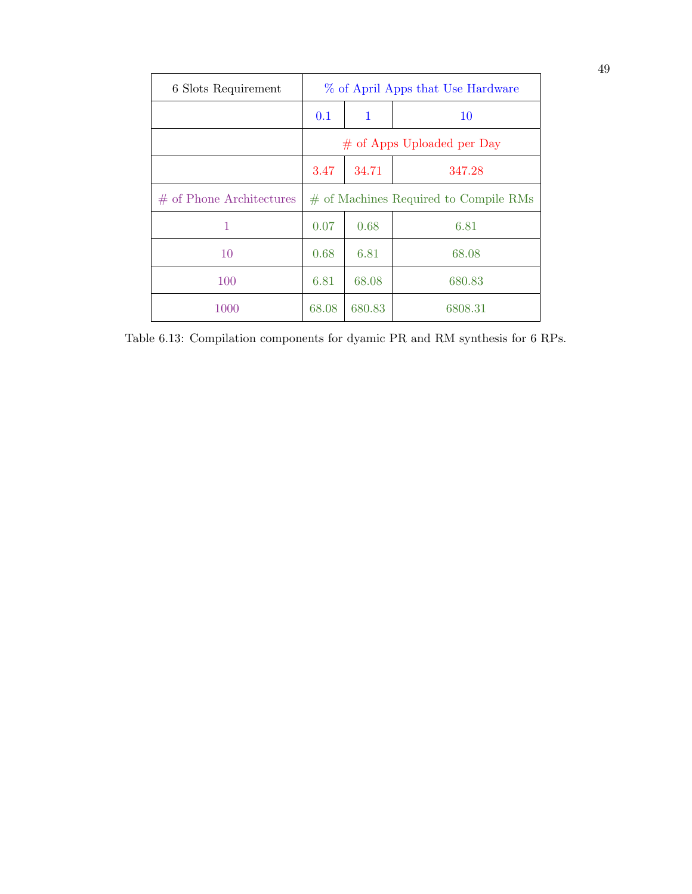| 6 Slots Requirement | % of April Apps that Use Hardware | | |
|---|---|---|---|
| | 0.1 | 1 | 10 |
| | # of Apps Uploaded per Day | | |
| | 3.47 | 34.71 | 347.28 |
| # of Phone Architectures | # of Machines Required to Compile RMs | | |
| 1 | 0.07 | 0.68 | 6.81 |
| 10 | 0.68 | 6.81 | 68.08 |
| 100 | 6.81 | 68.08 | 680.83 |
| 1000 | 68.08 | 680.83 | 6808.31 |

Table 6.13: Compilation components for dyamic PR and RM synthesis for 6 RPs.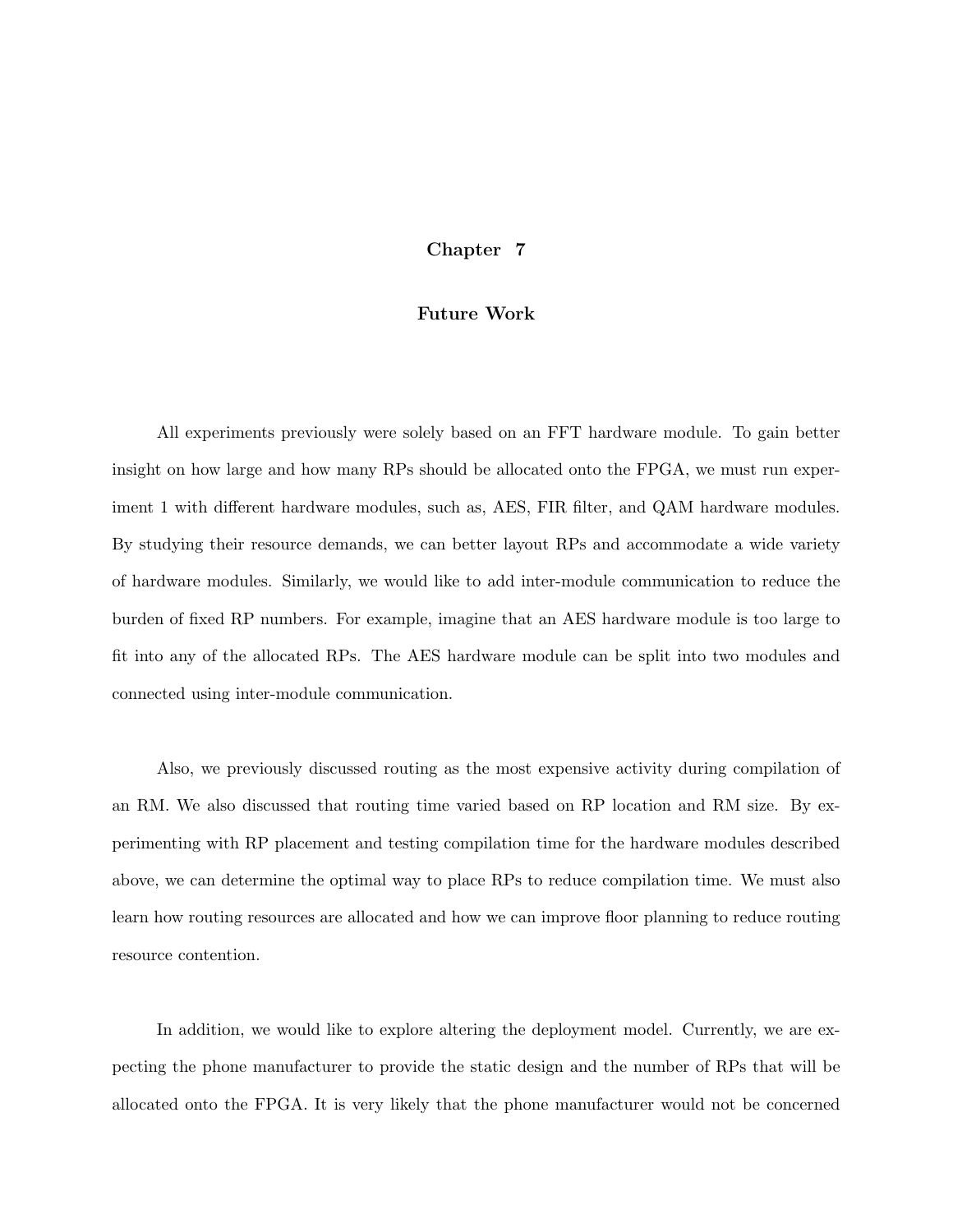# Chapter 7

## Future Work

All experiments previously were solely based on an FFT hardware module. To gain better insight on how large and how many RPs should be allocated onto the FPGA, we must run experiment 1 with different hardware modules, such as, AES, FIR filter, and QAM hardware modules. By studying their resource demands, we can better layout RPs and accommodate a wide variety of hardware modules. Similarly, we would like to add inter-module communication to reduce the burden of fixed RP numbers. For example, imagine that an AES hardware module is too large to fit into any of the allocated RPs. The AES hardware module can be split into two modules and connected using inter-module communication.

Also, we previously discussed routing as the most expensive activity during compilation of an RM. We also discussed that routing time varied based on RP location and RM size. By experimenting with RP placement and testing compilation time for the hardware modules described above, we can determine the optimal way to place RPs to reduce compilation time. We must also learn how routing resources are allocated and how we can improve floor planning to reduce routing resource contention.

In addition, we would like to explore altering the deployment model. Currently, we are expecting the phone manufacturer to provide the static design and the number of RPs that will be allocated onto the FPGA. It is very likely that the phone manufacturer would not be concerned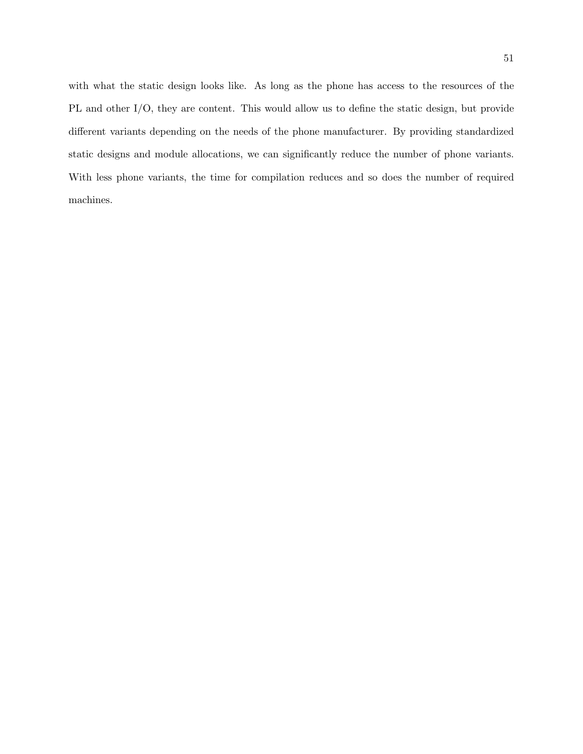with what the static design looks like. As long as the phone has access to the resources of the PL and other I/O, they are content. This would allow us to define the static design, but provide different variants depending on the needs of the phone manufacturer. By providing standardized static designs and module allocations, we can significantly reduce the number of phone variants. With less phone variants, the time for compilation reduces and so does the number of required machines.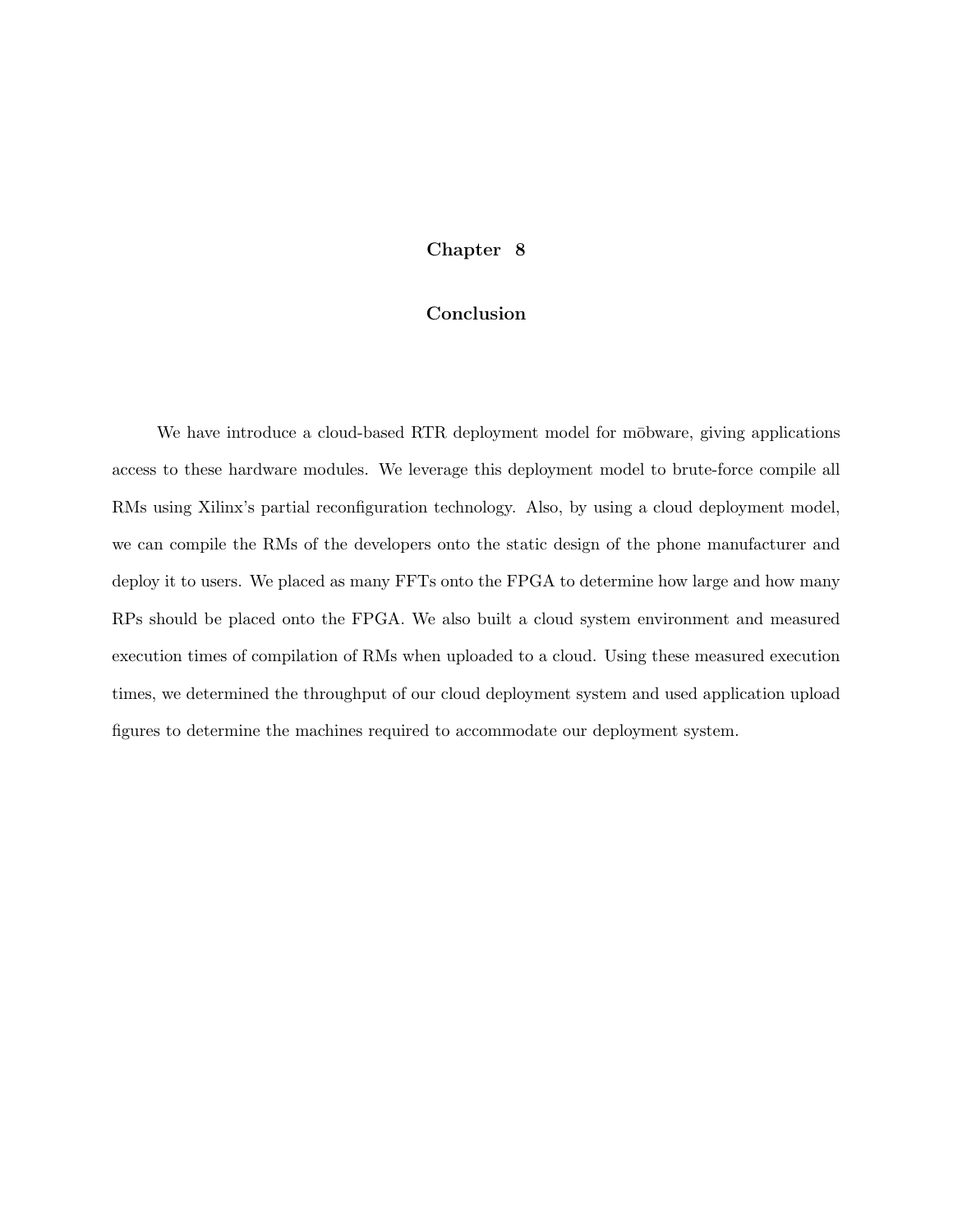# Chapter 8

## Conclusion

We have introduce a cloud-based RTR deployment model for mōbware, giving applications access to these hardware modules. We leverage this deployment model to brute-force compile all RMs using Xilinx's partial reconfiguration technology. Also, by using a cloud deployment model, we can compile the RMs of the developers onto the static design of the phone manufacturer and deploy it to users. We placed as many FFTs onto the FPGA to determine how large and how many RPs should be placed onto the FPGA. We also built a cloud system environment and measured execution times of compilation of RMs when uploaded to a cloud. Using these measured execution times, we determined the throughput of our cloud deployment system and used application upload figures to determine the machines required to accommodate our deployment system.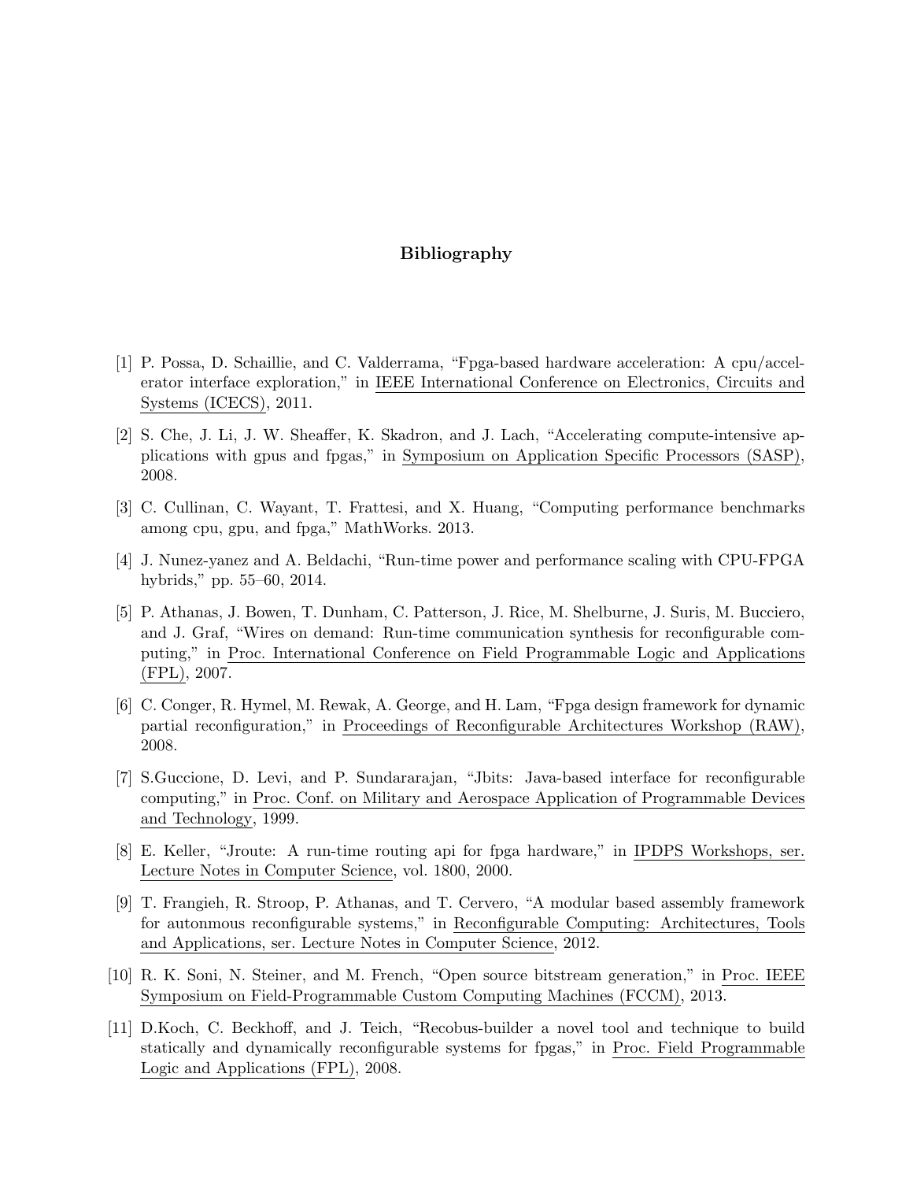# Bibliography

[1] P. Possa, D. Schaillie, and C. Valderrama, "Fpga-based hardware acceleration: A cpu/accelerator interface exploration," in IEEE International Conference on Electronics, Circuits and Systems (ICECS), 2011.

[2] S. Che, J. Li, J. W. Sheaffer, K. Skadron, and J. Lach, "Accelerating compute-intensive applications with gpus and fpgas," in Symposium on Application Specific Processors (SASP), 2008.

[3] C. Cullinan, C. Wayant, T. Frattesi, and X. Huang, "Computing performance benchmarks among cpu, gpu, and fpga," MathWorks. 2013.

[4] J. Nunez-yanez and A. Beldachi, "Run-time power and performance scaling with CPU-FPGA hybrids," pp. 55–60, 2014.

[5] P. Athanas, J. Bowen, T. Dunham, C. Patterson, J. Rice, M. Shelburne, J. Suris, M. Bucciero, and J. Graf, "Wires on demand: Run-time communication synthesis for reconfigurable computing," in Proc. International Conference on Field Programmable Logic and Applications (FPL), 2007.

[6] C. Conger, R. Hymel, M. Rewak, A. George, and H. Lam, "Fpga design framework for dynamic partial reconfiguration," in Proceedings of Reconfigurable Architectures Workshop (RAW), 2008.

[7] S.Guccione, D. Levi, and P. Sundararajan, "Jbits: Java-based interface for reconfigurable computing," in Proc. Conf. on Military and Aerospace Application of Programmable Devices and Technology, 1999.

[8] E. Keller, "Jroute: A run-time routing api for fpga hardware," in IPDPS Workshops, ser. Lecture Notes in Computer Science, vol. 1800, 2000.

[9] T. Frangieh, R. Stroop, P. Athanas, and T. Cervero, "A modular based assembly framework for autonmous reconfigurable systems," in Reconfigurable Computing: Architectures, Tools and Applications, ser. Lecture Notes in Computer Science, 2012.

[10] R. K. Soni, N. Steiner, and M. French, "Open source bitstream generation," in Proc. IEEE Symposium on Field-Programmable Custom Computing Machines (FCCM), 2013.

[11] D.Koch, C. Beckhoff, and J. Teich, "Recobus-builder a novel tool and technique to build statically and dynamically reconfigurable systems for fpgas," in Proc. Field Programmable Logic and Applications (FPL), 2008.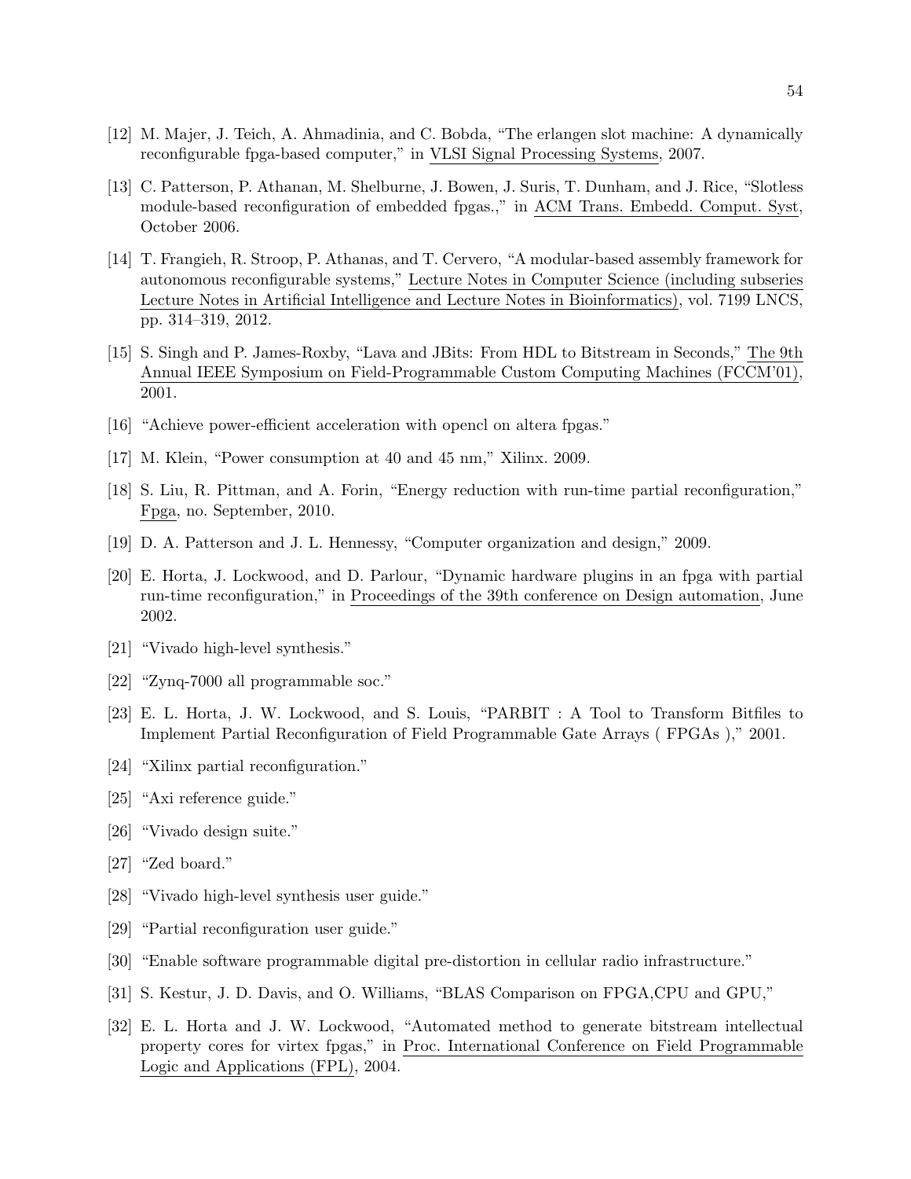[12] M. Majer, J. Teich, A. Ahmadinia, and C. Bobda, "The erlangen slot machine: A dynamically reconfigurable fpga-based computer," in VLSI Signal Processing Systems, 2007.

[13] C. Patterson, P. Athanan, M. Shelburne, J. Bowen, J. Suris, T. Dunham, and J. Rice, "Slotless module-based reconfiguration of embedded fpgas.," in ACM Trans. Embedd. Comput. Syst, October 2006.

[14] T. Frangieh, R. Stroop, P. Athanas, and T. Cervero, "A modular-based assembly framework for autonomous reconfigurable systems," Lecture Notes in Computer Science (including subseries Lecture Notes in Artificial Intelligence and Lecture Notes in Bioinformatics), vol. 7199 LNCS, pp. 314–319, 2012.

[15] S. Singh and P. James-Roxby, "Lava and JBits: From HDL to Bitstream in Seconds," The 9th Annual IEEE Symposium on Field-Programmable Custom Computing Machines (FCCM'01), 2001.

[16] "Achieve power-efficient acceleration with opencl on altera fpgas."

[17] M. Klein, "Power consumption at 40 and 45 nm," Xilinx. 2009.

[18] S. Liu, R. Pittman, and A. Forin, "Energy reduction with run-time partial reconfiguration," Fpga, no. September, 2010.

[19] D. A. Patterson and J. L. Hennessy, "Computer organization and design," 2009.

[20] E. Horta, J. Lockwood, and D. Parlour, "Dynamic hardware plugins in an fpga with partial run-time reconfiguration," in Proceedings of the 39th conference on Design automation, June 2002.

[21] "Vivado high-level synthesis."

[22] "Zynq-7000 all programmable soc."

[23] E. L. Horta, J. W. Lockwood, and S. Louis, "PARBIT : A Tool to Transform Bitfiles to Implement Partial Reconfiguration of Field Programmable Gate Arrays ( FPGAs )," 2001.

[24] "Xilinx partial reconfiguration."

[25] "Axi reference guide."

[26] "Vivado design suite."

[27] "Zed board."

[28] "Vivado high-level synthesis user guide."

[29] "Partial reconfiguration user guide."

[30] "Enable software programmable digital pre-distortion in cellular radio infrastructure."

[31] S. Kestur, J. D. Davis, and O. Williams, "BLAS Comparison on FPGA,CPU and GPU,"

[32] E. L. Horta and J. W. Lockwood, "Automated method to generate bitstream intellectual property cores for virtex fpgas," in Proc. International Conference on Field Programmable Logic and Applications (FPL), 2004.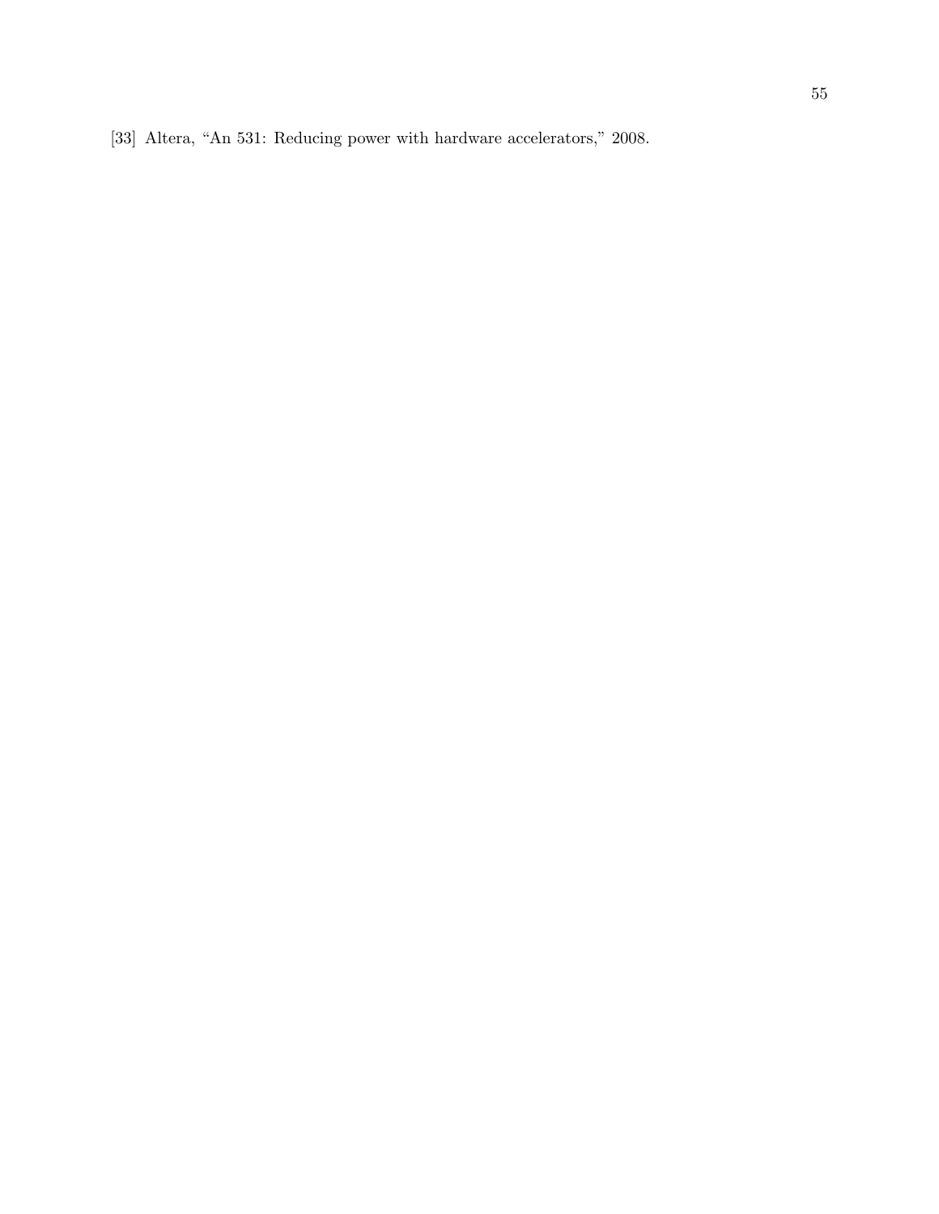[33] Altera, "An 531: Reducing power with hardware accelerators," 2008.